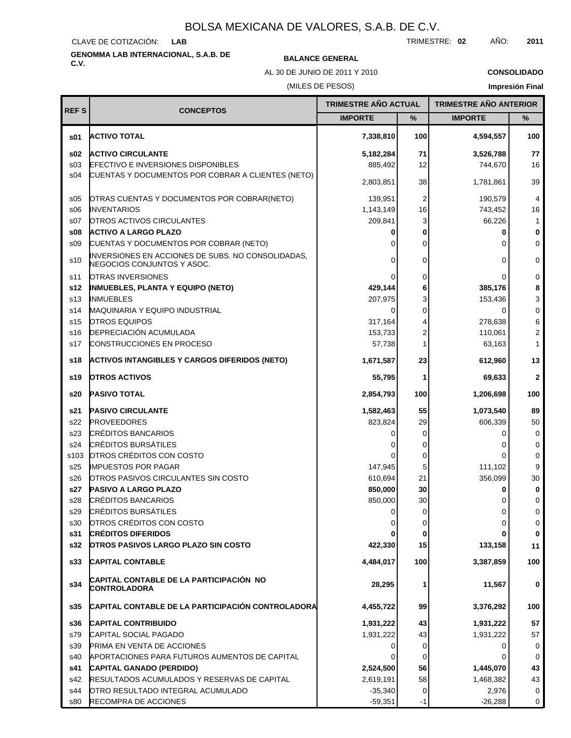# BOLSA MEXICANA DE VALORES, S.A.B. DE C.V.

CLAVE DE COTIZACIÓN: **LAB** TRIMESTRE: **02** AÑO: **2011**

**GENOMMA LAB INTERNACIONAL, S.A.B. DE C.V.**

**BALANCE GENERAL**

AL 30 DE JUNIO DE 2011 Y 2010

**CONSOLIDADO**

(MILES DE PESOS)

**Impresión Final**

| REF S | CONCEPTOS | TRIMESTRE AÑO ACTUAL | | TRIMESTRE AÑO ANTERIOR | |
|---|---|---|---|---|---|
| | | IMPORTE | % | IMPORTE | % |
| **s01** | **ACTIVO TOTAL** | **7,338,810** | **100** | **4,594,557** | **100** |
| **s02** | **ACTIVO CIRCULANTE** | **5,182,284** | **71** | **3,526,788** | **77** |
| s03 | EFECTIVO E INVERSIONES DISPONIBLES | 885,492 | 12 | 744,670 | 16 |
| s04 | CUENTAS Y DOCUMENTOS POR COBRAR A CLIENTES (NETO) | 2,803,851 | 38 | 1,781,861 | 39 |
| s05 | OTRAS CUENTAS Y DOCUMENTOS POR COBRAR(NETO) | 139,951 | 2 | 190,579 | 4 |
| s06 | INVENTARIOS | 1,143,149 | 16 | 743,452 | 16 |
| s07 | OTROS ACTIVOS CIRCULANTES | 209,841 | 3 | 66,226 | 1 |
| **s08** | **ACTIVO A LARGO PLAZO** | **0** | **0** | **0** | **0** |
| s09 | CUENTAS Y DOCUMENTOS POR COBRAR (NETO) | 0 | 0 | 0 | 0 |
| s10 | INVERSIONES EN ACCIONES DE SUBS. NO CONSOLIDADAS, NEGOCIOS CONJUNTOS Y ASOC. | 0 | 0 | 0 | 0 |
| s11 | OTRAS INVERSIONES | 0 | 0 | 0 | 0 |
| **s12** | **INMUEBLES, PLANTA Y EQUIPO (NETO)** | **429,144** | **6** | **385,176** | **8** |
| s13 | INMUEBLES | 207,975 | 3 | 153,436 | 3 |
| s14 | MAQUINARIA Y EQUIPO INDUSTRIAL | 0 | 0 | 0 | 0 |
| s15 | OTROS EQUIPOS | 317,164 | 4 | 278,638 | 6 |
| s16 | DEPRECIACIÓN ACUMULADA | 153,733 | 2 | 110,061 | 2 |
| s17 | CONSTRUCCIONES EN PROCESO | 57,738 | 1 | 63,163 | 1 |
| **s18** | **ACTIVOS INTANGIBLES Y CARGOS DIFERIDOS (NETO)** | **1,671,587** | **23** | **612,960** | **13** |
| **s19** | **OTROS ACTIVOS** | **55,795** | **1** | **69,633** | **2** |
| **s20** | **PASIVO TOTAL** | **2,854,793** | **100** | **1,206,698** | **100** |
| **s21** | **PASIVO CIRCULANTE** | **1,582,463** | **55** | **1,073,540** | **89** |
| s22 | PROVEEDORES | 823,824 | 29 | 606,339 | 50 |
| s23 | CRÉDITOS BANCARIOS | 0 | 0 | 0 | 0 |
| s24 | CRÉDITOS BURSÁTILES | 0 | 0 | 0 | 0 |
| s103 | OTROS CRÉDITOS CON COSTO | 0 | 0 | 0 | 0 |
| s25 | IMPUESTOS POR PAGAR | 147,945 | 5 | 111,102 | 9 |
| s26 | OTROS PASIVOS CIRCULANTES SIN COSTO | 610,694 | 21 | 356,099 | 30 |
| **s27** | **PASIVO A LARGO PLAZO** | **850,000** | **30** | **0** | **0** |
| s28 | CRÉDITOS BANCARIOS | 850,000 | 30 | 0 | 0 |
| s29 | CRÉDITOS BURSÁTILES | 0 | 0 | 0 | 0 |
| s30 | OTROS CRÉDITOS CON COSTO | 0 | 0 | 0 | 0 |
| **s31** | **CRÉDITOS DIFERIDOS** | **0** | **0** | **0** | **0** |
| **s32** | **OTROS PASIVOS LARGO PLAZO SIN COSTO** | **422,330** | **15** | **133,158** | **11** |
| **s33** | **CAPITAL CONTABLE** | **4,484,017** | **100** | **3,387,859** | **100** |
| **s34** | **CAPITAL CONTABLE DE LA PARTICIPACIÓN NO CONTROLADORA** | **28,295** | **1** | **11,567** | **0** |
| **s35** | **CAPITAL CONTABLE DE LA PARTICIPACIÓN CONTROLADORA** | **4,455,722** | **99** | **3,376,292** | **100** |
| **s36** | **CAPITAL CONTRIBUIDO** | **1,931,222** | **43** | **1,931,222** | **57** |
| s79 | CAPITAL SOCIAL PAGADO | 1,931,222 | 43 | 1,931,222 | 57 |
| s39 | PRIMA EN VENTA DE ACCIONES | 0 | 0 | 0 | 0 |
| s40 | APORTACIONES PARA FUTUROS AUMENTOS DE CAPITAL | 0 | 0 | 0 | 0 |
| **s41** | **CAPITAL GANADO (PERDIDO)** | **2,524,500** | **56** | **1,445,070** | **43** |
| s42 | RESULTADOS ACUMULADOS Y RESERVAS DE CAPITAL | 2,619,191 | 58 | 1,468,382 | 43 |
| s44 | OTRO RESULTADO INTEGRAL ACUMULADO | -35,340 | 0 | 2,976 | 0 |
| s80 | RECOMPRA DE ACCIONES | -59,351 | -1 | -26,288 | 0 |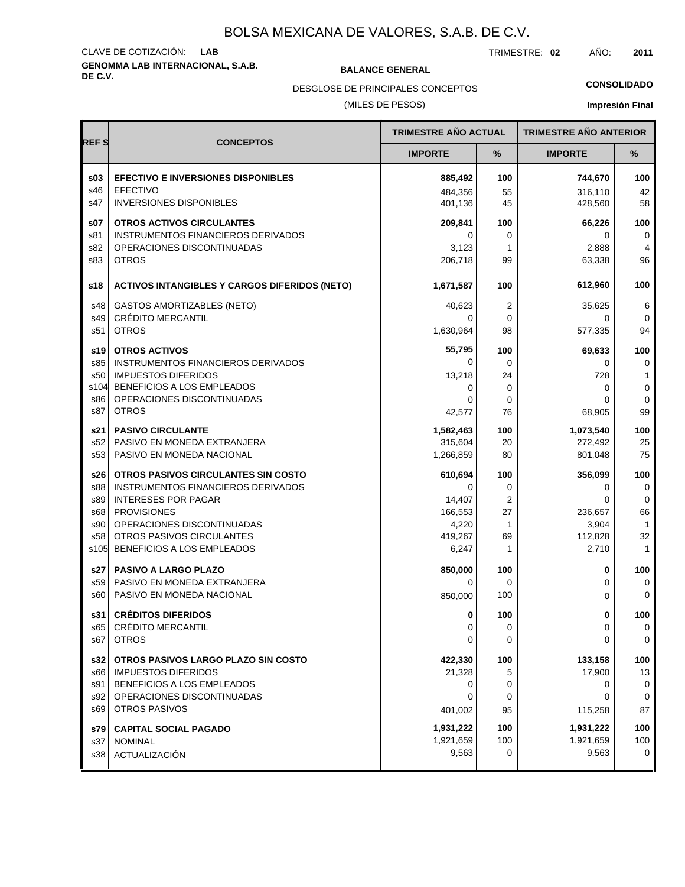# BOLSA MEXICANA DE VALORES, S.A.B. DE C.V.

CLAVE DE COTIZACIÓN: **LAB**

TRIMESTRE: **02** AÑO: **2011**

**GENOMMA LAB INTERNACIONAL, S.A.B. DE C.V.**

**BALANCE GENERAL**

DESGLOSE DE PRINCIPALES CONCEPTOS

(MILES DE PESOS)

**CONSOLIDADO**

**Impresión Final**

| REF S | CONCEPTOS | TRIMESTRE AÑO ACTUAL | | TRIMESTRE AÑO ANTERIOR | |
|---|---|---|---|---|---|
| | | IMPORTE | % | IMPORTE | % |
| **s03** | **EFECTIVO E INVERSIONES DISPONIBLES** | **885,492** | **100** | **744,670** | **100** |
| s46 | EFECTIVO | 484,356 | 55 | 316,110 | 42 |
| s47 | INVERSIONES DISPONIBLES | 401,136 | 45 | 428,560 | 58 |
| **s07** | **OTROS ACTIVOS CIRCULANTES** | **209,841** | **100** | **66,226** | **100** |
| s81 | INSTRUMENTOS FINANCIEROS DERIVADOS | 0 | 0 | 0 | 0 |
| s82 | OPERACIONES DISCONTINUADAS | 3,123 | 1 | 2,888 | 4 |
| s83 | OTROS | 206,718 | 99 | 63,338 | 96 |
| **s18** | **ACTIVOS INTANGIBLES Y CARGOS DIFERIDOS (NETO)** | **1,671,587** | **100** | **612,960** | **100** |
| s48 | GASTOS AMORTIZABLES (NETO) | 40,623 | 2 | 35,625 | 6 |
| s49 | CRÉDITO MERCANTIL | 0 | 0 | 0 | 0 |
| s51 | OTROS | 1,630,964 | 98 | 577,335 | 94 |
| **s19** | **OTROS ACTIVOS** | **55,795** | **100** | **69,633** | **100** |
| s85 | INSTRUMENTOS FINANCIEROS DERIVADOS | 0 | 0 | 0 | 0 |
| s50 | IMPUESTOS DIFERIDOS | 13,218 | 24 | 728 | 1 |
| s104 | BENEFICIOS A LOS EMPLEADOS | 0 | 0 | 0 | 0 |
| s86 | OPERACIONES DISCONTINUADAS | 0 | 0 | 0 | 0 |
| s87 | OTROS | 42,577 | 76 | 68,905 | 99 |
| **s21** | **PASIVO CIRCULANTE** | **1,582,463** | **100** | **1,073,540** | **100** |
| s52 | PASIVO EN MONEDA EXTRANJERA | 315,604 | 20 | 272,492 | 25 |
| s53 | PASIVO EN MONEDA NACIONAL | 1,266,859 | 80 | 801,048 | 75 |
| **s26** | **OTROS PASIVOS CIRCULANTES SIN COSTO** | **610,694** | **100** | **356,099** | **100** |
| s88 | INSTRUMENTOS FINANCIEROS DERIVADOS | 0 | 0 | 0 | 0 |
| s89 | INTERESES POR PAGAR | 14,407 | 2 | 0 | 0 |
| s68 | PROVISIONES | 166,553 | 27 | 236,657 | 66 |
| s90 | OPERACIONES DISCONTINUADAS | 4,220 | 1 | 3,904 | 1 |
| s58 | OTROS PASIVOS CIRCULANTES | 419,267 | 69 | 112,828 | 32 |
| s105 | BENEFICIOS A LOS EMPLEADOS | 6,247 | 1 | 2,710 | 1 |
| **s27** | **PASIVO A LARGO PLAZO** | **850,000** | **100** | **0** | **100** |
| s59 | PASIVO EN MONEDA EXTRANJERA | 0 | 0 | 0 | 0 |
| s60 | PASIVO EN MONEDA NACIONAL | 850,000 | 100 | 0 | 0 |
| **s31** | **CRÉDITOS DIFERIDOS** | **0** | **100** | **0** | **100** |
| s65 | CRÉDITO MERCANTIL | 0 | 0 | 0 | 0 |
| s67 | OTROS | 0 | 0 | 0 | 0 |
| **s32** | **OTROS PASIVOS LARGO PLAZO SIN COSTO** | **422,330** | **100** | **133,158** | **100** |
| s66 | IMPUESTOS DIFERIDOS | 21,328 | 5 | 17,900 | 13 |
| s91 | BENEFICIOS A LOS EMPLEADOS | 0 | 0 | 0 | 0 |
| s92 | OPERACIONES DISCONTINUADAS | 0 | 0 | 0 | 0 |
| s69 | OTROS PASIVOS | 401,002 | 95 | 115,258 | 87 |
| **s79** | **CAPITAL SOCIAL PAGADO** | **1,931,222** | **100** | **1,931,222** | **100** |
| s37 | NOMINAL | 1,921,659 | 100 | 1,921,659 | 100 |
| s38 | ACTUALIZACIÓN | 9,563 | 0 | 9,563 | 0 |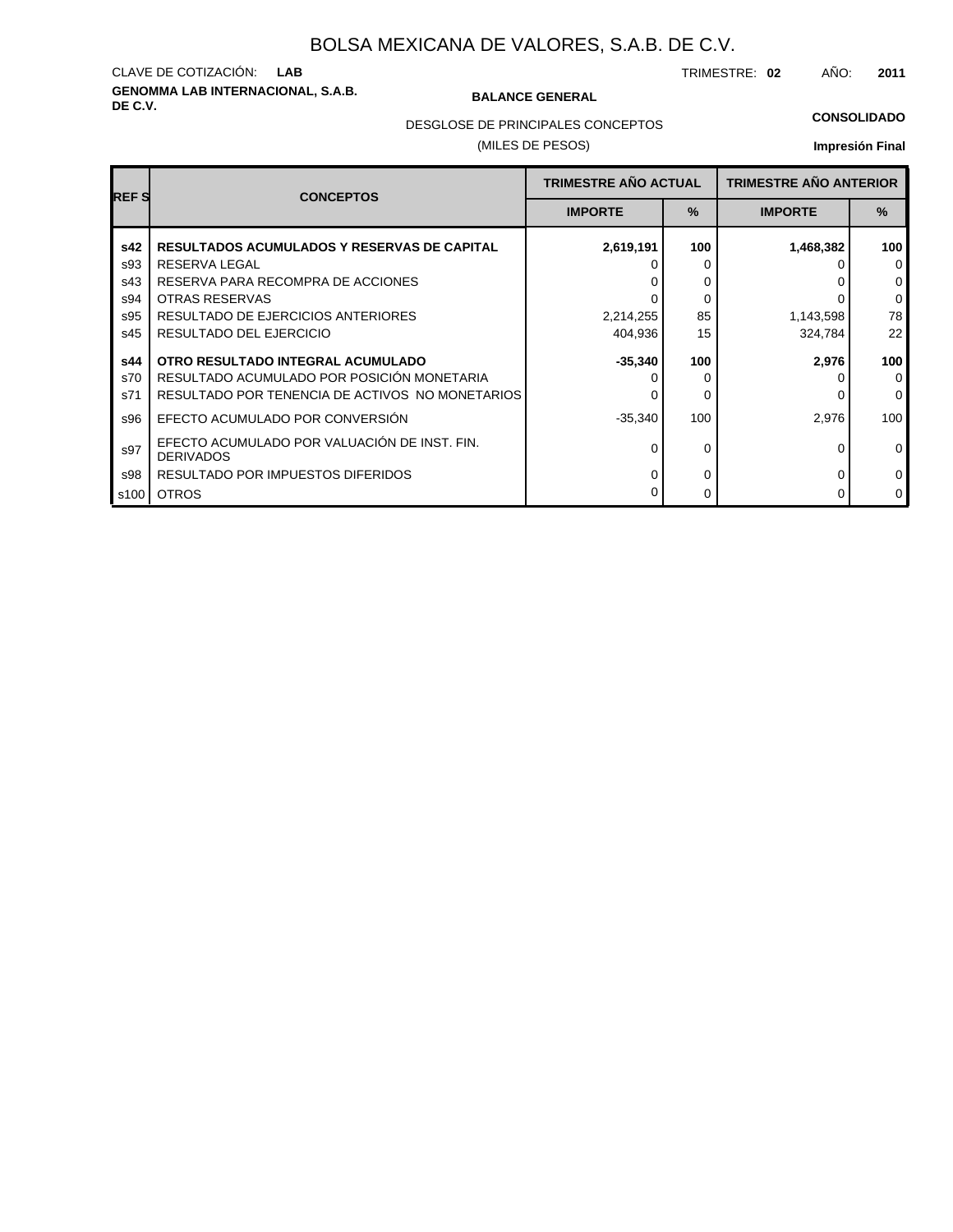# BOLSA MEXICANA DE VALORES, S.A.B. DE C.V.

CLAVE DE COTIZACIÓN: **LAB**

TRIMESTRE: **02** AÑO: **2011**

**GENOMMA LAB INTERNACIONAL, S.A.B. DE C.V.**

**BALANCE GENERAL**

DESGLOSE DE PRINCIPALES CONCEPTOS

(MILES DE PESOS)

**CONSOLIDADO**

**Impresión Final**

| REF S | CONCEPTOS | TRIMESTRE AÑO ACTUAL | | TRIMESTRE AÑO ANTERIOR | |
|---|---|---|---|---|---|
| | | IMPORTE | % | IMPORTE | % |
| **s42** | **RESULTADOS ACUMULADOS Y RESERVAS DE CAPITAL** | **2,619,191** | **100** | **1,468,382** | **100** |
| s93 | RESERVA LEGAL | 0 | 0 | 0 | 0 |
| s43 | RESERVA PARA RECOMPRA DE ACCIONES | 0 | 0 | 0 | 0 |
| s94 | OTRAS RESERVAS | 0 | 0 | 0 | 0 |
| s95 | RESULTADO DE EJERCICIOS ANTERIORES | 2,214,255 | 85 | 1,143,598 | 78 |
| s45 | RESULTADO DEL EJERCICIO | 404,936 | 15 | 324,784 | 22 |
| **s44** | **OTRO RESULTADO INTEGRAL ACUMULADO** | **-35,340** | **100** | **2,976** | **100** |
| s70 | RESULTADO ACUMULADO POR POSICIÓN MONETARIA | 0 | 0 | 0 | 0 |
| s71 | RESULTADO POR TENENCIA DE ACTIVOS NO MONETARIOS | 0 | 0 | 0 | 0 |
| s96 | EFECTO ACUMULADO POR CONVERSIÓN | -35,340 | 100 | 2,976 | 100 |
| s97 | EFECTO ACUMULADO POR VALUACIÓN DE INST. FIN. DERIVADOS | 0 | 0 | 0 | 0 |
| s98 | RESULTADO POR IMPUESTOS DIFERIDOS | 0 | 0 | 0 | 0 |
| s100 | OTROS | 0 | 0 | 0 | 0 |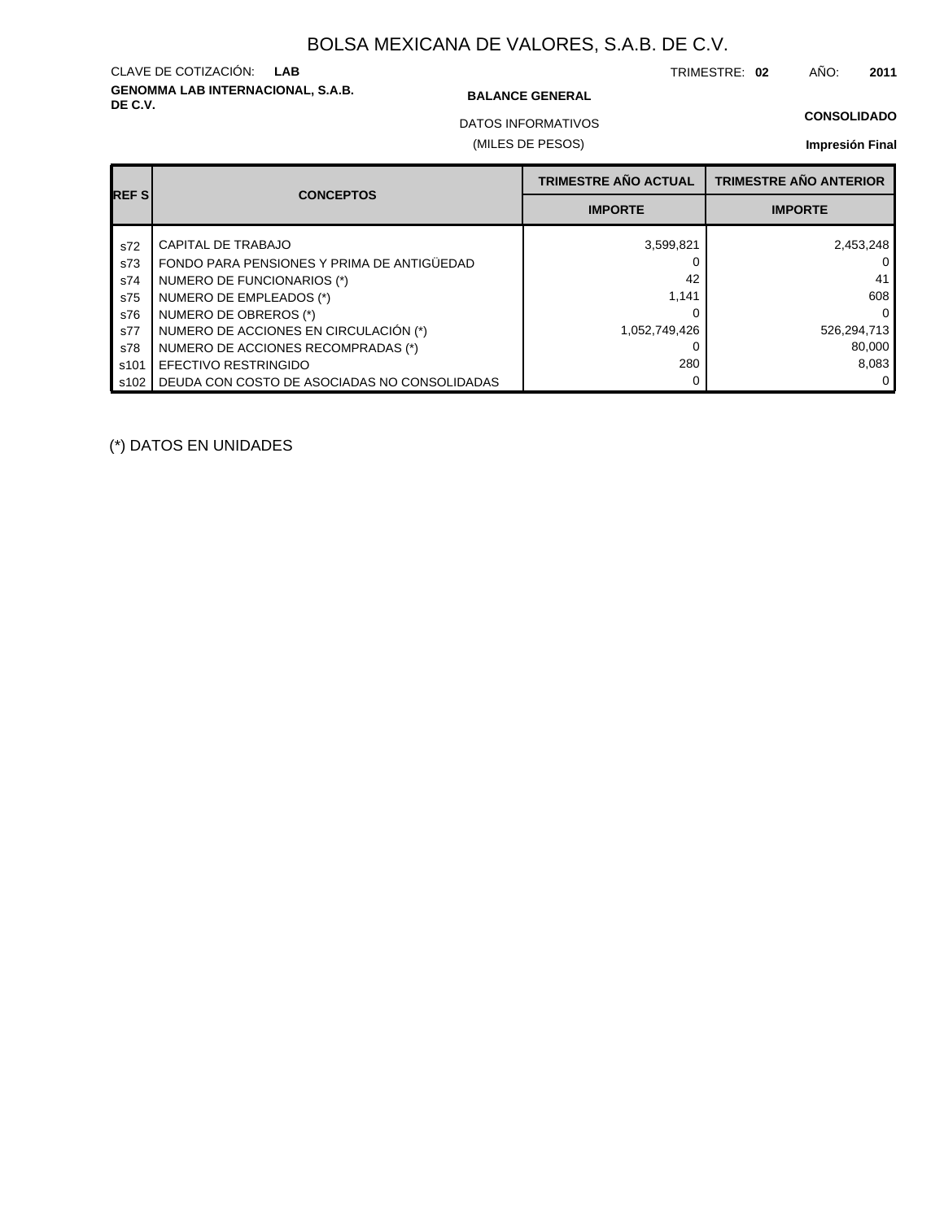# BOLSA MEXICANA DE VALORES, S.A.B. DE C.V.

CLAVE DE COTIZACIÓN: **LAB**

TRIMESTRE: **02** AÑO: **2011**

**GENOMMA LAB INTERNACIONAL, S.A.B. DE C.V.**

**BALANCE GENERAL**

**CONSOLIDADO**

DATOS INFORMATIVOS

(MILES DE PESOS)

**Impresión Final**

| REF S | CONCEPTOS | TRIMESTRE AÑO ACTUAL | TRIMESTRE AÑO ANTERIOR |
|---|---|---|---|
| | | IMPORTE | IMPORTE |
| s72 | CAPITAL DE TRABAJO | 3,599,821 | 2,453,248 |
| s73 | FONDO PARA PENSIONES Y PRIMA DE ANTIGÜEDAD | 0 | 0 |
| s74 | NUMERO DE FUNCIONARIOS (*) | 42 | 41 |
| s75 | NUMERO DE EMPLEADOS (*) | 1,141 | 608 |
| s76 | NUMERO DE OBREROS (*) | 0 | 0 |
| s77 | NUMERO DE ACCIONES EN CIRCULACIÓN (*) | 1,052,749,426 | 526,294,713 |
| s78 | NUMERO DE ACCIONES RECOMPRADAS (*) | 0 | 80,000 |
| s101 | EFECTIVO RESTRINGIDO | 280 | 8,083 |
| s102 | DEUDA CON COSTO DE ASOCIADAS NO CONSOLIDADAS | 0 | 0 |

(*) DATOS EN UNIDADES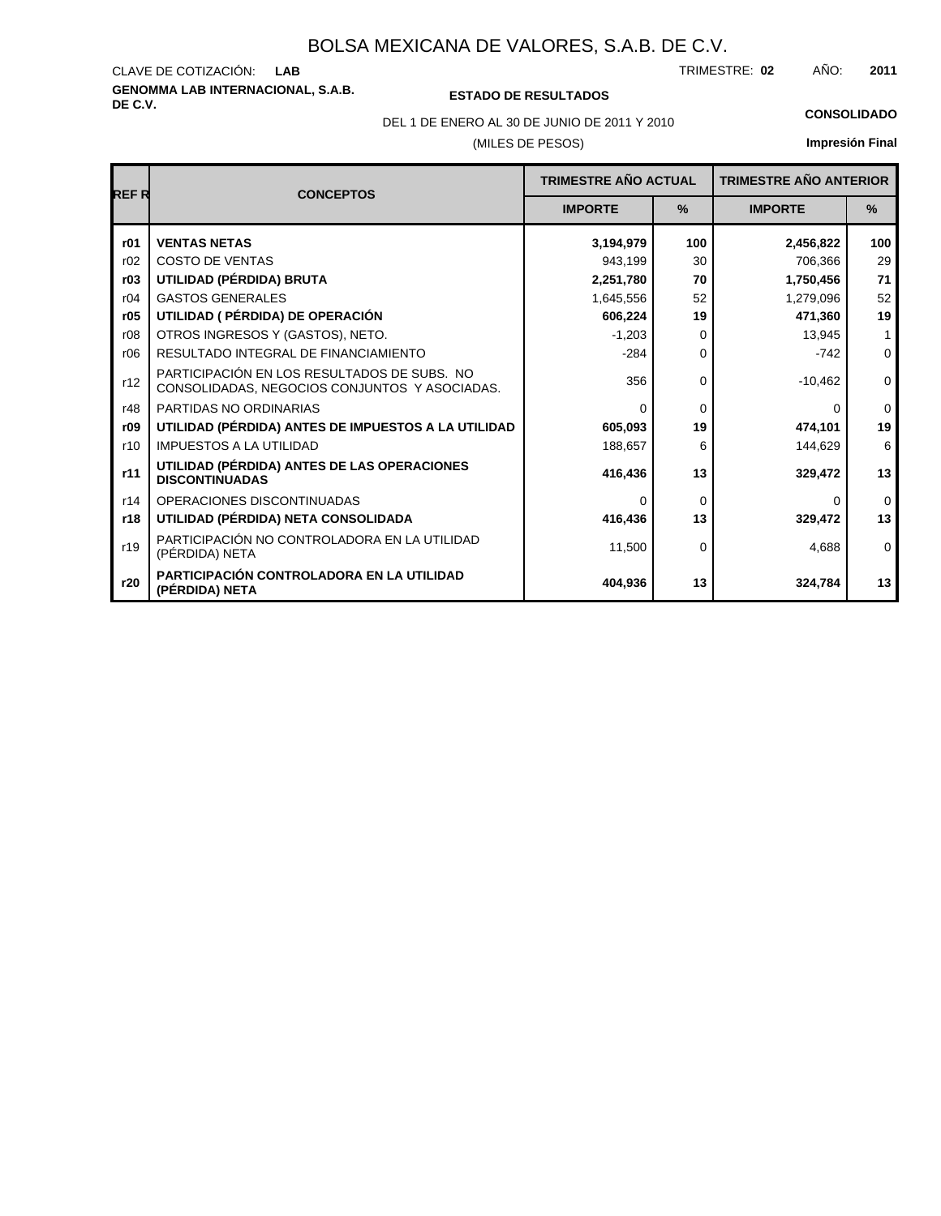# BOLSA MEXICANA DE VALORES, S.A.B. DE C.V.

CLAVE DE COTIZACIÓN: **LAB**

TRIMESTRE: **02** AÑO: **2011**

**GENOMMA LAB INTERNACIONAL, S.A.B. DE C.V.**

**ESTADO DE RESULTADOS**

DEL 1 DE ENERO AL 30 DE JUNIO DE 2011 Y 2010

(MILES DE PESOS)

**CONSOLIDADO**

**Impresión Final**

| REF R | CONCEPTOS | TRIMESTRE AÑO ACTUAL | | TRIMESTRE AÑO ANTERIOR | |
|---|---|---|---|---|---|
| | | IMPORTE | % | IMPORTE | % |
| **r01** | **VENTAS NETAS** | **3,194,979** | **100** | **2,456,822** | **100** |
| r02 | COSTO DE VENTAS | 943,199 | 30 | 706,366 | 29 |
| **r03** | **UTILIDAD (PÉRDIDA) BRUTA** | **2,251,780** | **70** | **1,750,456** | **71** |
| r04 | GASTOS GENERALES | 1,645,556 | 52 | 1,279,096 | 52 |
| **r05** | **UTILIDAD ( PÉRDIDA) DE OPERACIÓN** | **606,224** | **19** | **471,360** | **19** |
| r08 | OTROS INGRESOS Y (GASTOS), NETO. | -1,203 | 0 | 13,945 | 1 |
| r06 | RESULTADO INTEGRAL DE FINANCIAMIENTO | -284 | 0 | -742 | 0 |
| r12 | PARTICIPACIÓN EN LOS RESULTADOS DE SUBS. NO CONSOLIDADAS, NEGOCIOS CONJUNTOS Y ASOCIADAS. | 356 | 0 | -10,462 | 0 |
| r48 | PARTIDAS NO ORDINARIAS | 0 | 0 | 0 | 0 |
| **r09** | **UTILIDAD (PÉRDIDA) ANTES DE IMPUESTOS A LA UTILIDAD** | **605,093** | **19** | **474,101** | **19** |
| r10 | IMPUESTOS A LA UTILIDAD | 188,657 | 6 | 144,629 | 6 |
| **r11** | **UTILIDAD (PÉRDIDA) ANTES DE LAS OPERACIONES DISCONTINUADAS** | **416,436** | **13** | **329,472** | **13** |
| r14 | OPERACIONES DISCONTINUADAS | 0 | 0 | 0 | 0 |
| **r18** | **UTILIDAD (PÉRDIDA) NETA CONSOLIDADA** | **416,436** | **13** | **329,472** | **13** |
| r19 | PARTICIPACIÓN NO CONTROLADORA EN LA UTILIDAD (PÉRDIDA) NETA | 11,500 | 0 | 4,688 | 0 |
| **r20** | **PARTICIPACIÓN CONTROLADORA EN LA UTILIDAD (PÉRDIDA) NETA** | **404,936** | **13** | **324,784** | **13** |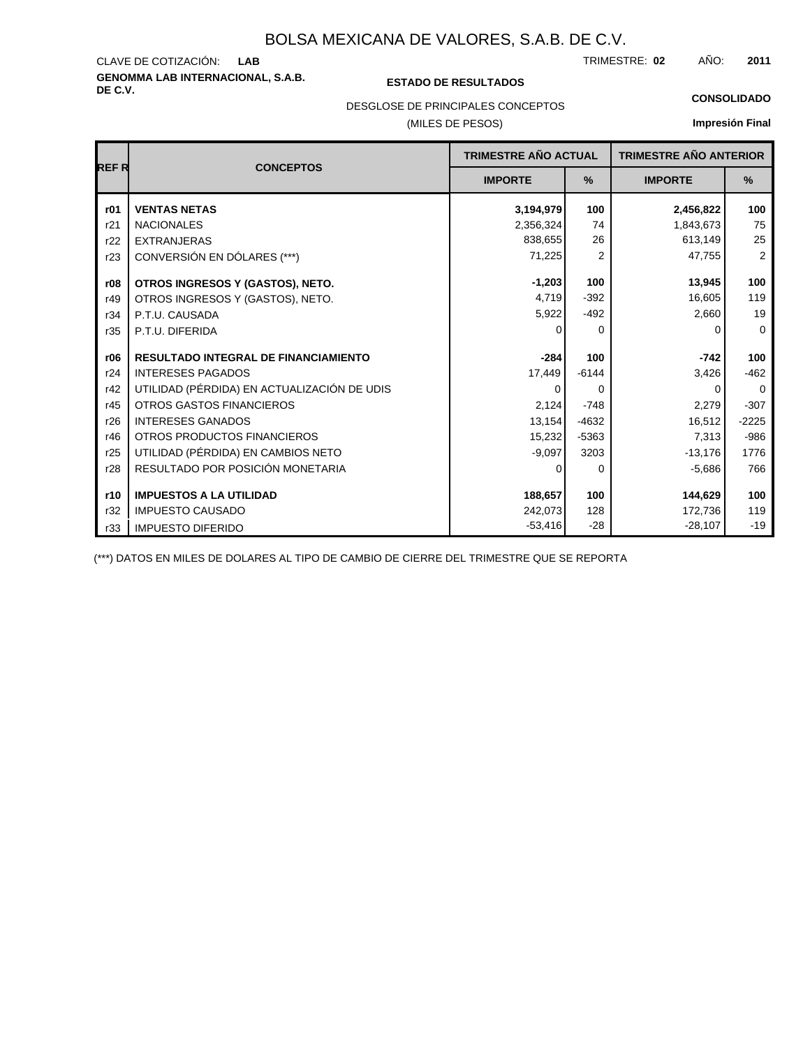# BOLSA MEXICANA DE VALORES, S.A.B. DE C.V.

CLAVE DE COTIZACIÓN: **LAB**

TRIMESTRE: **02** AÑO: **2011**

**GENOMMA LAB INTERNACIONAL, S.A.B. DE C.V.**

**ESTADO DE RESULTADOS**

**CONSOLIDADO**

DESGLOSE DE PRINCIPALES CONCEPTOS

(MILES DE PESOS)

**Impresión Final**

| REF R | CONCEPTOS | TRIMESTRE AÑO ACTUAL | | TRIMESTRE AÑO ANTERIOR | |
|---|---|---|---|---|---|
| | | IMPORTE | % | IMPORTE | % |
| **r01** | **VENTAS NETAS** | **3,194,979** | **100** | **2,456,822** | **100** |
| r21 | NACIONALES | 2,356,324 | 74 | 1,843,673 | 75 |
| r22 | EXTRANJERAS | 838,655 | 26 | 613,149 | 25 |
| r23 | CONVERSIÓN EN DÓLARES (***) | 71,225 | 2 | 47,755 | 2 |
| **r08** | **OTROS INGRESOS Y (GASTOS), NETO.** | **-1,203** | **100** | **13,945** | **100** |
| r49 | OTROS INGRESOS Y (GASTOS), NETO. | 4,719 | -392 | 16,605 | 119 |
| r34 | P.T.U. CAUSADA | 5,922 | -492 | 2,660 | 19 |
| r35 | P.T.U. DIFERIDA | 0 | 0 | 0 | 0 |
| **r06** | **RESULTADO INTEGRAL DE FINANCIAMIENTO** | **-284** | **100** | **-742** | **100** |
| r24 | INTERESES PAGADOS | 17,449 | -6144 | 3,426 | -462 |
| r42 | UTILIDAD (PÉRDIDA) EN ACTUALIZACIÓN DE UDIS | 0 | 0 | 0 | 0 |
| r45 | OTROS GASTOS FINANCIEROS | 2,124 | -748 | 2,279 | -307 |
| r26 | INTERESES GANADOS | 13,154 | -4632 | 16,512 | -2225 |
| r46 | OTROS PRODUCTOS FINANCIEROS | 15,232 | -5363 | 7,313 | -986 |
| r25 | UTILIDAD (PÉRDIDA) EN CAMBIOS NETO | -9,097 | 3203 | -13,176 | 1776 |
| r28 | RESULTADO POR POSICIÓN MONETARIA | 0 | 0 | -5,686 | 766 |
| **r10** | **IMPUESTOS A LA UTILIDAD** | **188,657** | **100** | **144,629** | **100** |
| r32 | IMPUESTO CAUSADO | 242,073 | 128 | 172,736 | 119 |
| r33 | IMPUESTO DIFERIDO | -53,416 | -28 | -28,107 | -19 |

(***) DATOS EN MILES DE DOLARES AL TIPO DE CAMBIO DE CIERRE DEL TRIMESTRE QUE SE REPORTA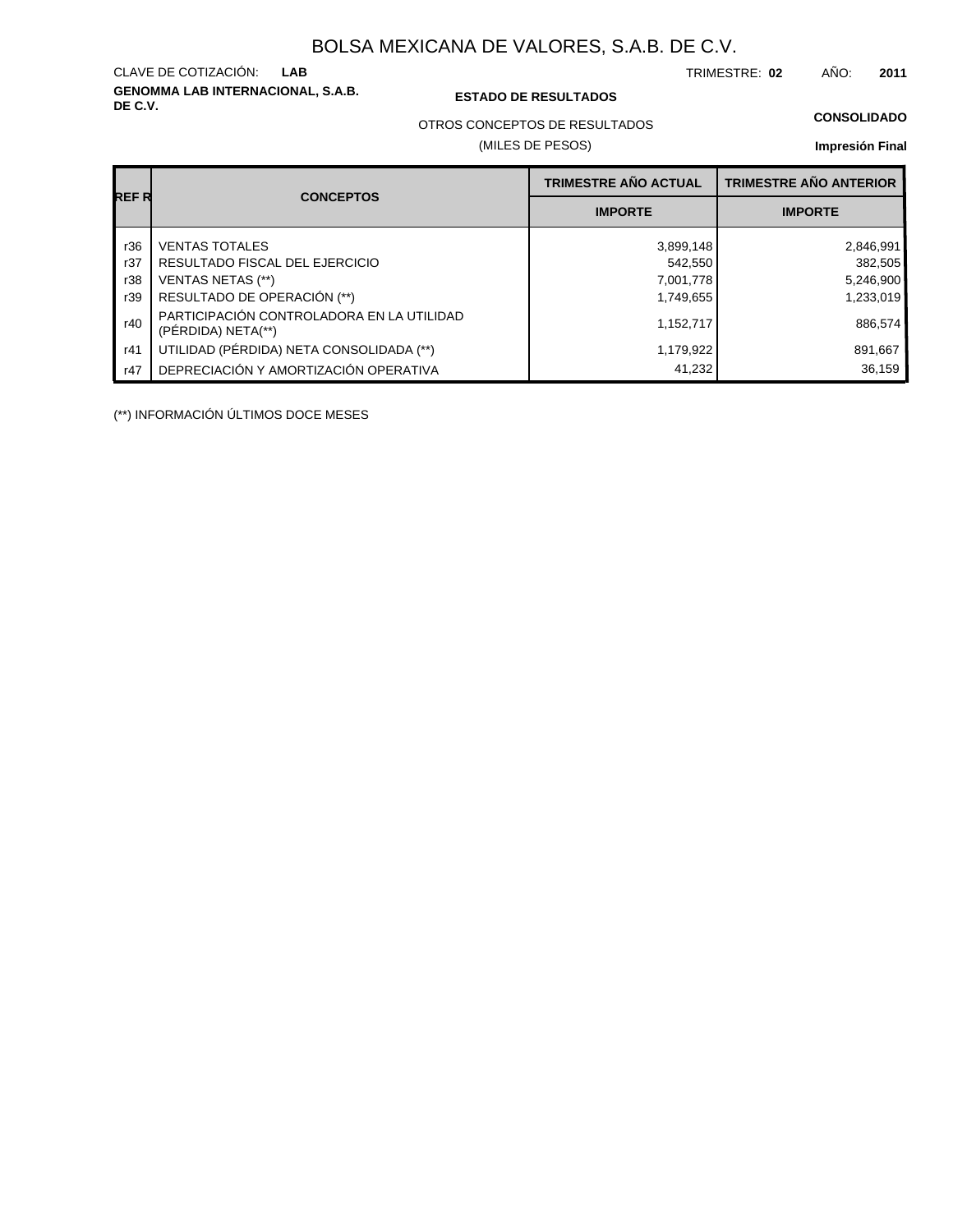# BOLSA MEXICANA DE VALORES, S.A.B. DE C.V.

CLAVE DE COTIZACIÓN: **LAB**

TRIMESTRE: **02** AÑO: **2011**

**GENOMMA LAB INTERNACIONAL, S.A.B. DE C.V.**

**ESTADO DE RESULTADOS**

OTROS CONCEPTOS DE RESULTADOS

(MILES DE PESOS)

**CONSOLIDADO**

**Impresión Final**

| REF R | CONCEPTOS | TRIMESTRE AÑO ACTUAL IMPORTE | TRIMESTRE AÑO ANTERIOR IMPORTE |
|---|---|---|---|
| r36 | VENTAS TOTALES | 3,899,148 | 2,846,991 |
| r37 | RESULTADO FISCAL DEL EJERCICIO | 542,550 | 382,505 |
| r38 | VENTAS NETAS (**) | 7,001,778 | 5,246,900 |
| r39 | RESULTADO DE OPERACIÓN (**) | 1,749,655 | 1,233,019 |
| r40 | PARTICIPACIÓN CONTROLADORA EN LA UTILIDAD (PÉRDIDA) NETA(**) | 1,152,717 | 886,574 |
| r41 | UTILIDAD (PÉRDIDA) NETA CONSOLIDADA (**) | 1,179,922 | 891,667 |
| r47 | DEPRECIACIÓN Y AMORTIZACIÓN OPERATIVA | 41,232 | 36,159 |

(**) INFORMACIÓN ÚLTIMOS DOCE MESES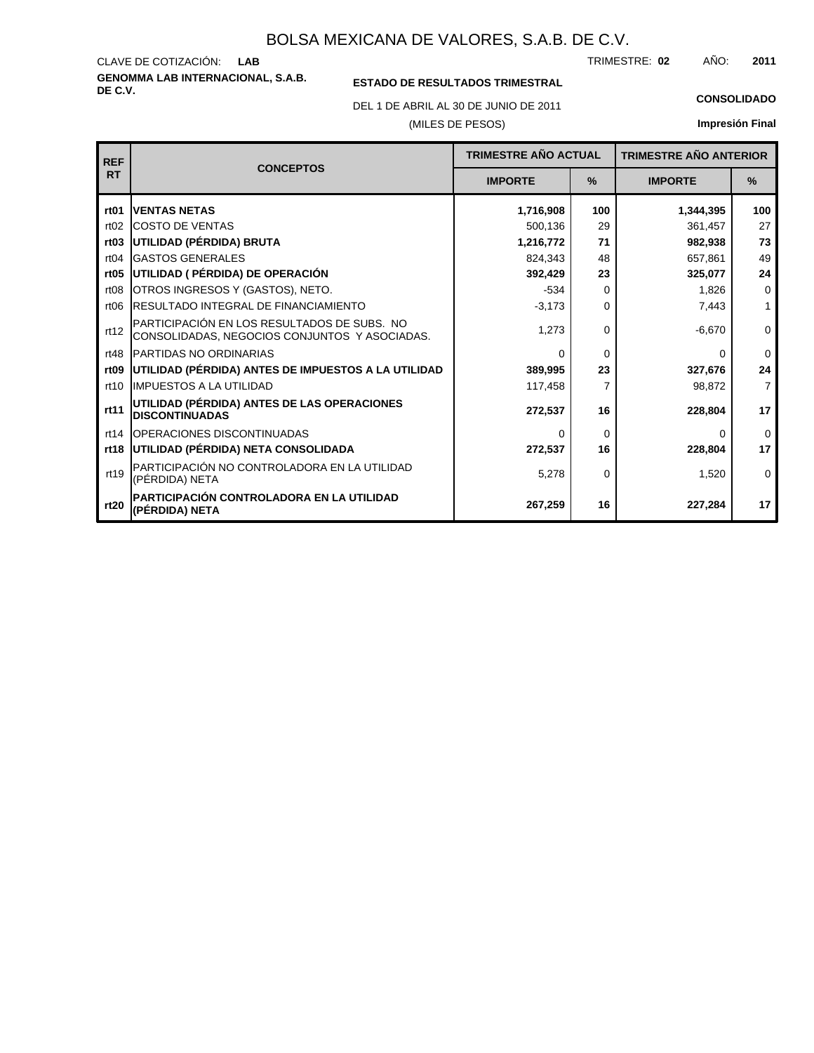# BOLSA MEXICANA DE VALORES, S.A.B. DE C.V.

CLAVE DE COTIZACIÓN: **LAB**

TRIMESTRE: **02** AÑO: **2011**

**GENOMMA LAB INTERNACIONAL, S.A.B. DE C.V.**

**ESTADO DE RESULTADOS TRIMESTRAL**

DEL 1 DE ABRIL AL 30 DE JUNIO DE 2011

(MILES DE PESOS)

**CONSOLIDADO**

**Impresión Final**

| REF RT | CONCEPTOS | TRIMESTRE AÑO ACTUAL | | TRIMESTRE AÑO ANTERIOR | |
|---|---|---|---|---|---|
| | | IMPORTE | % | IMPORTE | % |
| **rt01** | **VENTAS NETAS** | **1,716,908** | **100** | **1,344,395** | **100** |
| rt02 | COSTO DE VENTAS | 500,136 | 29 | 361,457 | 27 |
| **rt03** | **UTILIDAD (PÉRDIDA) BRUTA** | **1,216,772** | **71** | **982,938** | **73** |
| rt04 | GASTOS GENERALES | 824,343 | 48 | 657,861 | 49 |
| **rt05** | **UTILIDAD ( PÉRDIDA) DE OPERACIÓN** | **392,429** | **23** | **325,077** | **24** |
| rt08 | OTROS INGRESOS Y (GASTOS), NETO. | -534 | 0 | 1,826 | 0 |
| rt06 | RESULTADO INTEGRAL DE FINANCIAMIENTO | -3,173 | 0 | 7,443 | 1 |
| rt12 | PARTICIPACIÓN EN LOS RESULTADOS DE SUBS. NO CONSOLIDADAS, NEGOCIOS CONJUNTOS Y ASOCIADAS. | 1,273 | 0 | -6,670 | 0 |
| rt48 | PARTIDAS NO ORDINARIAS | 0 | 0 | 0 | 0 |
| **rt09** | **UTILIDAD (PÉRDIDA) ANTES DE IMPUESTOS A LA UTILIDAD** | **389,995** | **23** | **327,676** | **24** |
| rt10 | IMPUESTOS A LA UTILIDAD | 117,458 | 7 | 98,872 | 7 |
| **rt11** | **UTILIDAD (PÉRDIDA) ANTES DE LAS OPERACIONES DISCONTINUADAS** | **272,537** | **16** | **228,804** | **17** |
| rt14 | OPERACIONES DISCONTINUADAS | 0 | 0 | 0 | 0 |
| **rt18** | **UTILIDAD (PÉRDIDA) NETA CONSOLIDADA** | **272,537** | **16** | **228,804** | **17** |
| rt19 | PARTICIPACIÓN NO CONTROLADORA EN LA UTILIDAD (PÉRDIDA) NETA | 5,278 | 0 | 1,520 | 0 |
| **rt20** | **PARTICIPACIÓN CONTROLADORA EN LA UTILIDAD (PÉRDIDA) NETA** | **267,259** | **16** | **227,284** | **17** |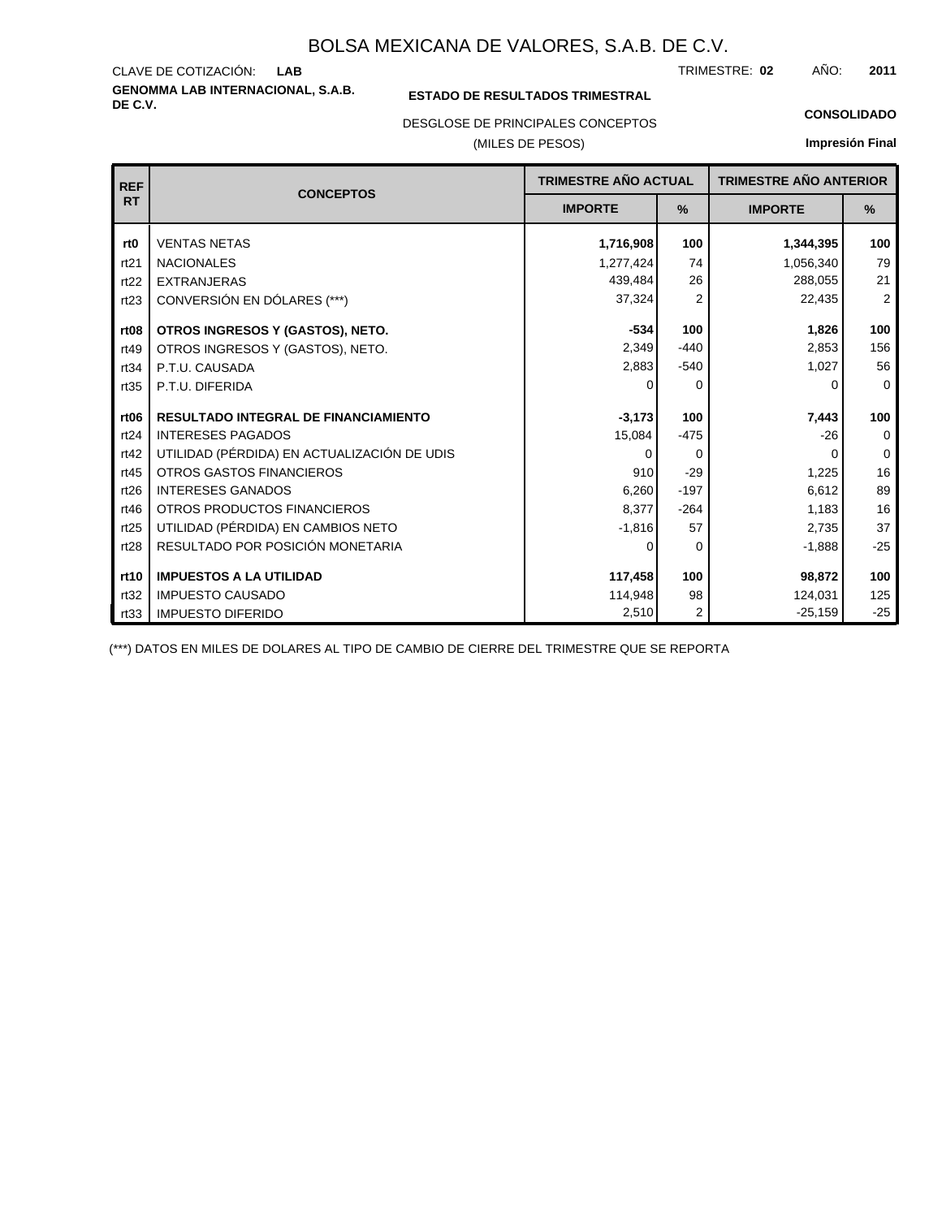# BOLSA MEXICANA DE VALORES, S.A.B. DE C.V.

CLAVE DE COTIZACIÓN: **LAB**

TRIMESTRE: **02** AÑO: **2011**

**GENOMMA LAB INTERNACIONAL, S.A.B. DE C.V.**

**ESTADO DE RESULTADOS TRIMESTRAL**

DESGLOSE DE PRINCIPALES CONCEPTOS

(MILES DE PESOS)

**CONSOLIDADO**

**Impresión Final**

| REF RT | CONCEPTOS | TRIMESTRE AÑO ACTUAL | | TRIMESTRE AÑO ANTERIOR | |
|---|---|---|---|---|---|
| | | IMPORTE | % | IMPORTE | % |
| **rt0** | VENTAS NETAS | **1,716,908** | **100** | **1,344,395** | **100** |
| rt21 | NACIONALES | 1,277,424 | 74 | 1,056,340 | 79 |
| rt22 | EXTRANJERAS | 439,484 | 26 | 288,055 | 21 |
| rt23 | CONVERSIÓN EN DÓLARES (***) | 37,324 | 2 | 22,435 | 2 |
| **rt08** | **OTROS INGRESOS Y (GASTOS), NETO.** | **-534** | **100** | **1,826** | **100** |
| rt49 | OTROS INGRESOS Y (GASTOS), NETO. | 2,349 | -440 | 2,853 | 156 |
| rt34 | P.T.U. CAUSADA | 2,883 | -540 | 1,027 | 56 |
| rt35 | P.T.U. DIFERIDA | 0 | 0 | 0 | 0 |
| **rt06** | **RESULTADO INTEGRAL DE FINANCIAMIENTO** | **-3,173** | **100** | **7,443** | **100** |
| rt24 | INTERESES PAGADOS | 15,084 | -475 | -26 | 0 |
| rt42 | UTILIDAD (PÉRDIDA) EN ACTUALIZACIÓN DE UDIS | 0 | 0 | 0 | 0 |
| rt45 | OTROS GASTOS FINANCIEROS | 910 | -29 | 1,225 | 16 |
| rt26 | INTERESES GANADOS | 6,260 | -197 | 6,612 | 89 |
| rt46 | OTROS PRODUCTOS FINANCIEROS | 8,377 | -264 | 1,183 | 16 |
| rt25 | UTILIDAD (PÉRDIDA) EN CAMBIOS NETO | -1,816 | 57 | 2,735 | 37 |
| rt28 | RESULTADO POR POSICIÓN MONETARIA | 0 | 0 | -1,888 | -25 |
| **rt10** | **IMPUESTOS A LA UTILIDAD** | **117,458** | **100** | **98,872** | **100** |
| rt32 | IMPUESTO CAUSADO | 114,948 | 98 | 124,031 | 125 |
| rt33 | IMPUESTO DIFERIDO | 2,510 | 2 | -25,159 | -25 |

(***) DATOS EN MILES DE DOLARES AL TIPO DE CAMBIO DE CIERRE DEL TRIMESTRE QUE SE REPORTA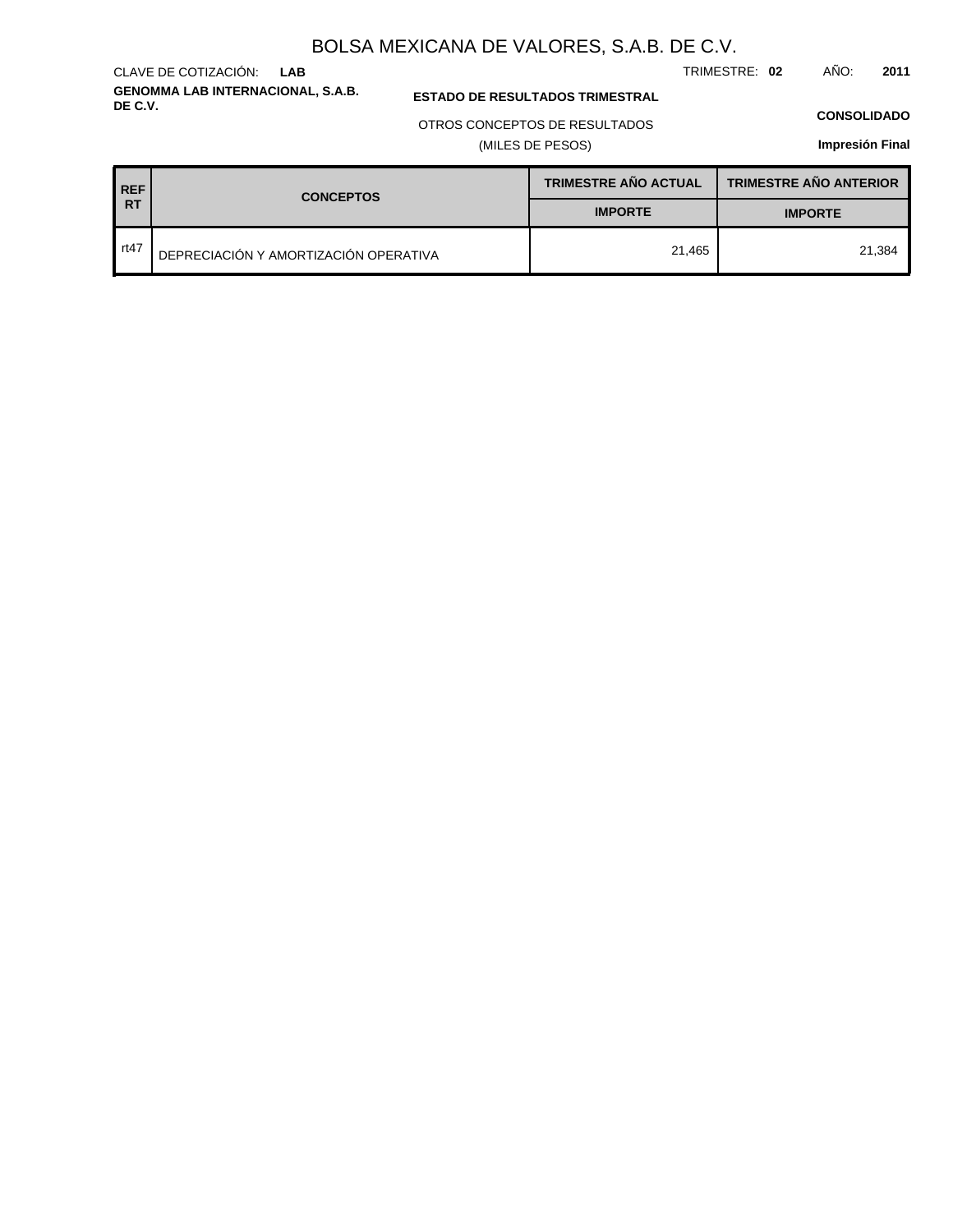# BOLSA MEXICANA DE VALORES, S.A.B. DE C.V.

CLAVE DE COTIZACIÓN: **LAB**

TRIMESTRE: **02** AÑO: **2011**

**GENOMMA LAB INTERNACIONAL, S.A.B. DE C.V.**

**ESTADO DE RESULTADOS TRIMESTRAL**

OTROS CONCEPTOS DE RESULTADOS

(MILES DE PESOS)

**CONSOLIDADO**

**Impresión Final**

| REF RT | CONCEPTOS | TRIMESTRE AÑO ACTUAL | TRIMESTRE AÑO ANTERIOR |
|---|---|---|---|
| | | IMPORTE | IMPORTE |
| rt47 | DEPRECIACIÓN Y AMORTIZACIÓN OPERATIVA | 21,465 | 21,384 |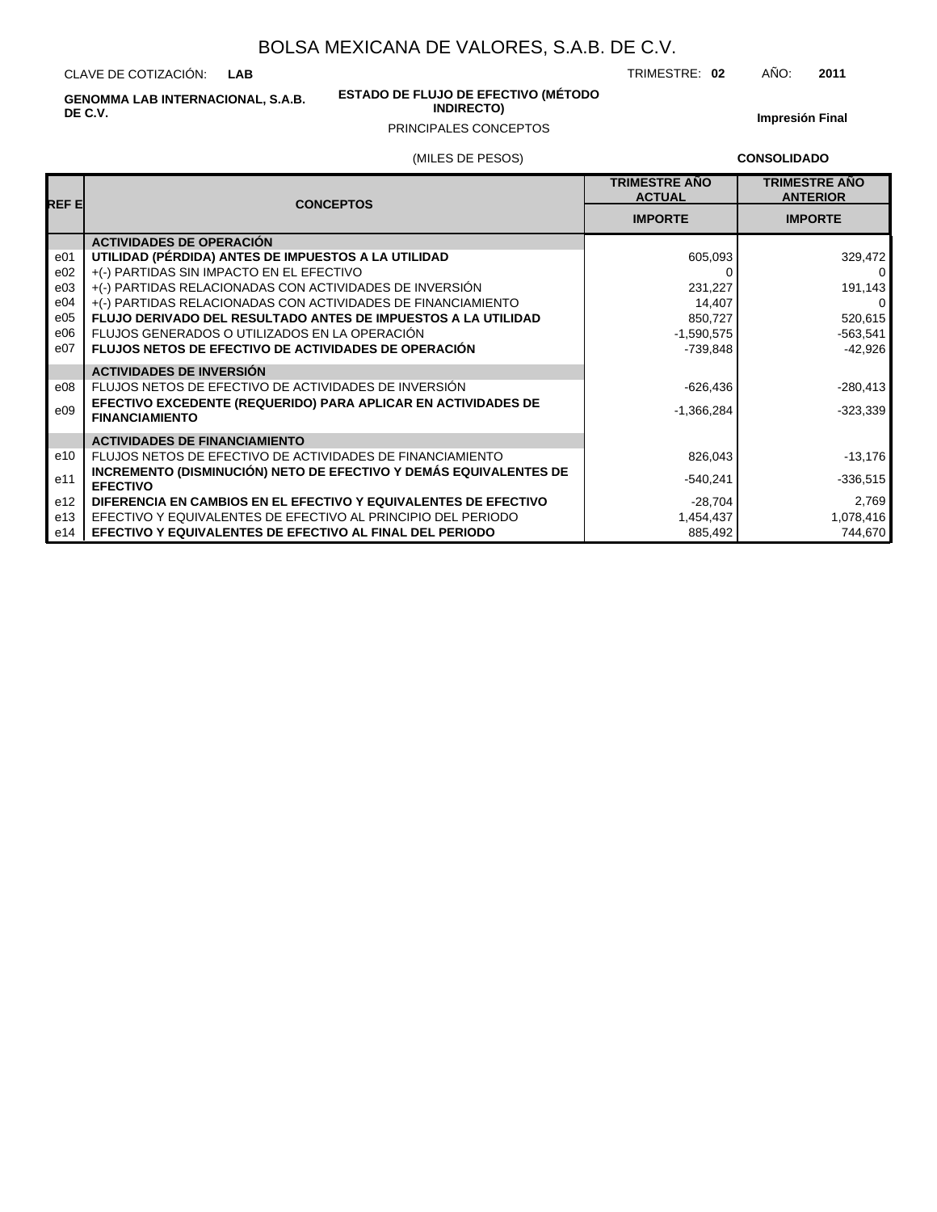# BOLSA MEXICANA DE VALORES, S.A.B. DE C.V.

CLAVE DE COTIZACIÓN: **LAB**

TRIMESTRE: **02** AÑO: **2011**

**GENOMMA LAB INTERNACIONAL, S.A.B. DE C.V.**

**ESTADO DE FLUJO DE EFECTIVO (MÉTODO INDIRECTO)**

PRINCIPALES CONCEPTOS

(MILES DE PESOS)

**Impresión Final**

**CONSOLIDADO**

| REF E | CONCEPTOS | TRIMESTRE AÑO ACTUAL | TRIMESTRE AÑO ANTERIOR |
|---|---|---|---|
| | | IMPORTE | IMPORTE |
| | **ACTIVIDADES DE OPERACIÓN** | | |
| e01 | **UTILIDAD (PÉRDIDA) ANTES DE IMPUESTOS A LA UTILIDAD** | 605,093 | 329,472 |
| e02 | +(-) PARTIDAS SIN IMPACTO EN EL EFECTIVO | 0 | 0 |
| e03 | +(-) PARTIDAS RELACIONADAS CON ACTIVIDADES DE INVERSIÓN | 231,227 | 191,143 |
| e04 | +(-) PARTIDAS RELACIONADAS CON ACTIVIDADES DE FINANCIAMIENTO | 14,407 | 0 |
| e05 | **FLUJO DERIVADO DEL RESULTADO ANTES DE IMPUESTOS A LA UTILIDAD** | 850,727 | 520,615 |
| e06 | FLUJOS GENERADOS O UTILIZADOS EN LA OPERACIÓN | -1,590,575 | -563,541 |
| e07 | **FLUJOS NETOS DE EFECTIVO DE ACTIVIDADES DE OPERACIÓN** | -739,848 | -42,926 |
| | **ACTIVIDADES DE INVERSIÓN** | | |
| e08 | FLUJOS NETOS DE EFECTIVO DE ACTIVIDADES DE INVERSIÓN | -626,436 | -280,413 |
| e09 | **EFECTIVO EXCEDENTE (REQUERIDO) PARA APLICAR EN ACTIVIDADES DE FINANCIAMIENTO** | -1,366,284 | -323,339 |
| | **ACTIVIDADES DE FINANCIAMIENTO** | | |
| e10 | FLUJOS NETOS DE EFECTIVO DE ACTIVIDADES DE FINANCIAMIENTO | 826,043 | -13,176 |
| e11 | **INCREMENTO (DISMINUCIÓN) NETO DE EFECTIVO Y DEMÁS EQUIVALENTES DE EFECTIVO** | -540,241 | -336,515 |
| e12 | **DIFERENCIA EN CAMBIOS EN EL EFECTIVO Y EQUIVALENTES DE EFECTIVO** | -28,704 | 2,769 |
| e13 | EFECTIVO Y EQUIVALENTES DE EFECTIVO AL PRINCIPIO DEL PERIODO | 1,454,437 | 1,078,416 |
| e14 | **EFECTIVO Y EQUIVALENTES DE EFECTIVO AL FINAL DEL PERIODO** | 885,492 | 744,670 |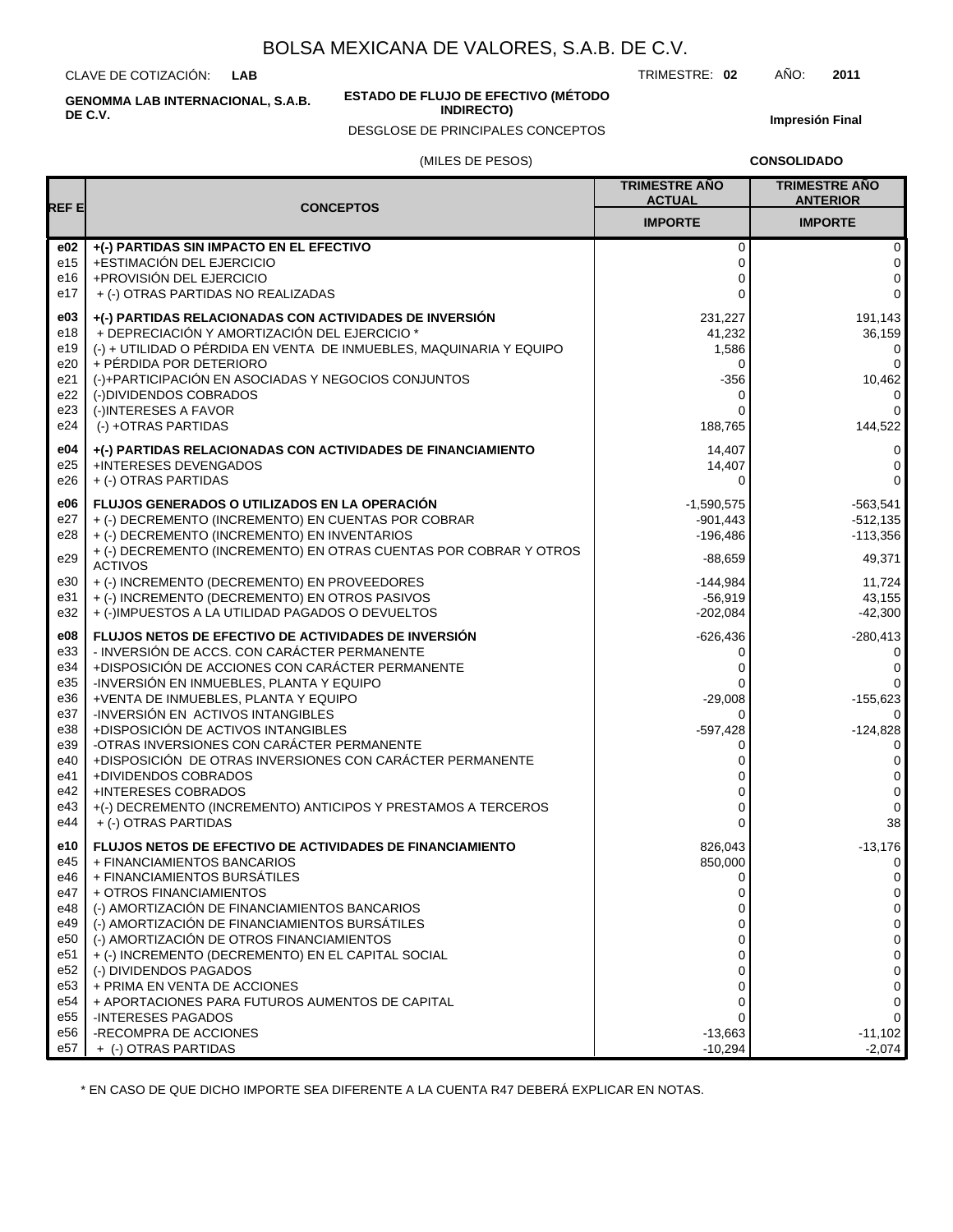# BOLSA MEXICANA DE VALORES, S.A.B. DE C.V.

CLAVE DE COTIZACIÓN: **LAB**

TRIMESTRE: **02** AÑO: **2011**

**GENOMMA LAB INTERNACIONAL, S.A.B. DE C.V.**

**ESTADO DE FLUJO DE EFECTIVO (MÉTODO INDIRECTO)**

DESGLOSE DE PRINCIPALES CONCEPTOS

**Impresión Final**

(MILES DE PESOS)

**CONSOLIDADO**

| REF E | CONCEPTOS | TRIMESTRE AÑO ACTUAL | TRIMESTRE AÑO ANTERIOR |
|---|---|---|---|
| | | **IMPORTE** | **IMPORTE** |
| **e02** | **+(-) PARTIDAS SIN IMPACTO EN EL EFECTIVO** | 0 | 0 |
| e15 | +ESTIMACIÓN DEL EJERCICIO | 0 | 0 |
| e16 | +PROVISIÓN DEL EJERCICIO | 0 | 0 |
| e17 | + (-) OTRAS PARTIDAS NO REALIZADAS | 0 | 0 |
| **e03** | **+(-) PARTIDAS RELACIONADAS CON ACTIVIDADES DE INVERSIÓN** | 231,227 | 191,143 |
| e18 | + DEPRECIACIÓN Y AMORTIZACIÓN DEL EJERCICIO * | 41,232 | 36,159 |
| e19 | (-) + UTILIDAD O PÉRDIDA EN VENTA DE INMUEBLES, MAQUINARIA Y EQUIPO | 1,586 | 0 |
| e20 | + PÉRDIDA POR DETERIORO | 0 | 0 |
| e21 | (-)+PARTICIPACIÓN EN ASOCIADAS Y NEGOCIOS CONJUNTOS | -356 | 10,462 |
| e22 | (-)DIVIDENDOS COBRADOS | 0 | 0 |
| e23 | (-)INTERESES A FAVOR | 0 | 0 |
| e24 | (-) +OTRAS PARTIDAS | 188,765 | 144,522 |
| **e04** | **+(-) PARTIDAS RELACIONADAS CON ACTIVIDADES DE FINANCIAMIENTO** | 14,407 | 0 |
| e25 | +INTERESES DEVENGADOS | 14,407 | 0 |
| e26 | + (-) OTRAS PARTIDAS | 0 | 0 |
| **e06** | **FLUJOS GENERADOS O UTILIZADOS EN LA OPERACIÓN** | -1,590,575 | -563,541 |
| e27 | + (-) DECREMENTO (INCREMENTO) EN CUENTAS POR COBRAR | -901,443 | -512,135 |
| e28 | + (-) DECREMENTO (INCREMENTO) EN INVENTARIOS | -196,486 | -113,356 |
| e29 | + (-) DECREMENTO (INCREMENTO) EN OTRAS CUENTAS POR COBRAR Y OTROS ACTIVOS | -88,659 | 49,371 |
| e30 | + (-) INCREMENTO (DECREMENTO) EN PROVEEDORES | -144,984 | 11,724 |
| e31 | + (-) INCREMENTO (DECREMENTO) EN OTROS PASIVOS | -56,919 | 43,155 |
| e32 | + (-)IMPUESTOS A LA UTILIDAD PAGADOS O DEVUELTOS | -202,084 | -42,300 |
| **e08** | **FLUJOS NETOS DE EFECTIVO DE ACTIVIDADES DE INVERSIÓN** | -626,436 | -280,413 |
| e33 | - INVERSIÓN DE ACCS. CON CARÁCTER PERMANENTE | 0 | 0 |
| e34 | +DISPOSICIÓN DE ACCIONES CON CARÁCTER PERMANENTE | 0 | 0 |
| e35 | -INVERSIÓN EN INMUEBLES, PLANTA Y EQUIPO | 0 | 0 |
| e36 | +VENTA DE INMUEBLES, PLANTA Y EQUIPO | -29,008 | -155,623 |
| e37 | -INVERSIÓN EN ACTIVOS INTANGIBLES | 0 | 0 |
| e38 | +DISPOSICIÓN DE ACTIVOS INTANGIBLES | -597,428 | -124,828 |
| e39 | -OTRAS INVERSIONES CON CARÁCTER PERMANENTE | 0 | 0 |
| e40 | +DISPOSICIÓN DE OTRAS INVERSIONES CON CARÁCTER PERMANENTE | 0 | 0 |
| e41 | +DIVIDENDOS COBRADOS | 0 | 0 |
| e42 | +INTERESES COBRADOS | 0 | 0 |
| e43 | +(-) DECREMENTO (INCREMENTO) ANTICIPOS Y PRESTAMOS A TERCEROS | 0 | 0 |
| e44 | + (-) OTRAS PARTIDAS | 0 | 38 |
| **e10** | **FLUJOS NETOS DE EFECTIVO DE ACTIVIDADES DE FINANCIAMIENTO** | 826,043 | -13,176 |
| e45 | + FINANCIAMIENTOS BANCARIOS | 850,000 | 0 |
| e46 | + FINANCIAMIENTOS BURSÁTILES | 0 | 0 |
| e47 | + OTROS FINANCIAMIENTOS | 0 | 0 |
| e48 | (-) AMORTIZACIÓN DE FINANCIAMIENTOS BANCARIOS | 0 | 0 |
| e49 | (-) AMORTIZACIÓN DE FINANCIAMIENTOS BURSÁTILES | 0 | 0 |
| e50 | (-) AMORTIZACIÓN DE OTROS FINANCIAMIENTOS | 0 | 0 |
| e51 | + (-) INCREMENTO (DECREMENTO) EN EL CAPITAL SOCIAL | 0 | 0 |
| e52 | (-) DIVIDENDOS PAGADOS | 0 | 0 |
| e53 | + PRIMA EN VENTA DE ACCIONES | 0 | 0 |
| e54 | + APORTACIONES PARA FUTUROS AUMENTOS DE CAPITAL | 0 | 0 |
| e55 | -INTERESES PAGADOS | 0 | 0 |
| e56 | -RECOMPRA DE ACCIONES | -13,663 | -11,102 |
| e57 | + (-) OTRAS PARTIDAS | -10,294 | -2,074 |

\* EN CASO DE QUE DICHO IMPORTE SEA DIFERENTE A LA CUENTA R47 DEBERÁ EXPLICAR EN NOTAS.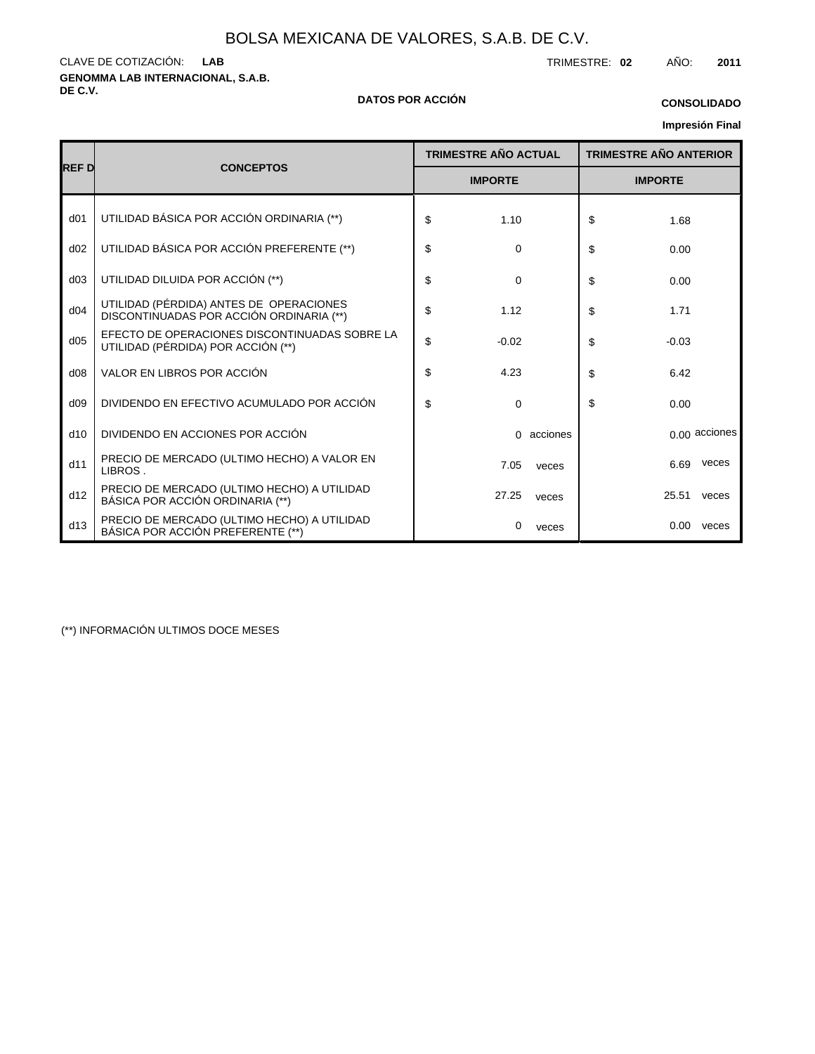# BOLSA MEXICANA DE VALORES, S.A.B. DE C.V.

CLAVE DE COTIZACIÓN: **LAB**

**GENOMMA LAB INTERNACIONAL, S.A.B. DE C.V.**

TRIMESTRE: **02** AÑO: **2011**

**DATOS POR ACCIÓN**

**CONSOLIDADO**

**Impresión Final**

| REF D | CONCEPTOS | TRIMESTRE AÑO ACTUAL | TRIMESTRE AÑO ANTERIOR |
|---|---|---|---|
| | | IMPORTE | IMPORTE |
| d01 | UTILIDAD BÁSICA POR ACCIÓN ORDINARIA (**) | $ 1.10 | $ 1.68 |
| d02 | UTILIDAD BÁSICA POR ACCIÓN PREFERENTE (**) | $ 0 | $ 0.00 |
| d03 | UTILIDAD DILUIDA POR ACCIÓN (**) | $ 0 | $ 0.00 |
| d04 | UTILIDAD (PÉRDIDA) ANTES DE OPERACIONES DISCONTINUADAS POR ACCIÓN ORDINARIA (**) | $ 1.12 | $ 1.71 |
| d05 | EFECTO DE OPERACIONES DISCONTINUADAS SOBRE LA UTILIDAD (PÉRDIDA) POR ACCIÓN (**) | $ -0.02 | $ -0.03 |
| d08 | VALOR EN LIBROS POR ACCIÓN | $ 4.23 | $ 6.42 |
| d09 | DIVIDENDO EN EFECTIVO ACUMULADO POR ACCIÓN | $ 0 | $ 0.00 |
| d10 | DIVIDENDO EN ACCIONES POR ACCIÓN | 0 acciones | 0.00 acciones |
| d11 | PRECIO DE MERCADO (ULTIMO HECHO) A VALOR EN LIBROS . | 7.05 veces | 6.69 veces |
| d12 | PRECIO DE MERCADO (ULTIMO HECHO) A UTILIDAD BÁSICA POR ACCIÓN ORDINARIA (**) | 27.25 veces | 25.51 veces |
| d13 | PRECIO DE MERCADO (ULTIMO HECHO) A UTILIDAD BÁSICA POR ACCIÓN PREFERENTE (**) | 0 veces | 0.00 veces |

(**) INFORMACIÓN ULTIMOS DOCE MESES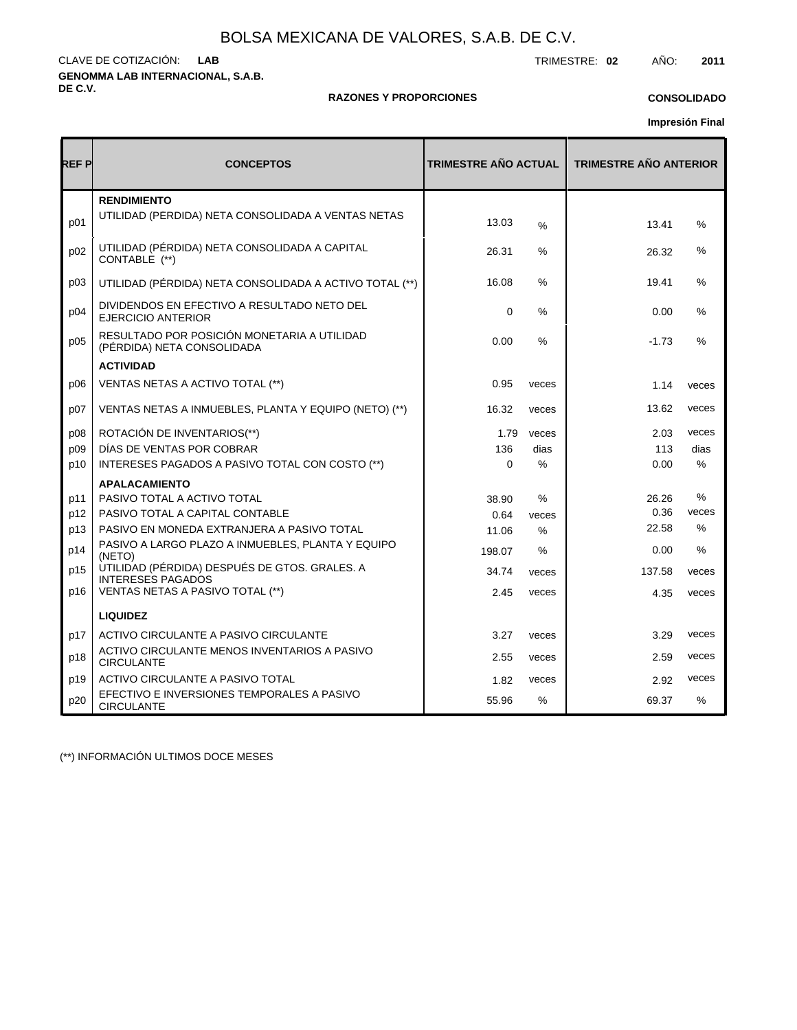# BOLSA MEXICANA DE VALORES, S.A.B. DE C.V.

CLAVE DE COTIZACIÓN: **LAB**

TRIMESTRE: **02** AÑO: **2011**

**GENOMMA LAB INTERNACIONAL, S.A.B. DE C.V.**

**RAZONES Y PROPORCIONES**

**CONSOLIDADO**

**Impresión Final**

| REF P | CONCEPTOS | TRIMESTRE AÑO ACTUAL | | TRIMESTRE AÑO ANTERIOR | |
|---|---|---|---|---|---|
| | **RENDIMIENTO** | | | | |
| p01 | UTILIDAD (PÉRDIDA) NETA CONSOLIDADA A VENTAS NETAS | 13.03 | % | 13.41 | % |
| p02 | UTILIDAD (PÉRDIDA) NETA CONSOLIDADA A CAPITAL CONTABLE (**) | 26.31 | % | 26.32 | % |
| p03 | UTILIDAD (PÉRDIDA) NETA CONSOLIDADA A ACTIVO TOTAL (**) | 16.08 | % | 19.41 | % |
| p04 | DIVIDENDOS EN EFECTIVO A RESULTADO NETO DEL EJERCICIO ANTERIOR | 0 | % | 0.00 | % |
| p05 | RESULTADO POR POSICIÓN MONETARIA A UTILIDAD (PÉRDIDA) NETA CONSOLIDADA | 0.00 | % | -1.73 | % |
| | **ACTIVIDAD** | | | | |
| p06 | VENTAS NETAS A ACTIVO TOTAL (**) | 0.95 | veces | 1.14 | veces |
| p07 | VENTAS NETAS A INMUEBLES, PLANTA Y EQUIPO (NETO) (**) | 16.32 | veces | 13.62 | veces |
| p08 | ROTACIÓN DE INVENTARIOS(**) | 1.79 | veces | 2.03 | veces |
| p09 | DÍAS DE VENTAS POR COBRAR | 136 | dias | 113 | dias |
| p10 | INTERESES PAGADOS A PASIVO TOTAL CON COSTO (**) | 0 | % | 0.00 | % |
| | **APALACAMIENTO** | | | | |
| p11 | PASIVO TOTAL A ACTIVO TOTAL | 38.90 | % | 26.26 | % |
| p12 | PASIVO TOTAL A CAPITAL CONTABLE | 0.64 | veces | 0.36 | veces |
| p13 | PASIVO EN MONEDA EXTRANJERA A PASIVO TOTAL | 11.06 | % | 22.58 | % |
| p14 | PASIVO A LARGO PLAZO A INMUEBLES, PLANTA Y EQUIPO (NETO) | 198.07 | % | 0.00 | % |
| p15 | UTILIDAD (PÉRDIDA) DESPUÉS DE GTOS. GRALES. A INTERESES PAGADOS | 34.74 | veces | 137.58 | veces |
| p16 | VENTAS NETAS A PASIVO TOTAL (**) | 2.45 | veces | 4.35 | veces |
| | **LIQUIDEZ** | | | | |
| p17 | ACTIVO CIRCULANTE A PASIVO CIRCULANTE | 3.27 | veces | 3.29 | veces |
| p18 | ACTIVO CIRCULANTE MENOS INVENTARIOS A PASIVO CIRCULANTE | 2.55 | veces | 2.59 | veces |
| p19 | ACTIVO CIRCULANTE A PASIVO TOTAL | 1.82 | veces | 2.92 | veces |
| p20 | EFECTIVO E INVERSIONES TEMPORALES A PASIVO CIRCULANTE | 55.96 | % | 69.37 | % |

(**) INFORMACIÓN ULTIMOS DOCE MESES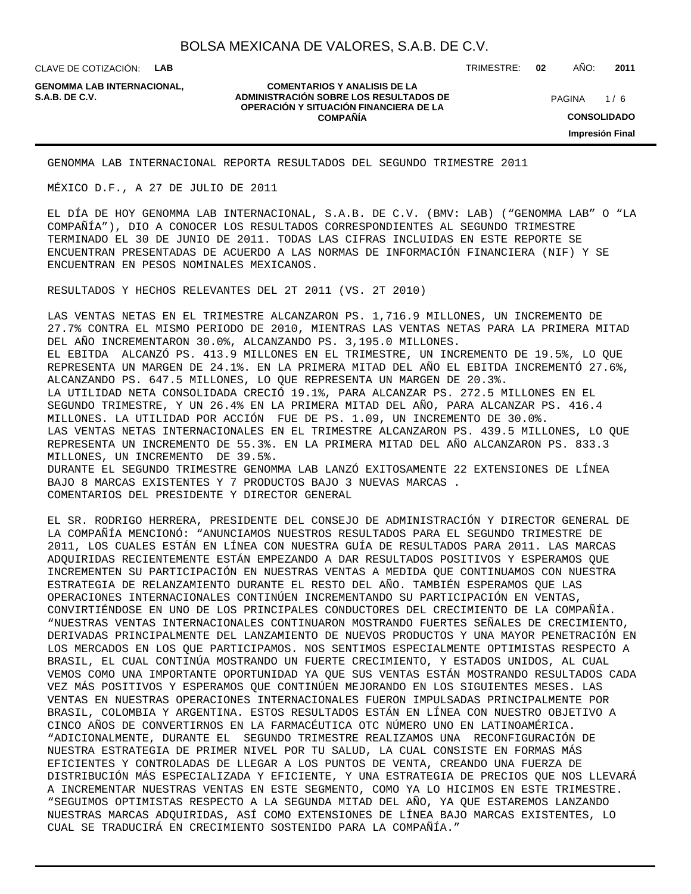GENOMMA LAB INTERNACIONAL REPORTA RESULTADOS DEL SEGUNDO TRIMESTRE 2011

MÉXICO D.F., A 27 DE JULIO DE 2011

EL DÍA DE HOY GENOMMA LAB INTERNACIONAL, S.A.B. DE C.V. (BMV: LAB) ("GENOMMA LAB" O "LA COMPAÑÍA"), DIO A CONOCER LOS RESULTADOS CORRESPONDIENTES AL SEGUNDO TRIMESTRE TERMINADO EL 30 DE JUNIO DE 2011. TODAS LAS CIFRAS INCLUIDAS EN ESTE REPORTE SE ENCUENTRAN PRESENTADAS DE ACUERDO A LAS NORMAS DE INFORMACIÓN FINANCIERA (NIF) Y SE ENCUENTRAN EN PESOS NOMINALES MEXICANOS.

RESULTADOS Y HECHOS RELEVANTES DEL 2T 2011 (VS. 2T 2010)

LAS VENTAS NETAS EN EL TRIMESTRE ALCANZARON PS. 1,716.9 MILLONES, UN INCREMENTO DE 27.7% CONTRA EL MISMO PERIODO DE 2010, MIENTRAS LAS VENTAS NETAS PARA LA PRIMERA MITAD DEL AÑO INCREMENTARON 30.0%, ALCANZANDO PS. 3,195.0 MILLONES.
EL EBITDA ALCANZÓ PS. 413.9 MILLONES EN EL TRIMESTRE, UN INCREMENTO DE 19.5%, LO QUE REPRESENTA UN MARGEN DE 24.1%. EN LA PRIMERA MITAD DEL AÑO EL EBITDA INCREMENTÓ 27.6%, ALCANZANDO PS. 647.5 MILLONES, LO QUE REPRESENTA UN MARGEN DE 20.3%.
LA UTILIDAD NETA CONSOLIDADA CRECIÓ 19.1%, PARA ALCANZAR PS. 272.5 MILLONES EN EL SEGUNDO TRIMESTRE, Y UN 26.4% EN LA PRIMERA MITAD DEL AÑO, PARA ALCANZAR PS. 416.4 MILLONES. LA UTILIDAD POR ACCIÓN FUE DE PS. 1.09, UN INCREMENTO DE 30.0%.
LAS VENTAS NETAS INTERNACIONALES EN EL TRIMESTRE ALCANZARON PS. 439.5 MILLONES, LO QUE REPRESENTA UN INCREMENTO DE 55.3%. EN LA PRIMERA MITAD DEL AÑO ALCANZARON PS. 833.3 MILLONES, UN INCREMENTO DE 39.5%.
DURANTE EL SEGUNDO TRIMESTRE GENOMMA LAB LANZÓ EXITOSAMENTE 22 EXTENSIONES DE LÍNEA BAJO 8 MARCAS EXISTENTES Y 7 PRODUCTOS BAJO 3 NUEVAS MARCAS .
COMENTARIOS DEL PRESIDENTE Y DIRECTOR GENERAL

EL SR. RODRIGO HERRERA, PRESIDENTE DEL CONSEJO DE ADMINISTRACIÓN Y DIRECTOR GENERAL DE LA COMPAÑÍA MENCIONÓ: "ANUNCIAMOS NUESTROS RESULTADOS PARA EL SEGUNDO TRIMESTRE DE 2011, LOS CUALES ESTÁN EN LÍNEA CON NUESTRA GUÍA DE RESULTADOS PARA 2011. LAS MARCAS ADQUIRIDAS RECIENTEMENTE ESTÁN EMPEZANDO A DAR RESULTADOS POSITIVOS Y ESPERAMOS QUE INCREMENTEN SU PARTICIPACIÓN EN NUESTRAS VENTAS A MEDIDA QUE CONTINUAMOS CON NUESTRA ESTRATEGIA DE RELANZAMIENTO DURANTE EL RESTO DEL AÑO. TAMBIÉN ESPERAMOS QUE LAS OPERACIONES INTERNACIONALES CONTINÚEN INCREMENTANDO SU PARTICIPACIÓN EN VENTAS, CONVIRTIÉNDOSE EN UNO DE LOS PRINCIPALES CONDUCTORES DEL CRECIMIENTO DE LA COMPAÑÍA.
"NUESTRAS VENTAS INTERNACIONALES CONTINUARON MOSTRANDO FUERTES SEÑALES DE CRECIMIENTO, DERIVADAS PRINCIPALMENTE DEL LANZAMIENTO DE NUEVOS PRODUCTOS Y UNA MAYOR PENETRACIÓN EN LOS MERCADOS EN LOS QUE PARTICIPAMOS. NOS SENTIMOS ESPECIALMENTE OPTIMISTAS RESPECTO A BRASIL, EL CUAL CONTINÚA MOSTRANDO UN FUERTE CRECIMIENTO, Y ESTADOS UNIDOS, AL CUAL VEMOS COMO UNA IMPORTANTE OPORTUNIDAD YA QUE SUS VENTAS ESTÁN MOSTRANDO RESULTADOS CADA VEZ MÁS POSITIVOS Y ESPERAMOS QUE CONTINÚEN MEJORANDO EN LOS SIGUIENTES MESES. LAS VENTAS EN NUESTRAS OPERACIONES INTERNACIONALES FUERON IMPULSADAS PRINCIPALMENTE POR BRASIL, COLOMBIA Y ARGENTINA. ESTOS RESULTADOS ESTÁN EN LÍNEA CON NUESTRO OBJETIVO A CINCO AÑOS DE CONVERTIRNOS EN LA FARMACÉUTICA OTC NÚMERO UNO EN LATINOAMÉRICA.
"ADICIONALMENTE, DURANTE EL SEGUNDO TRIMESTRE REALIZAMOS UNA RECONFIGURACIÓN DE NUESTRA ESTRATEGIA DE PRIMER NIVEL POR TU SALUD, LA CUAL CONSISTE EN FORMAS MÁS EFICIENTES Y CONTROLADAS DE LLEGAR A LOS PUNTOS DE VENTA, CREANDO UNA FUERZA DE DISTRIBUCIÓN MÁS ESPECIALIZADA Y EFICIENTE, Y UNA ESTRATEGIA DE PRECIOS QUE NOS LLEVARÁ A INCREMENTAR NUESTRAS VENTAS EN ESTE SEGMENTO, COMO YA LO HICIMOS EN ESTE TRIMESTRE.
"SEGUIMOS OPTIMISTAS RESPECTO A LA SEGUNDA MITAD DEL AÑO, YA QUE ESTAREMOS LANZANDO NUESTRAS MARCAS ADQUIRIDAS, ASÍ COMO EXTENSIONES DE LÍNEA BAJO MARCAS EXISTENTES, LO CUAL SE TRADUCIRÁ EN CRECIMIENTO SOSTENIDO PARA LA COMPAÑÍA."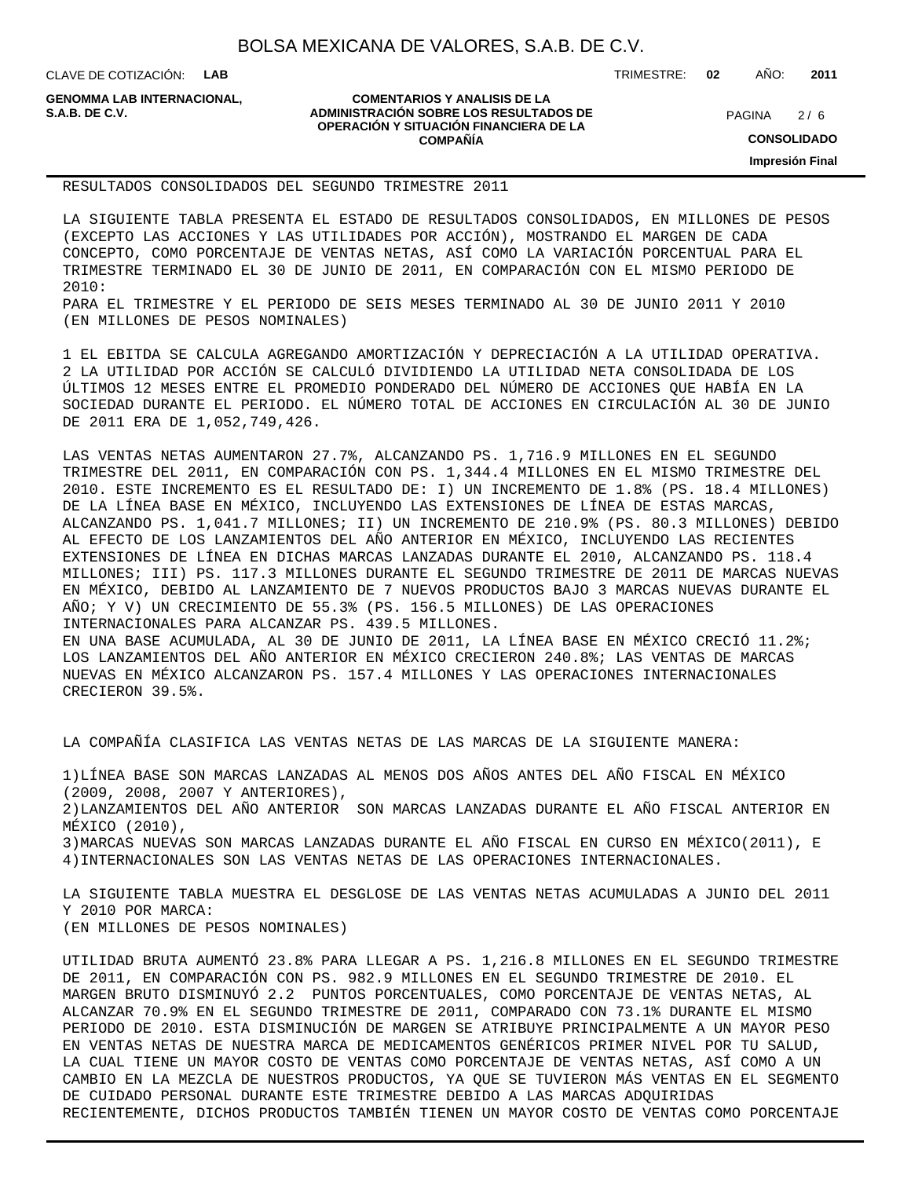RESULTADOS CONSOLIDADOS DEL SEGUNDO TRIMESTRE 2011

LA SIGUIENTE TABLA PRESENTA EL ESTADO DE RESULTADOS CONSOLIDADOS, EN MILLONES DE PESOS (EXCEPTO LAS ACCIONES Y LAS UTILIDADES POR ACCIÓN), MOSTRANDO EL MARGEN DE CADA CONCEPTO, COMO PORCENTAJE DE VENTAS NETAS, ASÍ COMO LA VARIACIÓN PORCENTUAL PARA EL TRIMESTRE TERMINADO EL 30 DE JUNIO DE 2011, EN COMPARACIÓN CON EL MISMO PERIODO DE 2010:
PARA EL TRIMESTRE Y EL PERIODO DE SEIS MESES TERMINADO AL 30 DE JUNIO 2011 Y 2010
(EN MILLONES DE PESOS NOMINALES)

1 EL EBITDA SE CALCULA AGREGANDO AMORTIZACIÓN Y DEPRECIACIÓN A LA UTILIDAD OPERATIVA.
2 LA UTILIDAD POR ACCIÓN SE CALCULÓ DIVIDIENDO LA UTILIDAD NETA CONSOLIDADA DE LOS ÚLTIMOS 12 MESES ENTRE EL PROMEDIO PONDERADO DEL NÚMERO DE ACCIONES QUE HABÍA EN LA SOCIEDAD DURANTE EL PERIODO. EL NÚMERO TOTAL DE ACCIONES EN CIRCULACIÓN AL 30 DE JUNIO DE 2011 ERA DE 1,052,749,426.

LAS VENTAS NETAS AUMENTARON 27.7%, ALCANZANDO PS. 1,716.9 MILLONES EN EL SEGUNDO TRIMESTRE DEL 2011, EN COMPARACIÓN CON PS. 1,344.4 MILLONES EN EL MISMO TRIMESTRE DEL 2010. ESTE INCREMENTO ES EL RESULTADO DE: I) UN INCREMENTO DE 1.8% (PS. 18.4 MILLONES) DE LA LÍNEA BASE EN MÉXICO, INCLUYENDO LAS EXTENSIONES DE LÍNEA DE ESTAS MARCAS, ALCANZANDO PS. 1,041.7 MILLONES; II) UN INCREMENTO DE 210.9% (PS. 80.3 MILLONES) DEBIDO AL EFECTO DE LOS LANZAMIENTOS DEL AÑO ANTERIOR EN MÉXICO, INCLUYENDO LAS RECIENTES EXTENSIONES DE LÍNEA EN DICHAS MARCAS LANZADAS DURANTE EL 2010, ALCANZANDO PS. 118.4 MILLONES; III) PS. 117.3 MILLONES DURANTE EL SEGUNDO TRIMESTRE DE 2011 DE MARCAS NUEVAS EN MÉXICO, DEBIDO AL LANZAMIENTO DE 7 NUEVOS PRODUCTOS BAJO 3 MARCAS NUEVAS DURANTE EL AÑO; Y V) UN CRECIMIENTO DE 55.3% (PS. 156.5 MILLONES) DE LAS OPERACIONES INTERNACIONALES PARA ALCANZAR PS. 439.5 MILLONES.
EN UNA BASE ACUMULADA, AL 30 DE JUNIO DE 2011, LA LÍNEA BASE EN MÉXICO CRECIÓ 11.2%; LOS LANZAMIENTOS DEL AÑO ANTERIOR EN MÉXICO CRECIERON 240.8%; LAS VENTAS DE MARCAS NUEVAS EN MÉXICO ALCANZARON PS. 157.4 MILLONES Y LAS OPERACIONES INTERNACIONALES CRECIERON 39.5%.

LA COMPAÑÍA CLASIFICA LAS VENTAS NETAS DE LAS MARCAS DE LA SIGUIENTE MANERA:

1)LÍNEA BASE SON MARCAS LANZADAS AL MENOS DOS AÑOS ANTES DEL AÑO FISCAL EN MÉXICO (2009, 2008, 2007 Y ANTERIORES),
2)LANZAMIENTOS DEL AÑO ANTERIOR SON MARCAS LANZADAS DURANTE EL AÑO FISCAL ANTERIOR EN MÉXICO (2010),
3)MARCAS NUEVAS SON MARCAS LANZADAS DURANTE EL AÑO FISCAL EN CURSO EN MÉXICO(2011), E
4)INTERNACIONALES SON LAS VENTAS NETAS DE LAS OPERACIONES INTERNACIONALES.

LA SIGUIENTE TABLA MUESTRA EL DESGLOSE DE LAS VENTAS NETAS ACUMULADAS A JUNIO DEL 2011 Y 2010 POR MARCA:
(EN MILLONES DE PESOS NOMINALES)

UTILIDAD BRUTA AUMENTÓ 23.8% PARA LLEGAR A PS. 1,216.8 MILLONES EN EL SEGUNDO TRIMESTRE DE 2011, EN COMPARACIÓN CON PS. 982.9 MILLONES EN EL SEGUNDO TRIMESTRE DE 2010. EL MARGEN BRUTO DISMINUYÓ 2.2 PUNTOS PORCENTUALES, COMO PORCENTAJE DE VENTAS NETAS, AL ALCANZAR 70.9% EN EL SEGUNDO TRIMESTRE DE 2011, COMPARADO CON 73.1% DURANTE EL MISMO PERIODO DE 2010. ESTA DISMINUCIÓN DE MARGEN SE ATRIBUYE PRINCIPALMENTE A UN MAYOR PESO EN VENTAS NETAS DE NUESTRA MARCA DE MEDICAMENTOS GENÉRICOS PRIMER NIVEL POR TU SALUD, LA CUAL TIENE UN MAYOR COSTO DE VENTAS COMO PORCENTAJE DE VENTAS NETAS, ASÍ COMO A UN CAMBIO EN LA MEZCLA DE NUESTROS PRODUCTOS, YA QUE SE TUVIERON MÁS VENTAS EN EL SEGMENTO DE CUIDADO PERSONAL DURANTE ESTE TRIMESTRE DEBIDO A LAS MARCAS ADQUIRIDAS RECIENTEMENTE, DICHOS PRODUCTOS TAMBIÉN TIENEN UN MAYOR COSTO DE VENTAS COMO PORCENTAJE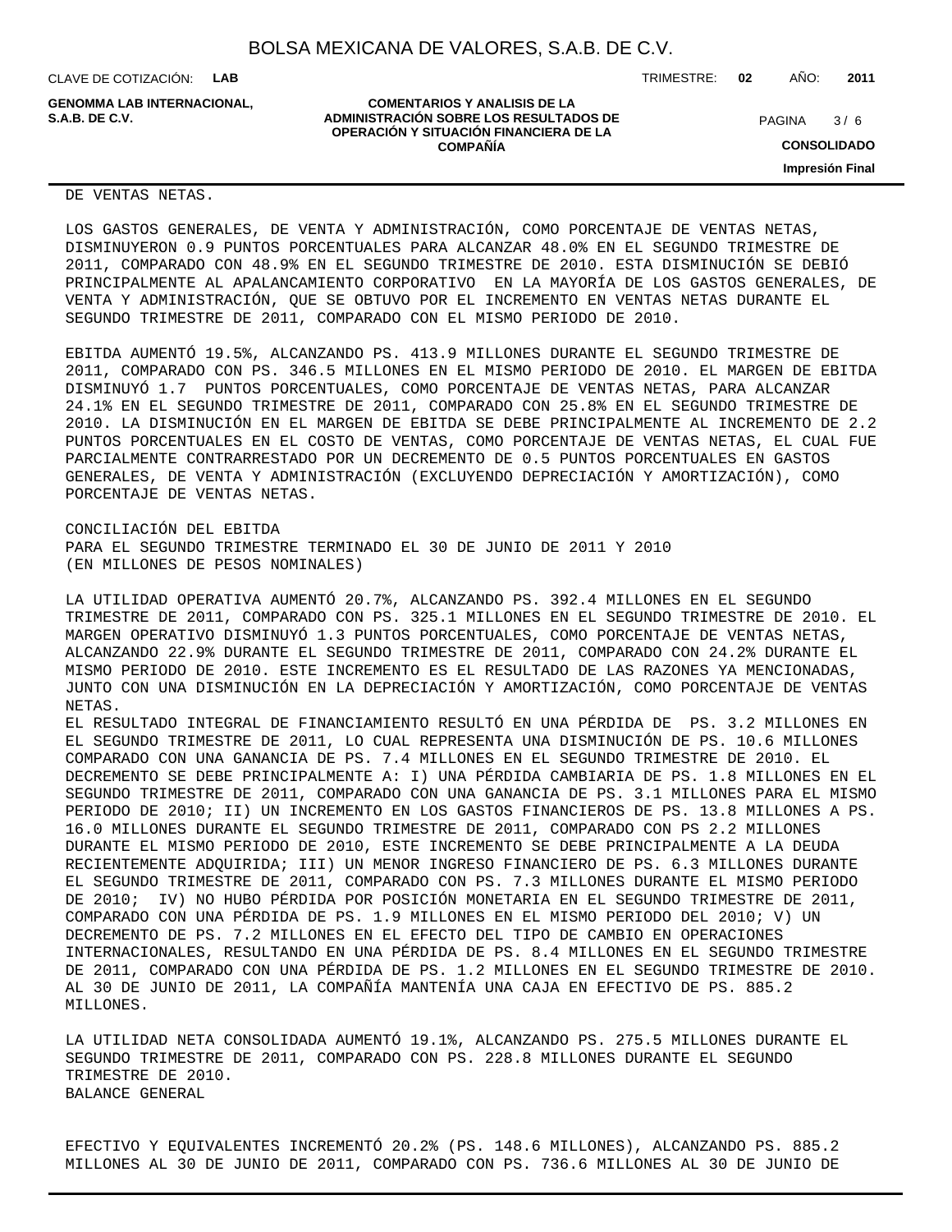DE VENTAS NETAS.

LOS GASTOS GENERALES, DE VENTA Y ADMINISTRACIÓN, COMO PORCENTAJE DE VENTAS NETAS, DISMINUYERON 0.9 PUNTOS PORCENTUALES PARA ALCANZAR 48.0% EN EL SEGUNDO TRIMESTRE DE 2011, COMPARADO CON 48.9% EN EL SEGUNDO TRIMESTRE DE 2010. ESTA DISMINUCIÓN SE DEBIÓ PRINCIPALMENTE AL APALANCAMIENTO CORPORATIVO EN LA MAYORÍA DE LOS GASTOS GENERALES, DE VENTA Y ADMINISTRACIÓN, QUE SE OBTUVO POR EL INCREMENTO EN VENTAS NETAS DURANTE EL SEGUNDO TRIMESTRE DE 2011, COMPARADO CON EL MISMO PERIODO DE 2010.

EBITDA AUMENTÓ 19.5%, ALCANZANDO PS. 413.9 MILLONES DURANTE EL SEGUNDO TRIMESTRE DE 2011, COMPARADO CON PS. 346.5 MILLONES EN EL MISMO PERIODO DE 2010. EL MARGEN DE EBITDA DISMINUYÓ 1.7 PUNTOS PORCENTUALES, COMO PORCENTAJE DE VENTAS NETAS, PARA ALCANZAR 24.1% EN EL SEGUNDO TRIMESTRE DE 2011, COMPARADO CON 25.8% EN EL SEGUNDO TRIMESTRE DE 2010. LA DISMINUCIÓN EN EL MARGEN DE EBITDA SE DEBE PRINCIPALMENTE AL INCREMENTO DE 2.2 PUNTOS PORCENTUALES EN EL COSTO DE VENTAS, COMO PORCENTAJE DE VENTAS NETAS, EL CUAL FUE PARCIALMENTE CONTRARRESTADO POR UN DECREMENTO DE 0.5 PUNTOS PORCENTUALES EN GASTOS GENERALES, DE VENTA Y ADMINISTRACIÓN (EXCLUYENDO DEPRECIACIÓN Y AMORTIZACIÓN), COMO PORCENTAJE DE VENTAS NETAS.

CONCILIACIÓN DEL EBITDA
PARA EL SEGUNDO TRIMESTRE TERMINADO EL 30 DE JUNIO DE 2011 Y 2010
(EN MILLONES DE PESOS NOMINALES)

LA UTILIDAD OPERATIVA AUMENTÓ 20.7%, ALCANZANDO PS. 392.4 MILLONES EN EL SEGUNDO TRIMESTRE DE 2011, COMPARADO CON PS. 325.1 MILLONES EN EL SEGUNDO TRIMESTRE DE 2010. EL MARGEN OPERATIVO DISMINUYÓ 1.3 PUNTOS PORCENTUALES, COMO PORCENTAJE DE VENTAS NETAS, ALCANZANDO 22.9% DURANTE EL SEGUNDO TRIMESTRE DE 2011, COMPARADO CON 24.2% DURANTE EL MISMO PERIODO DE 2010. ESTE INCREMENTO ES EL RESULTADO DE LAS RAZONES YA MENCIONADAS, JUNTO CON UNA DISMINUCIÓN EN LA DEPRECIACIÓN Y AMORTIZACIÓN, COMO PORCENTAJE DE VENTAS NETAS.

EL RESULTADO INTEGRAL DE FINANCIAMIENTO RESULTÓ EN UNA PÉRDIDA DE PS. 3.2 MILLONES EN EL SEGUNDO TRIMESTRE DE 2011, LO CUAL REPRESENTA UNA DISMINUCIÓN DE PS. 10.6 MILLONES COMPARADO CON UNA GANANCIA DE PS. 7.4 MILLONES EN EL SEGUNDO TRIMESTRE DE 2010. EL DECREMENTO SE DEBE PRINCIPALMENTE A: I) UNA PÉRDIDA CAMBIARIA DE PS. 1.8 MILLONES EN EL SEGUNDO TRIMESTRE DE 2011, COMPARADO CON UNA GANANCIA DE PS. 3.1 MILLONES PARA EL MISMO PERIODO DE 2010; II) UN INCREMENTO EN LOS GASTOS FINANCIEROS DE PS. 13.8 MILLONES A PS. 16.0 MILLONES DURANTE EL SEGUNDO TRIMESTRE DE 2011, COMPARADO CON PS 2.2 MILLONES DURANTE EL MISMO PERIODO DE 2010, ESTE INCREMENTO SE DEBE PRINCIPALMENTE A LA DEUDA RECIENTEMENTE ADQUIRIDA; III) UN MENOR INGRESO FINANCIERO DE PS. 6.3 MILLONES DURANTE EL SEGUNDO TRIMESTRE DE 2011, COMPARADO CON PS. 7.3 MILLONES DURANTE EL MISMO PERIODO DE 2010; IV) NO HUBO PÉRDIDA POR POSICIÓN MONETARIA EN EL SEGUNDO TRIMESTRE DE 2011, COMPARADO CON UNA PÉRDIDA DE PS. 1.9 MILLONES EN EL MISMO PERIODO DEL 2010; V) UN DECREMENTO DE PS. 7.2 MILLONES EN EL EFECTO DEL TIPO DE CAMBIO EN OPERACIONES INTERNACIONALES, RESULTANDO EN UNA PÉRDIDA DE PS. 8.4 MILLONES EN EL SEGUNDO TRIMESTRE DE 2011, COMPARADO CON UNA PÉRDIDA DE PS. 1.2 MILLONES EN EL SEGUNDO TRIMESTRE DE 2010. AL 30 DE JUNIO DE 2011, LA COMPAÑÍA MANTENÍA UNA CAJA EN EFECTIVO DE PS. 885.2 MILLONES.

LA UTILIDAD NETA CONSOLIDADA AUMENTÓ 19.1%, ALCANZANDO PS. 275.5 MILLONES DURANTE EL SEGUNDO TRIMESTRE DE 2011, COMPARADO CON PS. 228.8 MILLONES DURANTE EL SEGUNDO TRIMESTRE DE 2010.

BALANCE GENERAL

EFECTIVO Y EQUIVALENTES INCREMENTÓ 20.2% (PS. 148.6 MILLONES), ALCANZANDO PS. 885.2 MILLONES AL 30 DE JUNIO DE 2011, COMPARADO CON PS. 736.6 MILLONES AL 30 DE JUNIO DE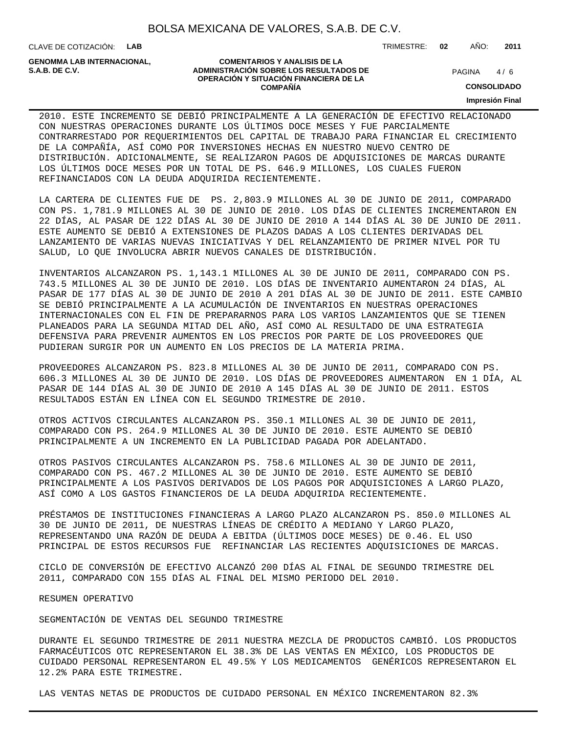2010. ESTE INCREMENTO SE DEBIÓ PRINCIPALMENTE A LA GENERACIÓN DE EFECTIVO RELACIONADO CON NUESTRAS OPERACIONES DURANTE LOS ÚLTIMOS DOCE MESES Y FUE PARCIALMENTE CONTRARRESTADO POR REQUERIMIENTOS DEL CAPITAL DE TRABAJO PARA FINANCIAR EL CRECIMIENTO DE LA COMPAÑÍA, ASÍ COMO POR INVERSIONES HECHAS EN NUESTRO NUEVO CENTRO DE DISTRIBUCIÓN. ADICIONALMENTE, SE REALIZARON PAGOS DE ADQUISICIONES DE MARCAS DURANTE LOS ÚLTIMOS DOCE MESES POR UN TOTAL DE PS. 646.9 MILLONES, LOS CUALES FUERON REFINANCIADOS CON LA DEUDA ADQUIRIDA RECIENTEMENTE.

LA CARTERA DE CLIENTES FUE DE PS. 2,803.9 MILLONES AL 30 DE JUNIO DE 2011, COMPARADO CON PS. 1,781.9 MILLONES AL 30 DE JUNIO DE 2010. LOS DÍAS DE CLIENTES INCREMENTARON EN 22 DÍAS, AL PASAR DE 122 DÍAS AL 30 DE JUNIO DE 2010 A 144 DÍAS AL 30 DE JUNIO DE 2011. ESTE AUMENTO SE DEBIÓ A EXTENSIONES DE PLAZOS DADAS A LOS CLIENTES DERIVADAS DEL LANZAMIENTO DE VARIAS NUEVAS INICIATIVAS Y DEL RELANZAMIENTO DE PRIMER NIVEL POR TU SALUD, LO QUE INVOLUCRA ABRIR NUEVOS CANALES DE DISTRIBUCIÓN.

INVENTARIOS ALCANZARON PS. 1,143.1 MILLONES AL 30 DE JUNIO DE 2011, COMPARADO CON PS. 743.5 MILLONES AL 30 DE JUNIO DE 2010. LOS DÍAS DE INVENTARIO AUMENTARON 24 DÍAS, AL PASAR DE 177 DÍAS AL 30 DE JUNIO DE 2010 A 201 DÍAS AL 30 DE JUNIO DE 2011. ESTE CAMBIO SE DEBIÓ PRINCIPALMENTE A LA ACUMULACIÓN DE INVENTARIOS EN NUESTRAS OPERACIONES INTERNACIONALES CON EL FIN DE PREPARARNOS PARA LOS VARIOS LANZAMIENTOS QUE SE TIENEN PLANEADOS PARA LA SEGUNDA MITAD DEL AÑO, ASÍ COMO AL RESULTADO DE UNA ESTRATEGIA DEFENSIVA PARA PREVENIR AUMENTOS EN LOS PRECIOS POR PARTE DE LOS PROVEEDORES QUE PUDIERAN SURGIR POR UN AUMENTO EN LOS PRECIOS DE LA MATERIA PRIMA.

PROVEEDORES ALCANZARON PS. 823.8 MILLONES AL 30 DE JUNIO DE 2011, COMPARADO CON PS. 606.3 MILLONES AL 30 DE JUNIO DE 2010. LOS DÍAS DE PROVEEDORES AUMENTARON EN 1 DÍA, AL PASAR DE 144 DÍAS AL 30 DE JUNIO DE 2010 A 145 DÍAS AL 30 DE JUNIO DE 2011. ESTOS RESULTADOS ESTÁN EN LÍNEA CON EL SEGUNDO TRIMESTRE DE 2010.

OTROS ACTIVOS CIRCULANTES ALCANZARON PS. 350.1 MILLONES AL 30 DE JUNIO DE 2011, COMPARADO CON PS. 264.9 MILLONES AL 30 DE JUNIO DE 2010. ESTE AUMENTO SE DEBIÓ PRINCIPALMENTE A UN INCREMENTO EN LA PUBLICIDAD PAGADA POR ADELANTADO.

OTROS PASIVOS CIRCULANTES ALCANZARON PS. 758.6 MILLONES AL 30 DE JUNIO DE 2011, COMPARADO CON PS. 467.2 MILLONES AL 30 DE JUNIO DE 2010. ESTE AUMENTO SE DEBIÓ PRINCIPALMENTE A LOS PASIVOS DERIVADOS DE LOS PAGOS POR ADQUISICIONES A LARGO PLAZO, ASÍ COMO A LOS GASTOS FINANCIEROS DE LA DEUDA ADQUIRIDA RECIENTEMENTE.

PRÉSTAMOS DE INSTITUCIONES FINANCIERAS A LARGO PLAZO ALCANZARON PS. 850.0 MILLONES AL 30 DE JUNIO DE 2011, DE NUESTRAS LÍNEAS DE CRÉDITO A MEDIANO Y LARGO PLAZO, REPRESENTANDO UNA RAZÓN DE DEUDA A EBITDA (ÚLTIMOS DOCE MESES) DE 0.46. EL USO PRINCIPAL DE ESTOS RECURSOS FUE REFINANCIAR LAS RECIENTES ADQUISICIONES DE MARCAS.

CICLO DE CONVERSIÓN DE EFECTIVO ALCANZÓ 200 DÍAS AL FINAL DE SEGUNDO TRIMESTRE DEL 2011, COMPARADO CON 155 DÍAS AL FINAL DEL MISMO PERIODO DEL 2010.

RESUMEN OPERATIVO

SEGMENTACIÓN DE VENTAS DEL SEGUNDO TRIMESTRE

DURANTE EL SEGUNDO TRIMESTRE DE 2011 NUESTRA MEZCLA DE PRODUCTOS CAMBIÓ. LOS PRODUCTOS FARMACÉUTICOS OTC REPRESENTARON EL 38.3% DE LAS VENTAS EN MÉXICO, LOS PRODUCTOS DE CUIDADO PERSONAL REPRESENTARON EL 49.5% Y LOS MEDICAMENTOS GENÉRICOS REPRESENTARON EL 12.2% PARA ESTE TRIMESTRE.

LAS VENTAS NETAS DE PRODUCTOS DE CUIDADO PERSONAL EN MÉXICO INCREMENTARON 82.3%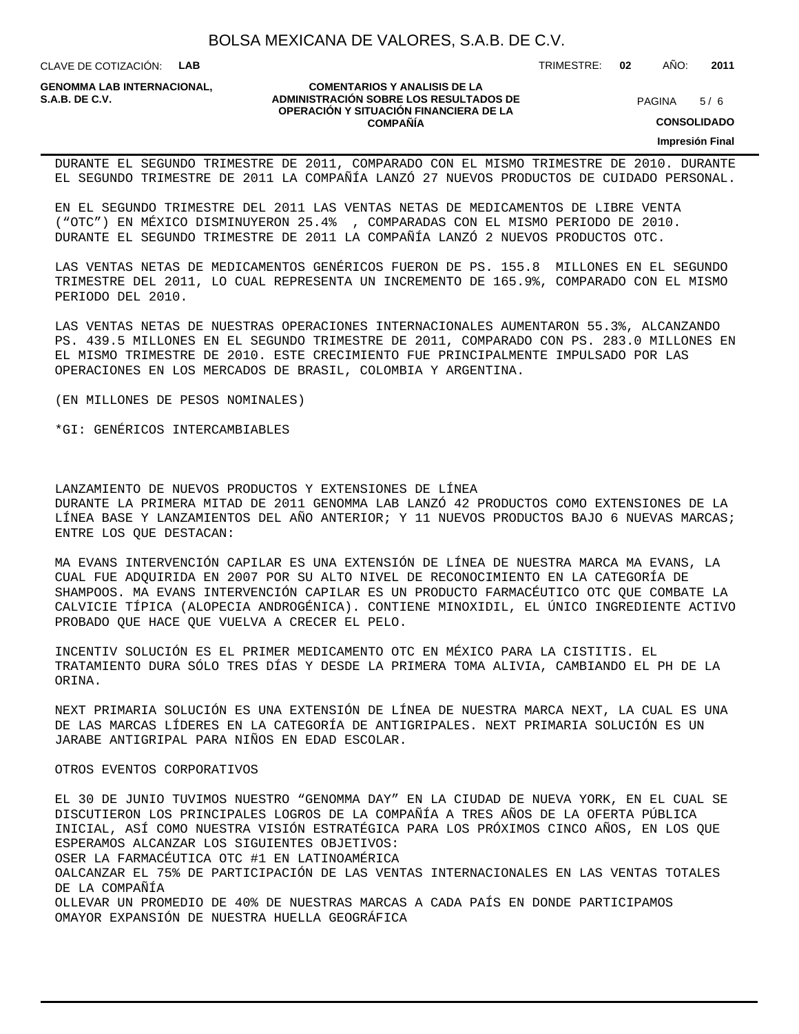DURANTE EL SEGUNDO TRIMESTRE DE 2011, COMPARADO CON EL MISMO TRIMESTRE DE 2010. DURANTE EL SEGUNDO TRIMESTRE DE 2011 LA COMPAÑÍA LANZÓ 27 NUEVOS PRODUCTOS DE CUIDADO PERSONAL.

EN EL SEGUNDO TRIMESTRE DEL 2011 LAS VENTAS NETAS DE MEDICAMENTOS DE LIBRE VENTA (“OTC”) EN MÉXICO DISMINUYERON 25.4% , COMPARADAS CON EL MISMO PERIODO DE 2010. DURANTE EL SEGUNDO TRIMESTRE DE 2011 LA COMPAÑÍA LANZÓ 2 NUEVOS PRODUCTOS OTC.

LAS VENTAS NETAS DE MEDICAMENTOS GENÉRICOS FUERON DE PS. 155.8 MILLONES EN EL SEGUNDO TRIMESTRE DEL 2011, LO CUAL REPRESENTA UN INCREMENTO DE 165.9%, COMPARADO CON EL MISMO PERIODO DEL 2010.

LAS VENTAS NETAS DE NUESTRAS OPERACIONES INTERNACIONALES AUMENTARON 55.3%, ALCANZANDO PS. 439.5 MILLONES EN EL SEGUNDO TRIMESTRE DE 2011, COMPARADO CON PS. 283.0 MILLONES EN EL MISMO TRIMESTRE DE 2010. ESTE CRECIMIENTO FUE PRINCIPALMENTE IMPULSADO POR LAS OPERACIONES EN LOS MERCADOS DE BRASIL, COLOMBIA Y ARGENTINA.

(EN MILLONES DE PESOS NOMINALES)

*GI: GENÉRICOS INTERCAMBIABLES

LANZAMIENTO DE NUEVOS PRODUCTOS Y EXTENSIONES DE LÍNEA

DURANTE LA PRIMERA MITAD DE 2011 GENOMMA LAB LANZÓ 42 PRODUCTOS COMO EXTENSIONES DE LA LÍNEA BASE Y LANZAMIENTOS DEL AÑO ANTERIOR; Y 11 NUEVOS PRODUCTOS BAJO 6 NUEVAS MARCAS; ENTRE LOS QUE DESTACAN:

MA EVANS INTERVENCIÓN CAPILAR ES UNA EXTENSIÓN DE LÍNEA DE NUESTRA MARCA MA EVANS, LA CUAL FUE ADQUIRIDA EN 2007 POR SU ALTO NIVEL DE RECONOCIMIENTO EN LA CATEGORÍA DE SHAMPOOS. MA EVANS INTERVENCIÓN CAPILAR ES UN PRODUCTO FARMACÉUTICO OTC QUE COMBATE LA CALVICIE TÍPICA (ALOPECIA ANDROGÉNICA). CONTIENE MINOXIDIL, EL ÚNICO INGREDIENTE ACTIVO PROBADO QUE HACE QUE VUELVA A CRECER EL PELO.

INCENTIV SOLUCIÓN ES EL PRIMER MEDICAMENTO OTC EN MÉXICO PARA LA CISTITIS. EL TRATAMIENTO DURA SÓLO TRES DÍAS Y DESDE LA PRIMERA TOMA ALIVIA, CAMBIANDO EL PH DE LA ORINA.

NEXT PRIMARIA SOLUCIÓN ES UNA EXTENSIÓN DE LÍNEA DE NUESTRA MARCA NEXT, LA CUAL ES UNA DE LAS MARCAS LÍDERES EN LA CATEGORÍA DE ANTIGRIPALES. NEXT PRIMARIA SOLUCIÓN ES UN JARABE ANTIGRIPAL PARA NIÑOS EN EDAD ESCOLAR.

OTROS EVENTOS CORPORATIVOS

EL 30 DE JUNIO TUVIMOS NUESTRO “GENOMMA DAY” EN LA CIUDAD DE NUEVA YORK, EN EL CUAL SE DISCUTIERON LOS PRINCIPALES LOGROS DE LA COMPAÑÍA A TRES AÑOS DE LA OFERTA PÚBLICA INICIAL, ASÍ COMO NUESTRA VISIÓN ESTRATÉGICA PARA LOS PRÓXIMOS CINCO AÑOS, EN LOS QUE ESPERAMOS ALCANZAR LOS SIGUIENTES OBJETIVOS:

OSER LA FARMACÉUTICA OTC #1 EN LATINOAMÉRICA

OALCANZAR EL 75% DE PARTICIPACIÓN DE LAS VENTAS INTERNACIONALES EN LAS VENTAS TOTALES DE LA COMPAÑÍA

OLLEVAR UN PROMEDIO DE 40% DE NUESTRAS MARCAS A CADA PAÍS EN DONDE PARTICIPAMOS

OMAYOR EXPANSIÓN DE NUESTRA HUELLA GEOGRÁFICA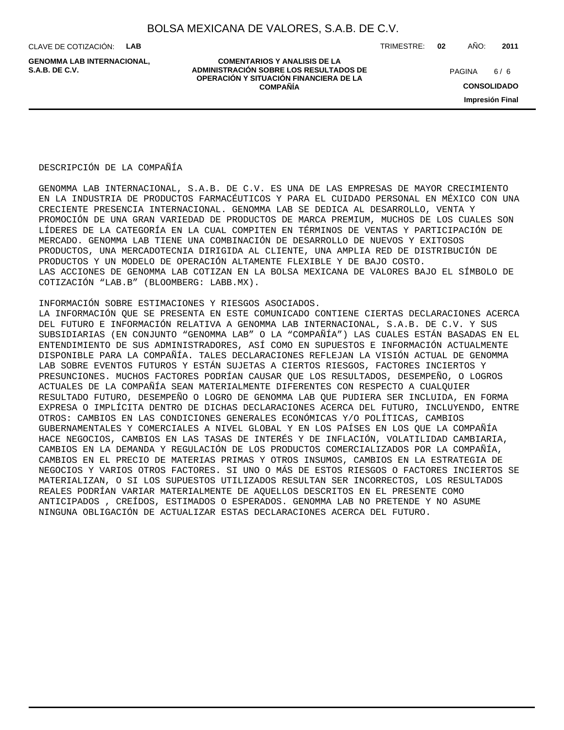DESCRIPCIÓN DE LA COMPAÑÍA

GENOMMA LAB INTERNACIONAL, S.A.B. DE C.V. ES UNA DE LAS EMPRESAS DE MAYOR CRECIMIENTO EN LA INDUSTRIA DE PRODUCTOS FARMACÉUTICOS Y PARA EL CUIDADO PERSONAL EN MÉXICO CON UNA CRECIENTE PRESENCIA INTERNACIONAL. GENOMMA LAB SE DEDICA AL DESARROLLO, VENTA Y PROMOCIÓN DE UNA GRAN VARIEDAD DE PRODUCTOS DE MARCA PREMIUM, MUCHOS DE LOS CUALES SON LÍDERES DE LA CATEGORÍA EN LA CUAL COMPITEN EN TÉRMINOS DE VENTAS Y PARTICIPACIÓN DE MERCADO. GENOMMA LAB TIENE UNA COMBINACIÓN DE DESARROLLO DE NUEVOS Y EXITOSOS PRODUCTOS, UNA MERCADOTECNIA DIRIGIDA AL CLIENTE, UNA AMPLIA RED DE DISTRIBUCIÓN DE PRODUCTOS Y UN MODELO DE OPERACIÓN ALTAMENTE FLEXIBLE Y DE BAJO COSTO.
LAS ACCIONES DE GENOMMA LAB COTIZAN EN LA BOLSA MEXICANA DE VALORES BAJO EL SÍMBOLO DE COTIZACIÓN “LAB.B” (BLOOMBERG: LABB.MX).

INFORMACIÓN SOBRE ESTIMACIONES Y RIESGOS ASOCIADOS.
LA INFORMACIÓN QUE SE PRESENTA EN ESTE COMUNICADO CONTIENE CIERTAS DECLARACIONES ACERCA DEL FUTURO E INFORMACIÓN RELATIVA A GENOMMA LAB INTERNACIONAL, S.A.B. DE C.V. Y SUS SUBSIDIARIAS (EN CONJUNTO “GENOMMA LAB” O LA “COMPAÑÍA”) LAS CUALES ESTÁN BASADAS EN EL ENTENDIMIENTO DE SUS ADMINISTRADORES, ASÍ COMO EN SUPUESTOS E INFORMACIÓN ACTUALMENTE DISPONIBLE PARA LA COMPAÑÍA. TALES DECLARACIONES REFLEJAN LA VISIÓN ACTUAL DE GENOMMA LAB SOBRE EVENTOS FUTUROS Y ESTÁN SUJETAS A CIERTOS RIESGOS, FACTORES INCIERTOS Y PRESUNCIONES. MUCHOS FACTORES PODRÍAN CAUSAR QUE LOS RESULTADOS, DESEMPEÑO, O LOGROS ACTUALES DE LA COMPAÑÍA SEAN MATERIALMENTE DIFERENTES CON RESPECTO A CUALQUIER RESULTADO FUTURO, DESEMPEÑO O LOGRO DE GENOMMA LAB QUE PUDIERA SER INCLUIDA, EN FORMA EXPRESA O IMPLÍCITA DENTRO DE DICHAS DECLARACIONES ACERCA DEL FUTURO, INCLUYENDO, ENTRE OTROS: CAMBIOS EN LAS CONDICIONES GENERALES ECONÓMICAS Y/O POLÍTICAS, CAMBIOS GUBERNAMENTALES Y COMERCIALES A NIVEL GLOBAL Y EN LOS PAÍSES EN LOS QUE LA COMPAÑÍA HACE NEGOCIOS, CAMBIOS EN LAS TASAS DE INTERÉS Y DE INFLACIÓN, VOLATILIDAD CAMBIARIA, CAMBIOS EN LA DEMANDA Y REGULACIÓN DE LOS PRODUCTOS COMERCIALIZADOS POR LA COMPAÑÍA, CAMBIOS EN EL PRECIO DE MATERIAS PRIMAS Y OTROS INSUMOS, CAMBIOS EN LA ESTRATEGIA DE NEGOCIOS Y VARIOS OTROS FACTORES. SI UNO O MÁS DE ESTOS RIESGOS O FACTORES INCIERTOS SE MATERIALIZAN, O SI LOS SUPUESTOS UTILIZADOS RESULTAN SER INCORRECTOS, LOS RESULTADOS REALES PODRÍAN VARIAR MATERIALMENTE DE AQUELLOS DESCRITOS EN EL PRESENTE COMO ANTICIPADOS , CREÍDOS, ESTIMADOS O ESPERADOS. GENOMMA LAB NO PRETENDE Y NO ASUME NINGUNA OBLIGACIÓN DE ACTUALIZAR ESTAS DECLARACIONES ACERCA DEL FUTURO.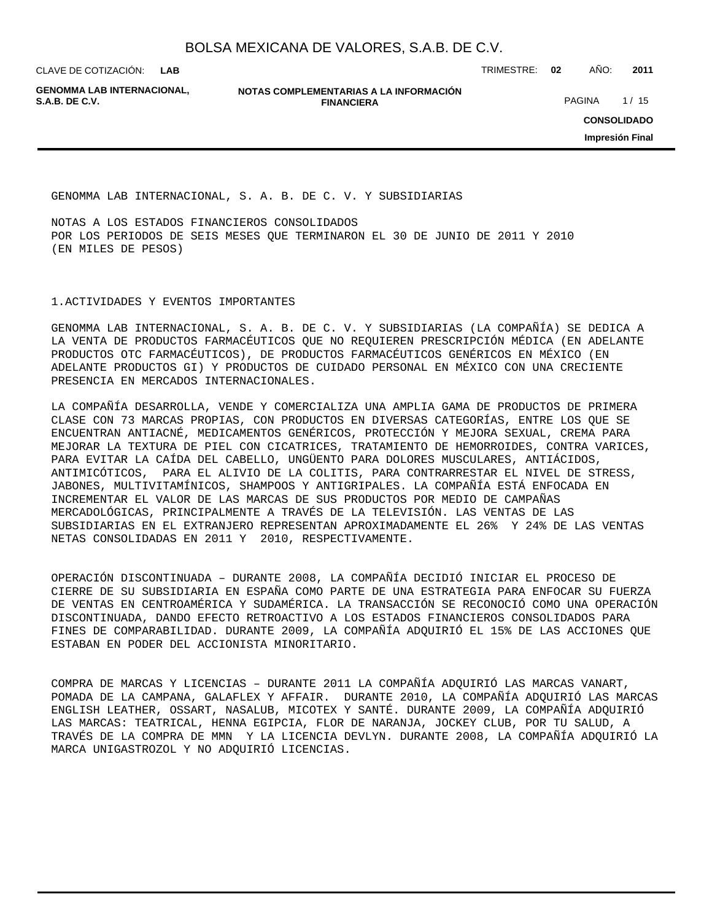GENOMMA LAB INTERNACIONAL, S. A. B. DE C. V. Y SUBSIDIARIAS

NOTAS A LOS ESTADOS FINANCIEROS CONSOLIDADOS
POR LOS PERIODOS DE SEIS MESES QUE TERMINARON EL 30 DE JUNIO DE 2011 Y 2010
(EN MILES DE PESOS)

## 1.ACTIVIDADES Y EVENTOS IMPORTANTES

GENOMMA LAB INTERNACIONAL, S. A. B. DE C. V. Y SUBSIDIARIAS (LA COMPAÑÍA) SE DEDICA A LA VENTA DE PRODUCTOS FARMACÉUTICOS QUE NO REQUIEREN PRESCRIPCIÓN MÉDICA (EN ADELANTE PRODUCTOS OTC FARMACÉUTICOS), DE PRODUCTOS FARMACÉUTICOS GENÉRICOS EN MÉXICO (EN ADELANTE PRODUCTOS GI) Y PRODUCTOS DE CUIDADO PERSONAL EN MÉXICO CON UNA CRECIENTE PRESENCIA EN MERCADOS INTERNACIONALES.

LA COMPAÑÍA DESARROLLA, VENDE Y COMERCIALIZA UNA AMPLIA GAMA DE PRODUCTOS DE PRIMERA CLASE CON 73 MARCAS PROPIAS, CON PRODUCTOS EN DIVERSAS CATEGORÍAS, ENTRE LOS QUE SE ENCUENTRAN ANTIACNÉ, MEDICAMENTOS GENÉRICOS, PROTECCIÓN Y MEJORA SEXUAL, CREMA PARA MEJORAR LA TEXTURA DE PIEL CON CICATRICES, TRATAMIENTO DE HEMORROIDES, CONTRA VARICES, PARA EVITAR LA CAÍDA DEL CABELLO, UNGÜENTO PARA DOLORES MUSCULARES, ANTIÁCIDOS, ANTIMICÓTICOS, PARA EL ALIVIO DE LA COLITIS, PARA CONTRARRESTAR EL NIVEL DE STRESS, JABONES, MULTIVITAMÍNICOS, SHAMPOOS Y ANTIGRIPALES. LA COMPAÑÍA ESTÁ ENFOCADA EN INCREMENTAR EL VALOR DE LAS MARCAS DE SUS PRODUCTOS POR MEDIO DE CAMPAÑAS MERCADOLÓGICAS, PRINCIPALMENTE A TRAVÉS DE LA TELEVISIÓN. LAS VENTAS DE LAS SUBSIDIARIAS EN EL EXTRANJERO REPRESENTAN APROXIMADAMENTE EL 26% Y 24% DE LAS VENTAS NETAS CONSOLIDADAS EN 2011 Y 2010, RESPECTIVAMENTE.

OPERACIÓN DISCONTINUADA – DURANTE 2008, LA COMPAÑÍA DECIDIÓ INICIAR EL PROCESO DE CIERRE DE SU SUBSIDIARIA EN ESPAÑA COMO PARTE DE UNA ESTRATEGIA PARA ENFOCAR SU FUERZA DE VENTAS EN CENTROAMÉRICA Y SUDAMÉRICA. LA TRANSACCIÓN SE RECONOCIÓ COMO UNA OPERACIÓN DISCONTINUADA, DANDO EFECTO RETROACTIVO A LOS ESTADOS FINANCIEROS CONSOLIDADOS PARA FINES DE COMPARABILIDAD. DURANTE 2009, LA COMPAÑÍA ADQUIRIÓ EL 15% DE LAS ACCIONES QUE ESTABAN EN PODER DEL ACCIONISTA MINORITARIO.

COMPRA DE MARCAS Y LICENCIAS – DURANTE 2011 LA COMPAÑÍA ADQUIRIÓ LAS MARCAS VANART, POMADA DE LA CAMPANA, GALAFLEX Y AFFAIR. DURANTE 2010, LA COMPAÑÍA ADQUIRIÓ LAS MARCAS ENGLISH LEATHER, OSSART, NASALUB, MICOTEX Y SANTÉ. DURANTE 2009, LA COMPAÑÍA ADQUIRIÓ LAS MARCAS: TEATRICAL, HENNA EGIPCIA, FLOR DE NARANJA, JOCKEY CLUB, POR TU SALUD, A TRAVÉS DE LA COMPRA DE MMN Y LA LICENCIA DEVLYN. DURANTE 2008, LA COMPAÑÍA ADQUIRIÓ LA MARCA UNIGASTROZOL Y NO ADQUIRIÓ LICENCIAS.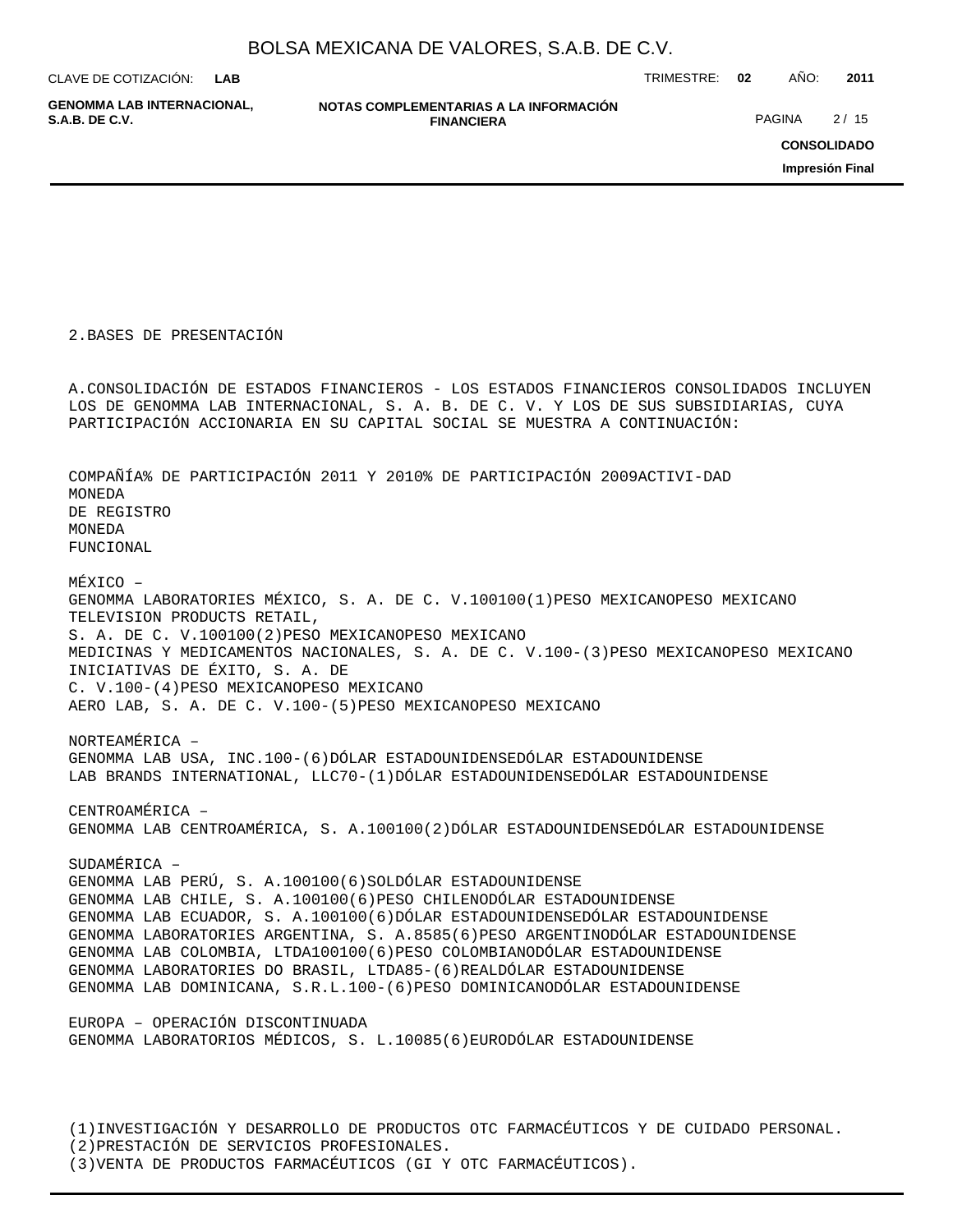2.BASES DE PRESENTACIÓN

A.CONSOLIDACIÓN DE ESTADOS FINANCIEROS - LOS ESTADOS FINANCIEROS CONSOLIDADOS INCLUYEN LOS DE GENOMMA LAB INTERNACIONAL, S. A. B. DE C. V. Y LOS DE SUS SUBSIDIARIAS, CUYA PARTICIPACIÓN ACCIONARIA EN SU CAPITAL SOCIAL SE MUESTRA A CONTINUACIÓN:

| COMPAÑÍA | % DE PARTICIPACIÓN 2011 Y 2010 | % DE PARTICIPACIÓN 2009 | ACTIVI-DAD | MONEDA DE REGISTRO | MONEDA FUNCIONAL |
|---|---|---|---|---|---|
| MÉXICO – | | | | | |
| GENOMMA LABORATORIES MÉXICO, S. A. DE C. V. | 100 | 100 | (1) | PESO MEXICANO | PESO MEXICANO |
| TELEVISION PRODUCTS RETAIL, S. A. DE C. V. | 100 | 100 | (2) | PESO MEXICANO | PESO MEXICANO |
| MEDICINAS Y MEDICAMENTOS NACIONALES, S. A. DE C. V. | 100 | - | (3) | PESO MEXICANO | PESO MEXICANO |
| INICIATIVAS DE ÉXITO, S. A. DE C. V. | 100 | - | (4) | PESO MEXICANO | PESO MEXICANO |
| AERO LAB, S. A. DE C. V. | 100 | - | (5) | PESO MEXICANO | PESO MEXICANO |
| NORTEAMÉRICA – | | | | | |
| GENOMMA LAB USA, INC. | 100 | - | (6) | DÓLAR ESTADOUNIDENSE | DÓLAR ESTADOUNIDENSE |
| LAB BRANDS INTERNATIONAL, LLC | 70 | - | (1) | DÓLAR ESTADOUNIDENSE | DÓLAR ESTADOUNIDENSE |
| CENTROAMÉRICA – | | | | | |
| GENOMMA LAB CENTROAMÉRICA, S. A. | 100 | 100 | (2) | DÓLAR ESTADOUNIDENSE | DÓLAR ESTADOUNIDENSE |
| SUDAMÉRICA – | | | | | |
| GENOMMA LAB PERÚ, S. A. | 100 | 100 | (6) | SOL | DÓLAR ESTADOUNIDENSE |
| GENOMMA LAB CHILE, S. A. | 100 | 100 | (6) | PESO CHILENO | DÓLAR ESTADOUNIDENSE |
| GENOMMA LAB ECUADOR, S. A. | 100 | 100 | (6) | DÓLAR ESTADOUNIDENSE | DÓLAR ESTADOUNIDENSE |
| GENOMMA LABORATORIES ARGENTINA, S. A. | 85 | 85 | (6) | PESO ARGENTINO | DÓLAR ESTADOUNIDENSE |
| GENOMMA LAB COLOMBIA, LTDA | 100 | 100 | (6) | PESO COLOMBIANO | DÓLAR ESTADOUNIDENSE |
| GENOMMA LABORATORIES DO BRASIL, LTDA | 85 | - | (6) | REAL | DÓLAR ESTADOUNIDENSE |
| GENOMMA LAB DOMINICANA, S.R.L. | 100 | - | (6) | PESO DOMINICANO | DÓLAR ESTADOUNIDENSE |
| EUROPA – OPERACIÓN DISCONTINUADA | | | | | |
| GENOMMA LABORATORIOS MÉDICOS, S. L. | 100 | 85 | (6) | EURO | DÓLAR ESTADOUNIDENSE |

(1)INVESTIGACIÓN Y DESARROLLO DE PRODUCTOS OTC FARMACÉUTICOS Y DE CUIDADO PERSONAL.
(2)PRESTACIÓN DE SERVICIOS PROFESIONALES.
(3)VENTA DE PRODUCTOS FARMACÉUTICOS (GI Y OTC FARMACÉUTICOS).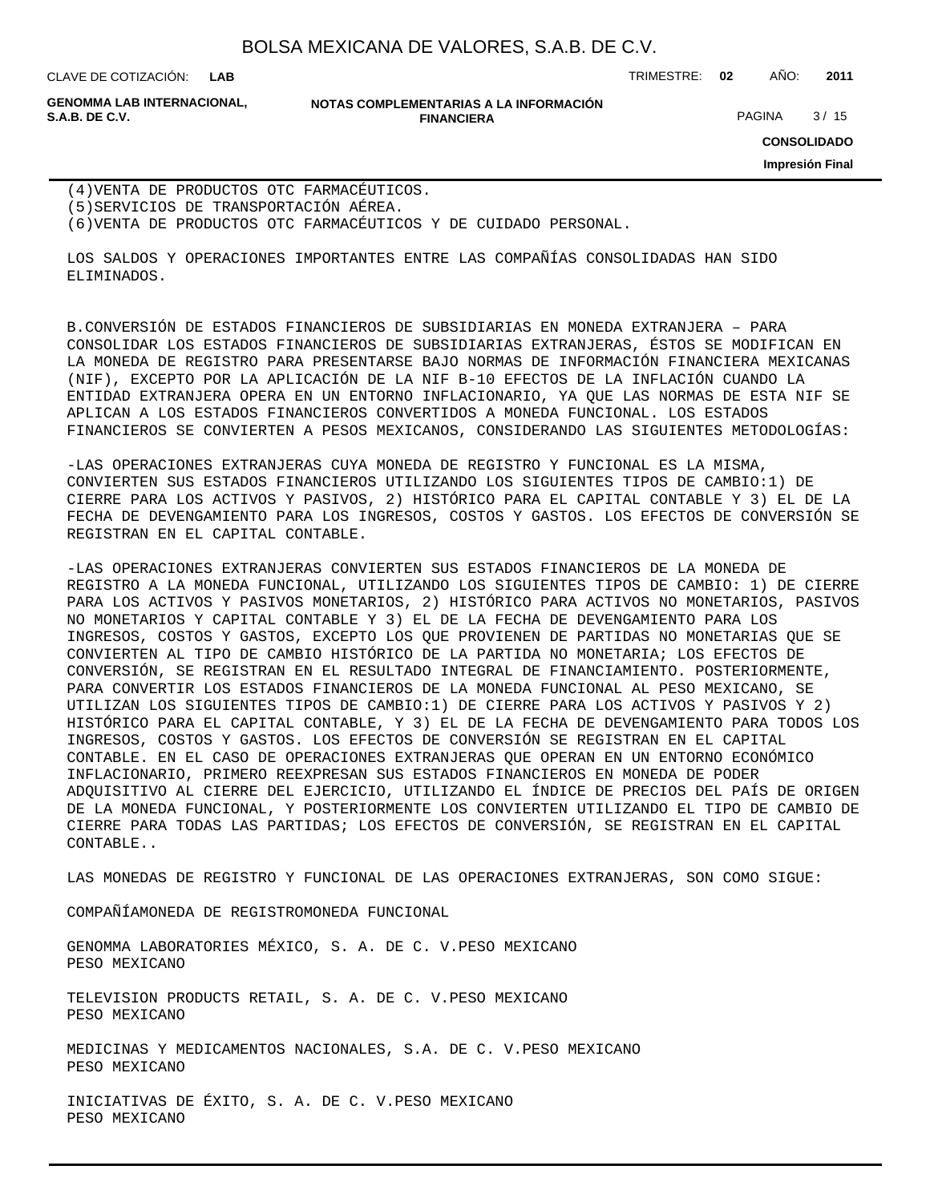(4)VENTA DE PRODUCTOS OTC FARMACÉUTICOS.
(5)SERVICIOS DE TRANSPORTACIÓN AÉREA.
(6)VENTA DE PRODUCTOS OTC FARMACÉUTICOS Y DE CUIDADO PERSONAL.

LOS SALDOS Y OPERACIONES IMPORTANTES ENTRE LAS COMPAÑÍAS CONSOLIDADAS HAN SIDO ELIMINADOS.

B.CONVERSIÓN DE ESTADOS FINANCIEROS DE SUBSIDIARIAS EN MONEDA EXTRANJERA – PARA CONSOLIDAR LOS ESTADOS FINANCIEROS DE SUBSIDIARIAS EXTRANJERAS, ÉSTOS SE MODIFICAN EN LA MONEDA DE REGISTRO PARA PRESENTARSE BAJO NORMAS DE INFORMACIÓN FINANCIERA MEXICANAS (NIF), EXCEPTO POR LA APLICACIÓN DE LA NIF B-10 EFECTOS DE LA INFLACIÓN CUANDO LA ENTIDAD EXTRANJERA OPERA EN UN ENTORNO INFLACIONARIO, YA QUE LAS NORMAS DE ESTA NIF SE APLICAN A LOS ESTADOS FINANCIEROS CONVERTIDOS A MONEDA FUNCIONAL. LOS ESTADOS FINANCIEROS SE CONVIERTEN A PESOS MEXICANOS, CONSIDERANDO LAS SIGUIENTES METODOLOGÍAS:

-LAS OPERACIONES EXTRANJERAS CUYA MONEDA DE REGISTRO Y FUNCIONAL ES LA MISMA, CONVIERTEN SUS ESTADOS FINANCIEROS UTILIZANDO LOS SIGUIENTES TIPOS DE CAMBIO:1) DE CIERRE PARA LOS ACTIVOS Y PASIVOS, 2) HISTÓRICO PARA EL CAPITAL CONTABLE Y 3) EL DE LA FECHA DE DEVENGAMIENTO PARA LOS INGRESOS, COSTOS Y GASTOS. LOS EFECTOS DE CONVERSIÓN SE REGISTRAN EN EL CAPITAL CONTABLE.

-LAS OPERACIONES EXTRANJERAS CONVIERTEN SUS ESTADOS FINANCIEROS DE LA MONEDA DE REGISTRO A LA MONEDA FUNCIONAL, UTILIZANDO LOS SIGUIENTES TIPOS DE CAMBIO: 1) DE CIERRE PARA LOS ACTIVOS Y PASIVOS MONETARIOS, 2) HISTÓRICO PARA ACTIVOS NO MONETARIOS, PASIVOS NO MONETARIOS Y CAPITAL CONTABLE Y 3) EL DE LA FECHA DE DEVENGAMIENTO PARA LOS INGRESOS, COSTOS Y GASTOS, EXCEPTO LOS QUE PROVIENEN DE PARTIDAS NO MONETARIAS QUE SE CONVIERTEN AL TIPO DE CAMBIO HISTÓRICO DE LA PARTIDA NO MONETARIA; LOS EFECTOS DE CONVERSIÓN, SE REGISTRAN EN EL RESULTADO INTEGRAL DE FINANCIAMIENTO. POSTERIORMENTE, PARA CONVERTIR LOS ESTADOS FINANCIEROS DE LA MONEDA FUNCIONAL AL PESO MEXICANO, SE UTILIZAN LOS SIGUIENTES TIPOS DE CAMBIO:1) DE CIERRE PARA LOS ACTIVOS Y PASIVOS Y 2) HISTÓRICO PARA EL CAPITAL CONTABLE, Y 3) EL DE LA FECHA DE DEVENGAMIENTO PARA TODOS LOS INGRESOS, COSTOS Y GASTOS. LOS EFECTOS DE CONVERSIÓN SE REGISTRAN EN EL CAPITAL CONTABLE. EN EL CASO DE OPERACIONES EXTRANJERAS QUE OPERAN EN UN ENTORNO ECONÓMICO INFLACIONARIO, PRIMERO REEXPRESAN SUS ESTADOS FINANCIEROS EN MONEDA DE PODER ADQUISITIVO AL CIERRE DEL EJERCICIO, UTILIZANDO EL ÍNDICE DE PRECIOS DEL PAÍS DE ORIGEN DE LA MONEDA FUNCIONAL, Y POSTERIORMENTE LOS CONVIERTEN UTILIZANDO EL TIPO DE CAMBIO DE CIERRE PARA TODAS LAS PARTIDAS; LOS EFECTOS DE CONVERSIÓN, SE REGISTRAN EN EL CAPITAL CONTABLE..

LAS MONEDAS DE REGISTRO Y FUNCIONAL DE LAS OPERACIONES EXTRANJERAS, SON COMO SIGUE:

COMPAÑÍAMONEDA DE REGISTROMONEDA FUNCIONAL

GENOMMA LABORATORIES MÉXICO, S. A. DE C. V.PESO MEXICANO
PESO MEXICANO

TELEVISION PRODUCTS RETAIL, S. A. DE C. V.PESO MEXICANO
PESO MEXICANO

MEDICINAS Y MEDICAMENTOS NACIONALES, S.A. DE C. V.PESO MEXICANO
PESO MEXICANO

INICIATIVAS DE ÉXITO, S. A. DE C. V.PESO MEXICANO
PESO MEXICANO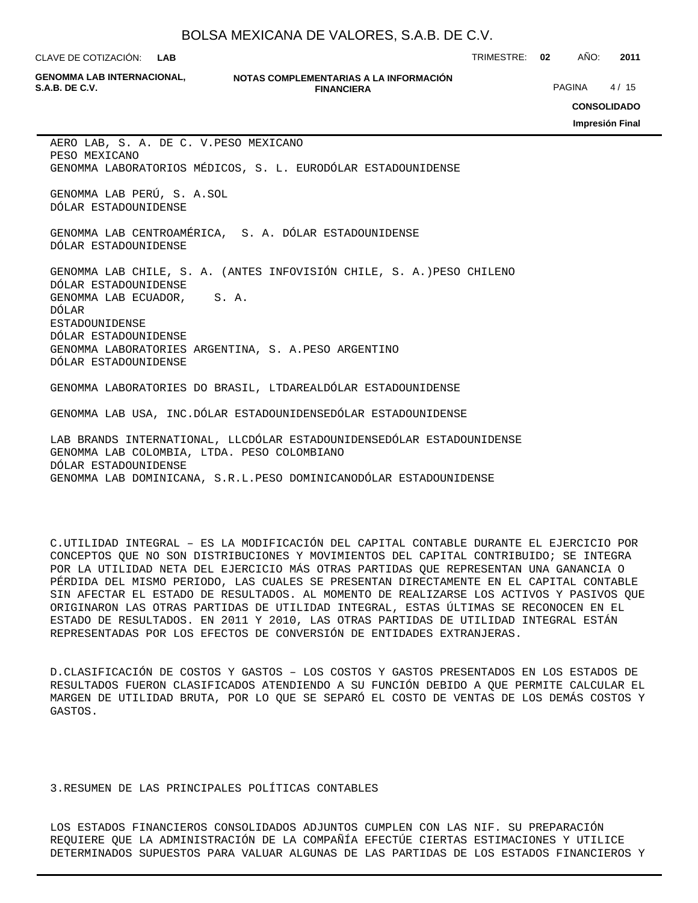AERO LAB, S. A. DE C. V.PESO MEXICANO
PESO MEXICANO
GENOMMA LABORATORIOS MÉDICOS, S. L. EURODÓLAR ESTADOUNIDENSE

GENOMMA LAB PERÚ, S. A.SOL
DÓLAR ESTADOUNIDENSE

GENOMMA LAB CENTROAMÉRICA, S. A. DÓLAR ESTADOUNIDENSE
DÓLAR ESTADOUNIDENSE

GENOMMA LAB CHILE, S. A. (ANTES INFOVISIÓN CHILE, S. A.)PESO CHILENO
DÓLAR ESTADOUNIDENSE
GENOMMA LAB ECUADOR, S. A.
DÓLAR
ESTADOUNIDENSE
DÓLAR ESTADOUNIDENSE
GENOMMA LABORATORIES ARGENTINA, S. A.PESO ARGENTINO
DÓLAR ESTADOUNIDENSE

GENOMMA LABORATORIES DO BRASIL, LTDAREALDÓLAR ESTADOUNIDENSE

GENOMMA LAB USA, INC.DÓLAR ESTADOUNIDENSEDÓLAR ESTADOUNIDENSE

LAB BRANDS INTERNATIONAL, LLCDÓLAR ESTADOUNIDENSEDÓLAR ESTADOUNIDENSE
GENOMMA LAB COLOMBIA, LTDA. PESO COLOMBIANO
DÓLAR ESTADOUNIDENSE
GENOMMA LAB DOMINICANA, S.R.L.PESO DOMINICANODÓLAR ESTADOUNIDENSE

C.UTILIDAD INTEGRAL – ES LA MODIFICACIÓN DEL CAPITAL CONTABLE DURANTE EL EJERCICIO POR CONCEPTOS QUE NO SON DISTRIBUCIONES Y MOVIMIENTOS DEL CAPITAL CONTRIBUIDO; SE INTEGRA POR LA UTILIDAD NETA DEL EJERCICIO MÁS OTRAS PARTIDAS QUE REPRESENTAN UNA GANANCIA O PÉRDIDA DEL MISMO PERIODO, LAS CUALES SE PRESENTAN DIRECTAMENTE EN EL CAPITAL CONTABLE SIN AFECTAR EL ESTADO DE RESULTADOS. AL MOMENTO DE REALIZARSE LOS ACTIVOS Y PASIVOS QUE ORIGINARON LAS OTRAS PARTIDAS DE UTILIDAD INTEGRAL, ESTAS ÚLTIMAS SE RECONOCEN EN EL ESTADO DE RESULTADOS. EN 2011 Y 2010, LAS OTRAS PARTIDAS DE UTILIDAD INTEGRAL ESTÁN REPRESENTADAS POR LOS EFECTOS DE CONVERSIÓN DE ENTIDADES EXTRANJERAS.

D.CLASIFICACIÓN DE COSTOS Y GASTOS – LOS COSTOS Y GASTOS PRESENTADOS EN LOS ESTADOS DE RESULTADOS FUERON CLASIFICADOS ATENDIENDO A SU FUNCIÓN DEBIDO A QUE PERMITE CALCULAR EL MARGEN DE UTILIDAD BRUTA, POR LO QUE SE SEPARÓ EL COSTO DE VENTAS DE LOS DEMÁS COSTOS Y GASTOS.

3.RESUMEN DE LAS PRINCIPALES POLÍTICAS CONTABLES

LOS ESTADOS FINANCIEROS CONSOLIDADOS ADJUNTOS CUMPLEN CON LAS NIF. SU PREPARACIÓN REQUIERE QUE LA ADMINISTRACIÓN DE LA COMPAÑÍA EFECTÚE CIERTAS ESTIMACIONES Y UTILICE DETERMINADOS SUPUESTOS PARA VALUAR ALGUNAS DE LAS PARTIDAS DE LOS ESTADOS FINANCIEROS Y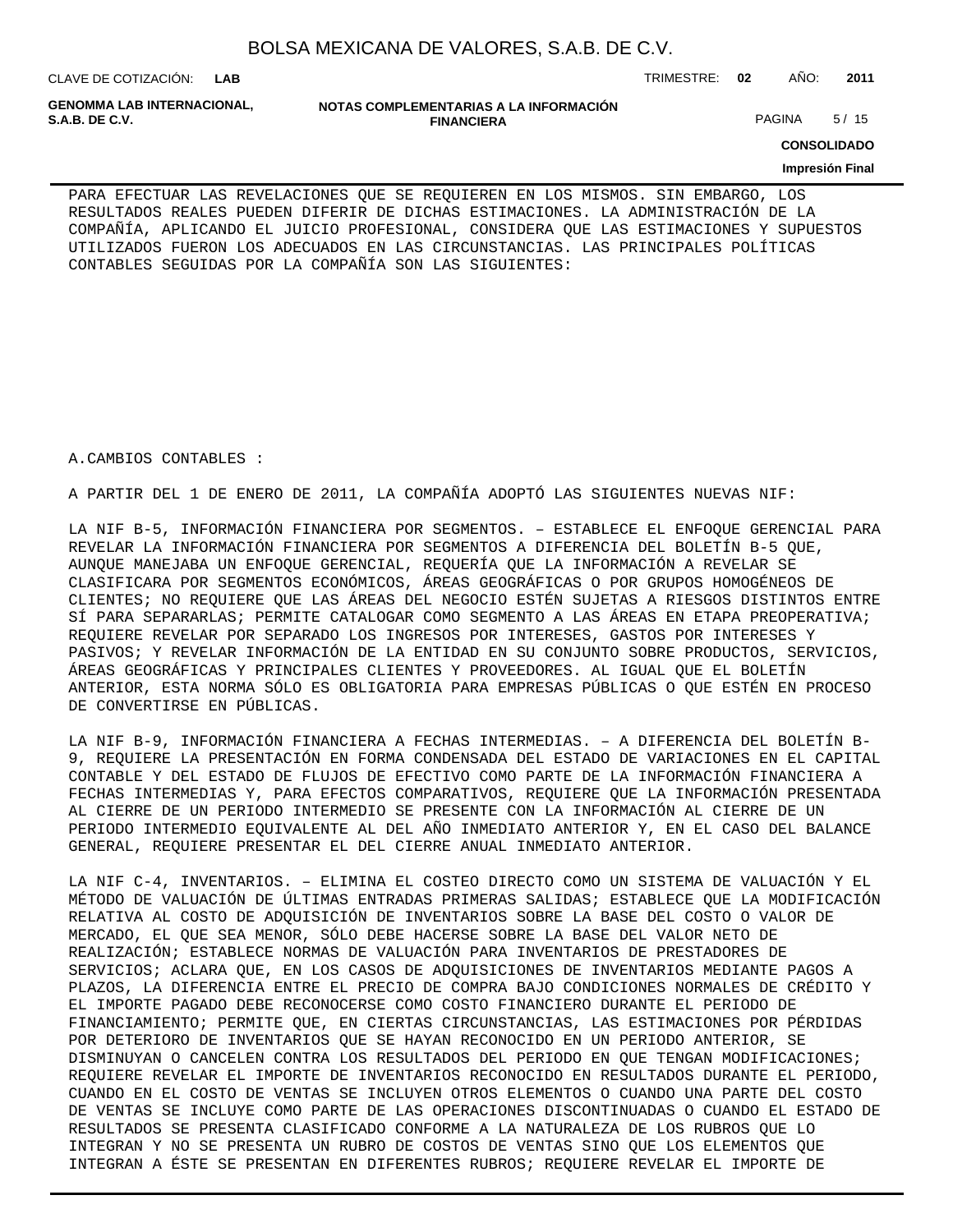PARA EFECTUAR LAS REVELACIONES QUE SE REQUIEREN EN LOS MISMOS. SIN EMBARGO, LOS RESULTADOS REALES PUEDEN DIFERIR DE DICHAS ESTIMACIONES. LA ADMINISTRACIÓN DE LA COMPAÑÍA, APLICANDO EL JUICIO PROFESIONAL, CONSIDERA QUE LAS ESTIMACIONES Y SUPUESTOS UTILIZADOS FUERON LOS ADECUADOS EN LAS CIRCUNSTANCIAS. LAS PRINCIPALES POLÍTICAS CONTABLES SEGUIDAS POR LA COMPAÑÍA SON LAS SIGUIENTES:

A.CAMBIOS CONTABLES :

A PARTIR DEL 1 DE ENERO DE 2011, LA COMPAÑÍA ADOPTÓ LAS SIGUIENTES NUEVAS NIF:

LA NIF B-5, INFORMACIÓN FINANCIERA POR SEGMENTOS. – ESTABLECE EL ENFOQUE GERENCIAL PARA REVELAR LA INFORMACIÓN FINANCIERA POR SEGMENTOS A DIFERENCIA DEL BOLETÍN B-5 QUE, AUNQUE MANEJABA UN ENFOQUE GERENCIAL, REQUERÍA QUE LA INFORMACIÓN A REVELAR SE CLASIFICARA POR SEGMENTOS ECONÓMICOS, ÁREAS GEOGRÁFICAS O POR GRUPOS HOMOGÉNEOS DE CLIENTES; NO REQUIERE QUE LAS ÁREAS DEL NEGOCIO ESTÉN SUJETAS A RIESGOS DISTINTOS ENTRE SÍ PARA SEPARARLAS; PERMITE CATALOGAR COMO SEGMENTO A LAS ÁREAS EN ETAPA PREOPERATIVA; REQUIERE REVELAR POR SEPARADO LOS INGRESOS POR INTERESES, GASTOS POR INTERESES Y PASIVOS; Y REVELAR INFORMACIÓN DE LA ENTIDAD EN SU CONJUNTO SOBRE PRODUCTOS, SERVICIOS, ÁREAS GEOGRÁFICAS Y PRINCIPALES CLIENTES Y PROVEEDORES. AL IGUAL QUE EL BOLETÍN ANTERIOR, ESTA NORMA SÓLO ES OBLIGATORIA PARA EMPRESAS PÚBLICAS O QUE ESTÉN EN PROCESO DE CONVERTIRSE EN PÚBLICAS.

LA NIF B-9, INFORMACIÓN FINANCIERA A FECHAS INTERMEDIAS. – A DIFERENCIA DEL BOLETÍN B-9, REQUIERE LA PRESENTACIÓN EN FORMA CONDENSADA DEL ESTADO DE VARIACIONES EN EL CAPITAL CONTABLE Y DEL ESTADO DE FLUJOS DE EFECTIVO COMO PARTE DE LA INFORMACIÓN FINANCIERA A FECHAS INTERMEDIAS Y, PARA EFECTOS COMPARATIVOS, REQUIERE QUE LA INFORMACIÓN PRESENTADA AL CIERRE DE UN PERIODO INTERMEDIO SE PRESENTE CON LA INFORMACIÓN AL CIERRE DE UN PERIODO INTERMEDIO EQUIVALENTE AL DEL AÑO INMEDIATO ANTERIOR Y, EN EL CASO DEL BALANCE GENERAL, REQUIERE PRESENTAR EL DEL CIERRE ANUAL INMEDIATO ANTERIOR.

LA NIF C-4, INVENTARIOS. – ELIMINA EL COSTEO DIRECTO COMO UN SISTEMA DE VALUACIÓN Y EL MÉTODO DE VALUACIÓN DE ÚLTIMAS ENTRADAS PRIMERAS SALIDAS; ESTABLECE QUE LA MODIFICACIÓN RELATIVA AL COSTO DE ADQUISICIÓN DE INVENTARIOS SOBRE LA BASE DEL COSTO O VALOR DE MERCADO, EL QUE SEA MENOR, SÓLO DEBE HACERSE SOBRE LA BASE DEL VALOR NETO DE REALIZACIÓN; ESTABLECE NORMAS DE VALUACIÓN PARA INVENTARIOS DE PRESTADORES DE SERVICIOS; ACLARA QUE, EN LOS CASOS DE ADQUISICIONES DE INVENTARIOS MEDIANTE PAGOS A PLAZOS, LA DIFERENCIA ENTRE EL PRECIO DE COMPRA BAJO CONDICIONES NORMALES DE CRÉDITO Y EL IMPORTE PAGADO DEBE RECONOCERSE COMO COSTO FINANCIERO DURANTE EL PERIODO DE FINANCIAMIENTO; PERMITE QUE, EN CIERTAS CIRCUNSTANCIAS, LAS ESTIMACIONES POR PÉRDIDAS POR DETERIORO DE INVENTARIOS QUE SE HAYAN RECONOCIDO EN UN PERIODO ANTERIOR, SE DISMINUYAN O CANCELEN CONTRA LOS RESULTADOS DEL PERIODO EN QUE TENGAN MODIFICACIONES; REQUIERE REVELAR EL IMPORTE DE INVENTARIOS RECONOCIDO EN RESULTADOS DURANTE EL PERIODO, CUANDO EN EL COSTO DE VENTAS SE INCLUYEN OTROS ELEMENTOS O CUANDO UNA PARTE DEL COSTO DE VENTAS SE INCLUYE COMO PARTE DE LAS OPERACIONES DISCONTINUADAS O CUANDO EL ESTADO DE RESULTADOS SE PRESENTA CLASIFICADO CONFORME A LA NATURALEZA DE LOS RUBROS QUE LO INTEGRAN Y NO SE PRESENTA UN RUBRO DE COSTOS DE VENTAS SINO QUE LOS ELEMENTOS QUE INTEGRAN A ÉSTE SE PRESENTAN EN DIFERENTES RUBROS; REQUIERE REVELAR EL IMPORTE DE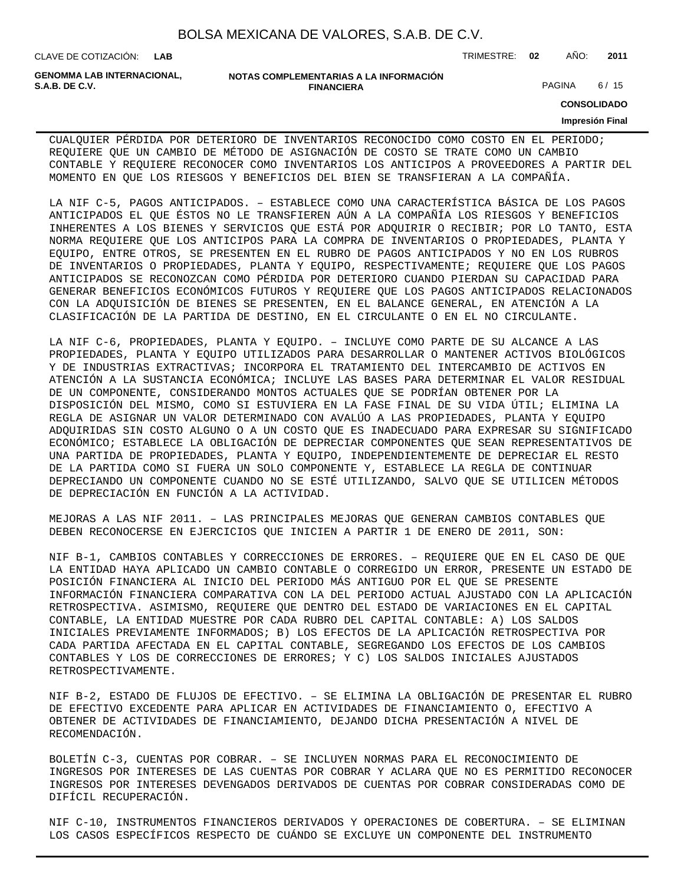CUALQUIER PÉRDIDA POR DETERIORO DE INVENTARIOS RECONOCIDO COMO COSTO EN EL PERIODO; REQUIERE QUE UN CAMBIO DE MÉTODO DE ASIGNACIÓN DE COSTO SE TRATE COMO UN CAMBIO CONTABLE Y REQUIERE RECONOCER COMO INVENTARIOS LOS ANTICIPOS A PROVEEDORES A PARTIR DEL MOMENTO EN QUE LOS RIESGOS Y BENEFICIOS DEL BIEN SE TRANSFIERAN A LA COMPAÑÍA.

LA NIF C-5, PAGOS ANTICIPADOS. – ESTABLECE COMO UNA CARACTERÍSTICA BÁSICA DE LOS PAGOS ANTICIPADOS EL QUE ÉSTOS NO LE TRANSFIEREN AÚN A LA COMPAÑÍA LOS RIESGOS Y BENEFICIOS INHERENTES A LOS BIENES Y SERVICIOS QUE ESTÁ POR ADQUIRIR O RECIBIR; POR LO TANTO, ESTA NORMA REQUIERE QUE LOS ANTICIPOS PARA LA COMPRA DE INVENTARIOS O PROPIEDADES, PLANTA Y EQUIPO, ENTRE OTROS, SE PRESENTEN EN EL RUBRO DE PAGOS ANTICIPADOS Y NO EN LOS RUBROS DE INVENTARIOS O PROPIEDADES, PLANTA Y EQUIPO, RESPECTIVAMENTE; REQUIERE QUE LOS PAGOS ANTICIPADOS SE RECONOZCAN COMO PÉRDIDA POR DETERIORO CUANDO PIERDAN SU CAPACIDAD PARA GENERAR BENEFICIOS ECONÓMICOS FUTUROS Y REQUIERE QUE LOS PAGOS ANTICIPADOS RELACIONADOS CON LA ADQUISICIÓN DE BIENES SE PRESENTEN, EN EL BALANCE GENERAL, EN ATENCIÓN A LA CLASIFICACIÓN DE LA PARTIDA DE DESTINO, EN EL CIRCULANTE O EN EL NO CIRCULANTE.

LA NIF C-6, PROPIEDADES, PLANTA Y EQUIPO. – INCLUYE COMO PARTE DE SU ALCANCE A LAS PROPIEDADES, PLANTA Y EQUIPO UTILIZADOS PARA DESARROLLAR O MANTENER ACTIVOS BIOLÓGICOS Y DE INDUSTRIAS EXTRACTIVAS; INCORPORA EL TRATAMIENTO DEL INTERCAMBIO DE ACTIVOS EN ATENCIÓN A LA SUSTANCIA ECONÓMICA; INCLUYE LAS BASES PARA DETERMINAR EL VALOR RESIDUAL DE UN COMPONENTE, CONSIDERANDO MONTOS ACTUALES QUE SE PODRÍAN OBTENER POR LA DISPOSICIÓN DEL MISMO, COMO SI ESTUVIERA EN LA FASE FINAL DE SU VIDA ÚTIL; ELIMINA LA REGLA DE ASIGNAR UN VALOR DETERMINADO CON AVALÚO A LAS PROPIEDADES, PLANTA Y EQUIPO ADQUIRIDAS SIN COSTO ALGUNO O A UN COSTO QUE ES INADECUADO PARA EXPRESAR SU SIGNIFICADO ECONÓMICO; ESTABLECE LA OBLIGACIÓN DE DEPRECIAR COMPONENTES QUE SEAN REPRESENTATIVOS DE UNA PARTIDA DE PROPIEDADES, PLANTA Y EQUIPO, INDEPENDIENTEMENTE DE DEPRECIAR EL RESTO DE LA PARTIDA COMO SI FUERA UN SOLO COMPONENTE Y, ESTABLECE LA REGLA DE CONTINUAR DEPRECIANDO UN COMPONENTE CUANDO NO SE ESTÉ UTILIZANDO, SALVO QUE SE UTILICEN MÉTODOS DE DEPRECIACIÓN EN FUNCIÓN A LA ACTIVIDAD.

MEJORAS A LAS NIF 2011. – LAS PRINCIPALES MEJORAS QUE GENERAN CAMBIOS CONTABLES QUE DEBEN RECONOCERSE EN EJERCICIOS QUE INICIEN A PARTIR 1 DE ENERO DE 2011, SON:

NIF B-1, CAMBIOS CONTABLES Y CORRECCIONES DE ERRORES. – REQUIERE QUE EN EL CASO DE QUE LA ENTIDAD HAYA APLICADO UN CAMBIO CONTABLE O CORREGIDO UN ERROR, PRESENTE UN ESTADO DE POSICIÓN FINANCIERA AL INICIO DEL PERIODO MÁS ANTIGUO POR EL QUE SE PRESENTE INFORMACIÓN FINANCIERA COMPARATIVA CON LA DEL PERIODO ACTUAL AJUSTADO CON LA APLICACIÓN RETROSPECTIVA. ASIMISMO, REQUIERE QUE DENTRO DEL ESTADO DE VARIACIONES EN EL CAPITAL CONTABLE, LA ENTIDAD MUESTRE POR CADA RUBRO DEL CAPITAL CONTABLE: A) LOS SALDOS INICIALES PREVIAMENTE INFORMADOS; B) LOS EFECTOS DE LA APLICACIÓN RETROSPECTIVA POR CADA PARTIDA AFECTADA EN EL CAPITAL CONTABLE, SEGREGANDO LOS EFECTOS DE LOS CAMBIOS CONTABLES Y LOS DE CORRECCIONES DE ERRORES; Y C) LOS SALDOS INICIALES AJUSTADOS RETROSPECTIVAMENTE.

NIF B-2, ESTADO DE FLUJOS DE EFECTIVO. – SE ELIMINA LA OBLIGACIÓN DE PRESENTAR EL RUBRO DE EFECTIVO EXCEDENTE PARA APLICAR EN ACTIVIDADES DE FINANCIAMIENTO O, EFECTIVO A OBTENER DE ACTIVIDADES DE FINANCIAMIENTO, DEJANDO DICHA PRESENTACIÓN A NIVEL DE RECOMENDACIÓN.

BOLETÍN C-3, CUENTAS POR COBRAR. – SE INCLUYEN NORMAS PARA EL RECONOCIMIENTO DE INGRESOS POR INTERESES DE LAS CUENTAS POR COBRAR Y ACLARA QUE NO ES PERMITIDO RECONOCER INGRESOS POR INTERESES DEVENGADOS DERIVADOS DE CUENTAS POR COBRAR CONSIDERADAS COMO DE DIFÍCIL RECUPERACIÓN.

NIF C-10, INSTRUMENTOS FINANCIEROS DERIVADOS Y OPERACIONES DE COBERTURA. – SE ELIMINAN LOS CASOS ESPECÍFICOS RESPECTO DE CUÁNDO SE EXCLUYE UN COMPONENTE DEL INSTRUMENTO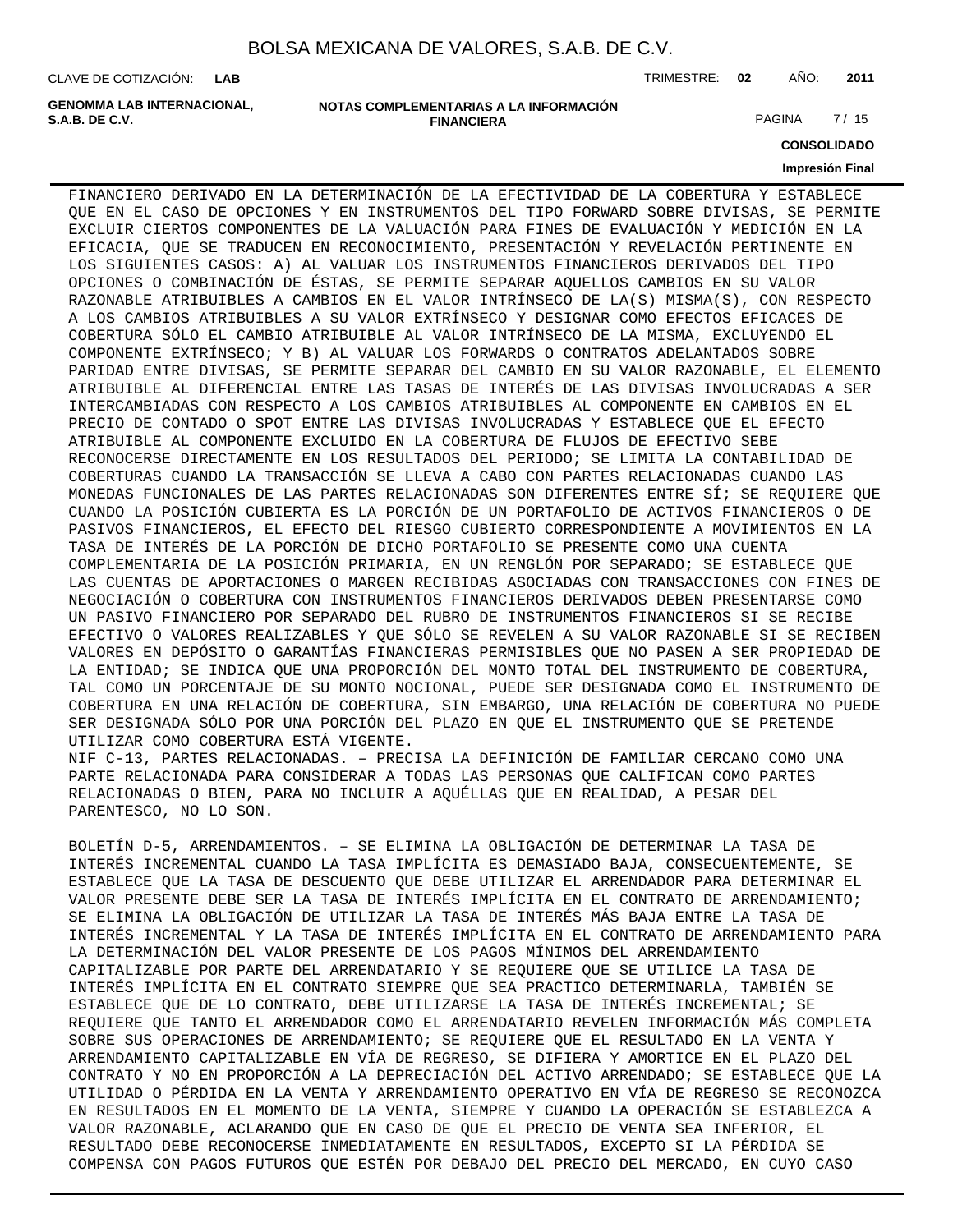FINANCIERO DERIVADO EN LA DETERMINACIÓN DE LA EFECTIVIDAD DE LA COBERTURA Y ESTABLECE QUE EN EL CASO DE OPCIONES Y EN INSTRUMENTOS DEL TIPO FORWARD SOBRE DIVISAS, SE PERMITE EXCLUIR CIERTOS COMPONENTES DE LA VALUACIÓN PARA FINES DE EVALUACIÓN Y MEDICIÓN EN LA EFICACIA, QUE SE TRADUCEN EN RECONOCIMIENTO, PRESENTACIÓN Y REVELACIÓN PERTINENTE EN LOS SIGUIENTES CASOS: A) AL VALUAR LOS INSTRUMENTOS FINANCIEROS DERIVADOS DEL TIPO OPCIONES O COMBINACIÓN DE ÉSTAS, SE PERMITE SEPARAR AQUELLOS CAMBIOS EN SU VALOR RAZONABLE ATRIBUIBLES A CAMBIOS EN EL VALOR INTRÍNSECO DE LA(S) MISMA(S), CON RESPECTO A LOS CAMBIOS ATRIBUIBLES A SU VALOR EXTRÍNSECO Y DESIGNAR COMO EFECTOS EFICACES DE COBERTURA SÓLO EL CAMBIO ATRIBUIBLE AL VALOR INTRÍNSECO DE LA MISMA, EXCLUYENDO EL COMPONENTE EXTRÍNSECO; Y B) AL VALUAR LOS FORWARDS O CONTRATOS ADELANTADOS SOBRE PARIDAD ENTRE DIVISAS, SE PERMITE SEPARAR DEL CAMBIO EN SU VALOR RAZONABLE, EL ELEMENTO ATRIBUIBLE AL DIFERENCIAL ENTRE LAS TASAS DE INTERÉS DE LAS DIVISAS INVOLUCRADAS A SER INTERCAMBIADAS CON RESPECTO A LOS CAMBIOS ATRIBUIBLES AL COMPONENTE EN CAMBIOS EN EL PRECIO DE CONTADO O SPOT ENTRE LAS DIVISAS INVOLUCRADAS Y ESTABLECE QUE EL EFECTO ATRIBUIBLE AL COMPONENTE EXCLUIDO EN LA COBERTURA DE FLUJOS DE EFECTIVO SEBE RECONOCERSE DIRECTAMENTE EN LOS RESULTADOS DEL PERIODO; SE LIMITA LA CONTABILIDAD DE COBERTURAS CUANDO LA TRANSACCIÓN SE LLEVA A CABO CON PARTES RELACIONADAS CUANDO LAS MONEDAS FUNCIONALES DE LAS PARTES RELACIONADAS SON DIFERENTES ENTRE SÍ; SE REQUIERE QUE CUANDO LA POSICIÓN CUBIERTA ES LA PORCIÓN DE UN PORTAFOLIO DE ACTIVOS FINANCIEROS O DE PASIVOS FINANCIEROS, EL EFECTO DEL RIESGO CUBIERTO CORRESPONDIENTE A MOVIMIENTOS EN LA TASA DE INTERÉS DE LA PORCIÓN DE DICHO PORTAFOLIO SE PRESENTE COMO UNA CUENTA COMPLEMENTARIA DE LA POSICIÓN PRIMARIA, EN UN RENGLÓN POR SEPARADO; SE ESTABLECE QUE LAS CUENTAS DE APORTACIONES O MARGEN RECIBIDAS ASOCIADAS CON TRANSACCIONES CON FINES DE NEGOCIACIÓN O COBERTURA CON INSTRUMENTOS FINANCIEROS DERIVADOS DEBEN PRESENTARSE COMO UN PASIVO FINANCIERO POR SEPARADO DEL RUBRO DE INSTRUMENTOS FINANCIEROS SI SE RECIBE EFECTIVO O VALORES REALIZABLES Y QUE SÓLO SE REVELEN A SU VALOR RAZONABLE SI SE RECIBEN VALORES EN DEPÓSITO O GARANTÍAS FINANCIERAS PERMISIBLES QUE NO PASEN A SER PROPIEDAD DE LA ENTIDAD; SE INDICA QUE UNA PROPORCIÓN DEL MONTO TOTAL DEL INSTRUMENTO DE COBERTURA, TAL COMO UN PORCENTAJE DE SU MONTO NOCIONAL, PUEDE SER DESIGNADA COMO EL INSTRUMENTO DE COBERTURA EN UNA RELACIÓN DE COBERTURA, SIN EMBARGO, UNA RELACIÓN DE COBERTURA NO PUEDE SER DESIGNADA SÓLO POR UNA PORCIÓN DEL PLAZO EN QUE EL INSTRUMENTO QUE SE PRETENDE UTILIZAR COMO COBERTURA ESTÁ VIGENTE.

NIF C-13, PARTES RELACIONADAS. – PRECISA LA DEFINICIÓN DE FAMILIAR CERCANO COMO UNA PARTE RELACIONADA PARA CONSIDERAR A TODAS LAS PERSONAS QUE CALIFICAN COMO PARTES RELACIONADAS O BIEN, PARA NO INCLUIR A AQUÉLLAS QUE EN REALIDAD, A PESAR DEL PARENTESCO, NO LO SON.

BOLETÍN D-5, ARRENDAMIENTOS. – SE ELIMINA LA OBLIGACIÓN DE DETERMINAR LA TASA DE INTERÉS INCREMENTAL CUANDO LA TASA IMPLÍCITA ES DEMASIADO BAJA, CONSECUENTEMENTE, SE ESTABLECE QUE LA TASA DE DESCUENTO QUE DEBE UTILIZAR EL ARRENDADOR PARA DETERMINAR EL VALOR PRESENTE DEBE SER LA TASA DE INTERÉS IMPLÍCITA EN EL CONTRATO DE ARRENDAMIENTO; SE ELIMINA LA OBLIGACIÓN DE UTILIZAR LA TASA DE INTERÉS MÁS BAJA ENTRE LA TASA DE INTERÉS INCREMENTAL Y LA TASA DE INTERÉS IMPLÍCITA EN EL CONTRATO DE ARRENDAMIENTO PARA LA DETERMINACIÓN DEL VALOR PRESENTE DE LOS PAGOS MÍNIMOS DEL ARRENDAMIENTO CAPITALIZABLE POR PARTE DEL ARRENDATARIO Y SE REQUIERE QUE SE UTILICE LA TASA DE INTERÉS IMPLÍCITA EN EL CONTRATO SIEMPRE QUE SEA PRACTICO DETERMINARLA, TAMBIÉN SE ESTABLECE QUE DE LO CONTRATO, DEBE UTILIZARSE LA TASA DE INTERÉS INCREMENTAL; SE REQUIERE QUE TANTO EL ARRENDADOR COMO EL ARRENDATARIO REVELEN INFORMACIÓN MÁS COMPLETA SOBRE SUS OPERACIONES DE ARRENDAMIENTO; SE REQUIERE QUE EL RESULTADO EN LA VENTA Y ARRENDAMIENTO CAPITALIZABLE EN VÍA DE REGRESO, SE DIFIERA Y AMORTICE EN EL PLAZO DEL CONTRATO Y NO EN PROPORCIÓN A LA DEPRECIACIÓN DEL ACTIVO ARRENDADO; SE ESTABLECE QUE LA UTILIDAD O PÉRDIDA EN LA VENTA Y ARRENDAMIENTO OPERATIVO EN VÍA DE REGRESO SE RECONOZCA EN RESULTADOS EN EL MOMENTO DE LA VENTA, SIEMPRE Y CUANDO LA OPERACIÓN SE ESTABLEZCA A VALOR RAZONABLE, ACLARANDO QUE EN CASO DE QUE EL PRECIO DE VENTA SEA INFERIOR, EL RESULTADO DEBE RECONOCERSE INMEDIATAMENTE EN RESULTADOS, EXCEPTO SI LA PÉRDIDA SE COMPENSA CON PAGOS FUTUROS QUE ESTÉN POR DEBAJO DEL PRECIO DEL MERCADO, EN CUYO CASO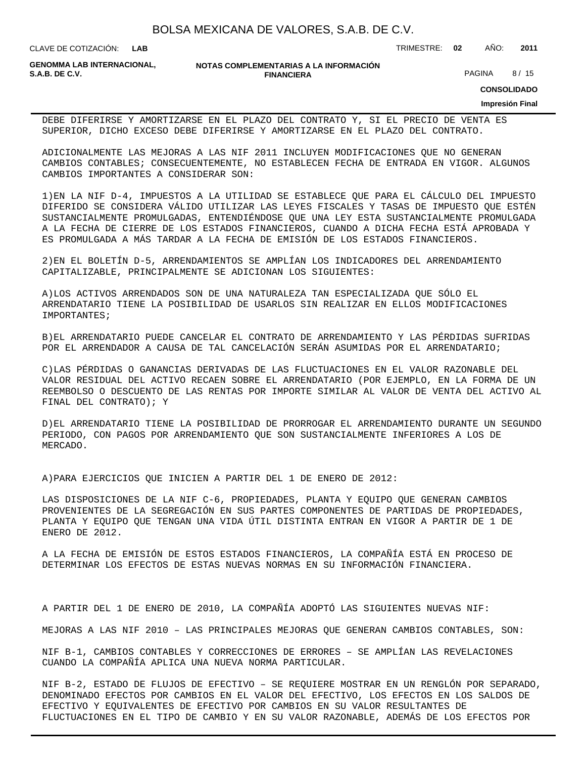DEBE DIFERIRSE Y AMORTIZARSE EN EL PLAZO DEL CONTRATO Y, SI EL PRECIO DE VENTA ES SUPERIOR, DICHO EXCESO DEBE DIFERIRSE Y AMORTIZARSE EN EL PLAZO DEL CONTRATO.

ADICIONALMENTE LAS MEJORAS A LAS NIF 2011 INCLUYEN MODIFICACIONES QUE NO GENERAN CAMBIOS CONTABLES; CONSECUENTEMENTE, NO ESTABLECEN FECHA DE ENTRADA EN VIGOR. ALGUNOS CAMBIOS IMPORTANTES A CONSIDERAR SON:

1)EN LA NIF D-4, IMPUESTOS A LA UTILIDAD SE ESTABLECE QUE PARA EL CÁLCULO DEL IMPUESTO DIFERIDO SE CONSIDERA VÁLIDO UTILIZAR LAS LEYES FISCALES Y TASAS DE IMPUESTO QUE ESTÉN SUSTANCIALMENTE PROMULGADAS, ENTENDIÉNDOSE QUE UNA LEY ESTA SUSTANCIALMENTE PROMULGADA A LA FECHA DE CIERRE DE LOS ESTADOS FINANCIEROS, CUANDO A DICHA FECHA ESTÁ APROBADA Y ES PROMULGADA A MÁS TARDAR A LA FECHA DE EMISIÓN DE LOS ESTADOS FINANCIEROS.

2)EN EL BOLETÍN D-5, ARRENDAMIENTOS SE AMPLÍAN LOS INDICADORES DEL ARRENDAMIENTO CAPITALIZABLE, PRINCIPALMENTE SE ADICIONAN LOS SIGUIENTES:

A)LOS ACTIVOS ARRENDADOS SON DE UNA NATURALEZA TAN ESPECIALIZADA QUE SÓLO EL ARRENDATARIO TIENE LA POSIBILIDAD DE USARLOS SIN REALIZAR EN ELLOS MODIFICACIONES IMPORTANTES;

B)EL ARRENDATARIO PUEDE CANCELAR EL CONTRATO DE ARRENDAMIENTO Y LAS PÉRDIDAS SUFRIDAS POR EL ARRENDADOR A CAUSA DE TAL CANCELACIÓN SERÁN ASUMIDAS POR EL ARRENDATARIO;

C)LAS PÉRDIDAS O GANANCIAS DERIVADAS DE LAS FLUCTUACIONES EN EL VALOR RAZONABLE DEL VALOR RESIDUAL DEL ACTIVO RECAEN SOBRE EL ARRENDATARIO (POR EJEMPLO, EN LA FORMA DE UN REEMBOLSO O DESCUENTO DE LAS RENTAS POR IMPORTE SIMILAR AL VALOR DE VENTA DEL ACTIVO AL FINAL DEL CONTRATO); Y

D)EL ARRENDATARIO TIENE LA POSIBILIDAD DE PRORROGAR EL ARRENDAMIENTO DURANTE UN SEGUNDO PERIODO, CON PAGOS POR ARRENDAMIENTO QUE SON SUSTANCIALMENTE INFERIORES A LOS DE MERCADO.

A)PARA EJERCICIOS QUE INICIEN A PARTIR DEL 1 DE ENERO DE 2012:

LAS DISPOSICIONES DE LA NIF C-6, PROPIEDADES, PLANTA Y EQUIPO QUE GENERAN CAMBIOS PROVENIENTES DE LA SEGREGACIÓN EN SUS PARTES COMPONENTES DE PARTIDAS DE PROPIEDADES, PLANTA Y EQUIPO QUE TENGAN UNA VIDA ÚTIL DISTINTA ENTRAN EN VIGOR A PARTIR DE 1 DE ENERO DE 2012.

A LA FECHA DE EMISIÓN DE ESTOS ESTADOS FINANCIEROS, LA COMPAÑÍA ESTÁ EN PROCESO DE DETERMINAR LOS EFECTOS DE ESTAS NUEVAS NORMAS EN SU INFORMACIÓN FINANCIERA.

A PARTIR DEL 1 DE ENERO DE 2010, LA COMPAÑÍA ADOPTÓ LAS SIGUIENTES NUEVAS NIF:

MEJORAS A LAS NIF 2010 – LAS PRINCIPALES MEJORAS QUE GENERAN CAMBIOS CONTABLES, SON:

NIF B-1, CAMBIOS CONTABLES Y CORRECCIONES DE ERRORES – SE AMPLÍAN LAS REVELACIONES CUANDO LA COMPAÑÍA APLICA UNA NUEVA NORMA PARTICULAR.

NIF B-2, ESTADO DE FLUJOS DE EFECTIVO – SE REQUIERE MOSTRAR EN UN RENGLÓN POR SEPARADO, DENOMINADO EFECTOS POR CAMBIOS EN EL VALOR DEL EFECTIVO, LOS EFECTOS EN LOS SALDOS DE EFECTIVO Y EQUIVALENTES DE EFECTIVO POR CAMBIOS EN SU VALOR RESULTANTES DE FLUCTUACIONES EN EL TIPO DE CAMBIO Y EN SU VALOR RAZONABLE, ADEMÁS DE LOS EFECTOS POR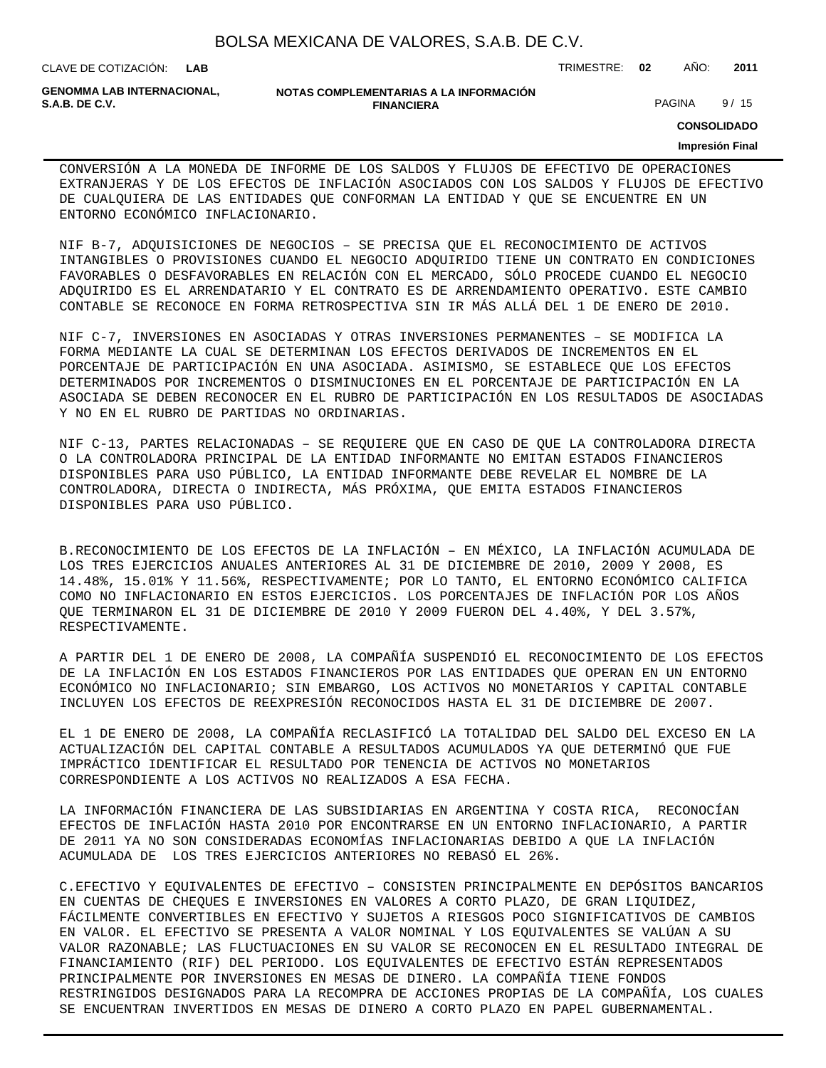CONVERSIÓN A LA MONEDA DE INFORME DE LOS SALDOS Y FLUJOS DE EFECTIVO DE OPERACIONES EXTRANJERAS Y DE LOS EFECTOS DE INFLACIÓN ASOCIADOS CON LOS SALDOS Y FLUJOS DE EFECTIVO DE CUALQUIERA DE LAS ENTIDADES QUE CONFORMAN LA ENTIDAD Y QUE SE ENCUENTRE EN UN ENTORNO ECONÓMICO INFLACIONARIO.

NIF B-7, ADQUISICIONES DE NEGOCIOS – SE PRECISA QUE EL RECONOCIMIENTO DE ACTIVOS INTANGIBLES O PROVISIONES CUANDO EL NEGOCIO ADQUIRIDO TIENE UN CONTRATO EN CONDICIONES FAVORABLES O DESFAVORABLES EN RELACIÓN CON EL MERCADO, SÓLO PROCEDE CUANDO EL NEGOCIO ADQUIRIDO ES EL ARRENDATARIO Y EL CONTRATO ES DE ARRENDAMIENTO OPERATIVO. ESTE CAMBIO CONTABLE SE RECONOCE EN FORMA RETROSPECTIVA SIN IR MÁS ALLÁ DEL 1 DE ENERO DE 2010.

NIF C-7, INVERSIONES EN ASOCIADAS Y OTRAS INVERSIONES PERMANENTES – SE MODIFICA LA FORMA MEDIANTE LA CUAL SE DETERMINAN LOS EFECTOS DERIVADOS DE INCREMENTOS EN EL PORCENTAJE DE PARTICIPACIÓN EN UNA ASOCIADA. ASIMISMO, SE ESTABLECE QUE LOS EFECTOS DETERMINADOS POR INCREMENTOS O DISMINUCIONES EN EL PORCENTAJE DE PARTICIPACIÓN EN LA ASOCIADA SE DEBEN RECONOCER EN EL RUBRO DE PARTICIPACIÓN EN LOS RESULTADOS DE ASOCIADAS Y NO EN EL RUBRO DE PARTIDAS NO ORDINARIAS.

NIF C-13, PARTES RELACIONADAS – SE REQUIERE QUE EN CASO DE QUE LA CONTROLADORA DIRECTA O LA CONTROLADORA PRINCIPAL DE LA ENTIDAD INFORMANTE NO EMITAN ESTADOS FINANCIEROS DISPONIBLES PARA USO PÚBLICO, LA ENTIDAD INFORMANTE DEBE REVELAR EL NOMBRE DE LA CONTROLADORA, DIRECTA O INDIRECTA, MÁS PRÓXIMA, QUE EMITA ESTADOS FINANCIEROS DISPONIBLES PARA USO PÚBLICO.

B.RECONOCIMIENTO DE LOS EFECTOS DE LA INFLACIÓN – EN MÉXICO, LA INFLACIÓN ACUMULADA DE LOS TRES EJERCICIOS ANUALES ANTERIORES AL 31 DE DICIEMBRE DE 2010, 2009 Y 2008, ES 14.48%, 15.01% Y 11.56%, RESPECTIVAMENTE; POR LO TANTO, EL ENTORNO ECONÓMICO CALIFICA COMO NO INFLACIONARIO EN ESTOS EJERCICIOS. LOS PORCENTAJES DE INFLACIÓN POR LOS AÑOS QUE TERMINARON EL 31 DE DICIEMBRE DE 2010 Y 2009 FUERON DEL 4.40%, Y DEL 3.57%, RESPECTIVAMENTE.

A PARTIR DEL 1 DE ENERO DE 2008, LA COMPAÑÍA SUSPENDIÓ EL RECONOCIMIENTO DE LOS EFECTOS DE LA INFLACIÓN EN LOS ESTADOS FINANCIEROS POR LAS ENTIDADES QUE OPERAN EN UN ENTORNO ECONÓMICO NO INFLACIONARIO; SIN EMBARGO, LOS ACTIVOS NO MONETARIOS Y CAPITAL CONTABLE INCLUYEN LOS EFECTOS DE REEXPRESIÓN RECONOCIDOS HASTA EL 31 DE DICIEMBRE DE 2007.

EL 1 DE ENERO DE 2008, LA COMPAÑÍA RECLASIFICÓ LA TOTALIDAD DEL SALDO DEL EXCESO EN LA ACTUALIZACIÓN DEL CAPITAL CONTABLE A RESULTADOS ACUMULADOS YA QUE DETERMINÓ QUE FUE IMPRÁCTICO IDENTIFICAR EL RESULTADO POR TENENCIA DE ACTIVOS NO MONETARIOS CORRESPONDIENTE A LOS ACTIVOS NO REALIZADOS A ESA FECHA.

LA INFORMACIÓN FINANCIERA DE LAS SUBSIDIARIAS EN ARGENTINA Y COSTA RICA, RECONOCÍAN EFECTOS DE INFLACIÓN HASTA 2010 POR ENCONTRARSE EN UN ENTORNO INFLACIONARIO, A PARTIR DE 2011 YA NO SON CONSIDERADAS ECONOMÍAS INFLACIONARIAS DEBIDO A QUE LA INFLACIÓN ACUMULADA DE LOS TRES EJERCICIOS ANTERIORES NO REBASÓ EL 26%.

C.EFECTIVO Y EQUIVALENTES DE EFECTIVO – CONSISTEN PRINCIPALMENTE EN DEPÓSITOS BANCARIOS EN CUENTAS DE CHEQUES E INVERSIONES EN VALORES A CORTO PLAZO, DE GRAN LIQUIDEZ, FÁCILMENTE CONVERTIBLES EN EFECTIVO Y SUJETOS A RIESGOS POCO SIGNIFICATIVOS DE CAMBIOS EN VALOR. EL EFECTIVO SE PRESENTA A VALOR NOMINAL Y LOS EQUIVALENTES SE VALÚAN A SU VALOR RAZONABLE; LAS FLUCTUACIONES EN SU VALOR SE RECONOCEN EN EL RESULTADO INTEGRAL DE FINANCIAMIENTO (RIF) DEL PERIODO. LOS EQUIVALENTES DE EFECTIVO ESTÁN REPRESENTADOS PRINCIPALMENTE POR INVERSIONES EN MESAS DE DINERO. LA COMPAÑÍA TIENE FONDOS RESTRINGIDOS DESIGNADOS PARA LA RECOMPRA DE ACCIONES PROPIAS DE LA COMPAÑÍA, LOS CUALES SE ENCUENTRAN INVERTIDOS EN MESAS DE DINERO A CORTO PLAZO EN PAPEL GUBERNAMENTAL.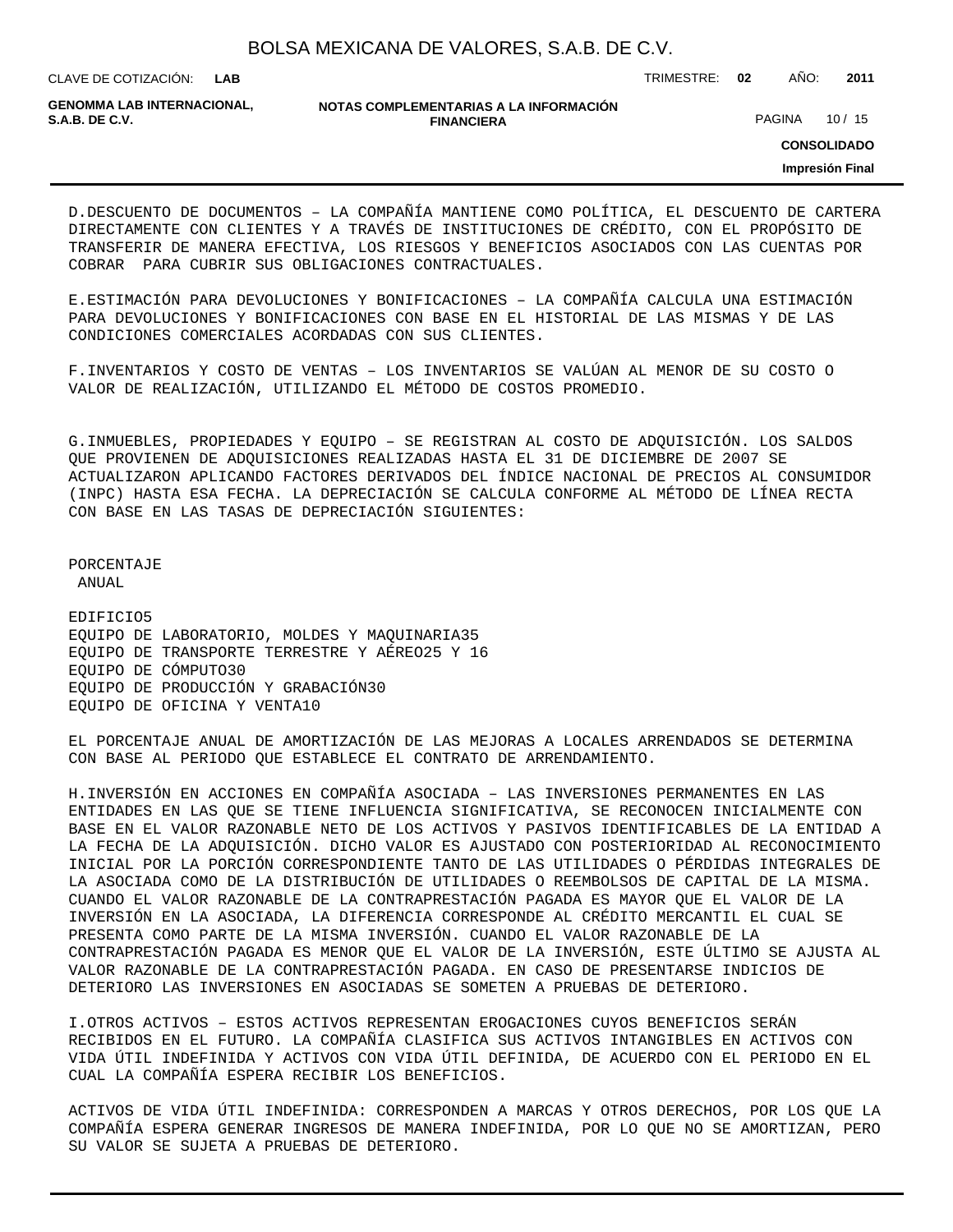D.DESCUENTO DE DOCUMENTOS – LA COMPAÑÍA MANTIENE COMO POLÍTICA, EL DESCUENTO DE CARTERA DIRECTAMENTE CON CLIENTES Y A TRAVÉS DE INSTITUCIONES DE CRÉDITO, CON EL PROPÓSITO DE TRANSFERIR DE MANERA EFECTIVA, LOS RIESGOS Y BENEFICIOS ASOCIADOS CON LAS CUENTAS POR COBRAR PARA CUBRIR SUS OBLIGACIONES CONTRACTUALES.

E.ESTIMACIÓN PARA DEVOLUCIONES Y BONIFICACIONES – LA COMPAÑÍA CALCULA UNA ESTIMACIÓN PARA DEVOLUCIONES Y BONIFICACIONES CON BASE EN EL HISTORIAL DE LAS MISMAS Y DE LAS CONDICIONES COMERCIALES ACORDADAS CON SUS CLIENTES.

F.INVENTARIOS Y COSTO DE VENTAS – LOS INVENTARIOS SE VALÚAN AL MENOR DE SU COSTO O VALOR DE REALIZACIÓN, UTILIZANDO EL MÉTODO DE COSTOS PROMEDIO.

G.INMUEBLES, PROPIEDADES Y EQUIPO – SE REGISTRAN AL COSTO DE ADQUISICIÓN. LOS SALDOS QUE PROVIENEN DE ADQUISICIONES REALIZADAS HASTA EL 31 DE DICIEMBRE DE 2007 SE ACTUALIZARON APLICANDO FACTORES DERIVADOS DEL ÍNDICE NACIONAL DE PRECIOS AL CONSUMIDOR (INPC) HASTA ESA FECHA. LA DEPRECIACIÓN SE CALCULA CONFORME AL MÉTODO DE LÍNEA RECTA CON BASE EN LAS TASAS DE DEPRECIACIÓN SIGUIENTES:

| | PORCENTAJE ANUAL |
|---|---|
| EDIFICIO | 5 |
| EQUIPO DE LABORATORIO, MOLDES Y MAQUINARIA | 35 |
| EQUIPO DE TRANSPORTE TERRESTRE Y AÉREO | 25 Y 16 |
| EQUIPO DE CÓMPUTO | 30 |
| EQUIPO DE PRODUCCIÓN Y GRABACIÓN | 30 |
| EQUIPO DE OFICINA Y VENTA | 10 |

EL PORCENTAJE ANUAL DE AMORTIZACIÓN DE LAS MEJORAS A LOCALES ARRENDADOS SE DETERMINA CON BASE AL PERIODO QUE ESTABLECE EL CONTRATO DE ARRENDAMIENTO.

H.INVERSIÓN EN ACCIONES EN COMPAÑÍA ASOCIADA – LAS INVERSIONES PERMANENTES EN LAS ENTIDADES EN LAS QUE SE TIENE INFLUENCIA SIGNIFICATIVA, SE RECONOCEN INICIALMENTE CON BASE EN EL VALOR RAZONABLE NETO DE LOS ACTIVOS Y PASIVOS IDENTIFICABLES DE LA ENTIDAD A LA FECHA DE LA ADQUISICIÓN. DICHO VALOR ES AJUSTADO CON POSTERIORIDAD AL RECONOCIMIENTO INICIAL POR LA PORCIÓN CORRESPONDIENTE TANTO DE LAS UTILIDADES O PÉRDIDAS INTEGRALES DE LA ASOCIADA COMO DE LA DISTRIBUCIÓN DE UTILIDADES O REEMBOLSOS DE CAPITAL DE LA MISMA. CUANDO EL VALOR RAZONABLE DE LA CONTRAPRESTACIÓN PAGADA ES MAYOR QUE EL VALOR DE LA INVERSIÓN EN LA ASOCIADA, LA DIFERENCIA CORRESPONDE AL CRÉDITO MERCANTIL EL CUAL SE PRESENTA COMO PARTE DE LA MISMA INVERSIÓN. CUANDO EL VALOR RAZONABLE DE LA CONTRAPRESTACIÓN PAGADA ES MENOR QUE EL VALOR DE LA INVERSIÓN, ESTE ÚLTIMO SE AJUSTA AL VALOR RAZONABLE DE LA CONTRAPRESTACIÓN PAGADA. EN CASO DE PRESENTARSE INDICIOS DE DETERIORO LAS INVERSIONES EN ASOCIADAS SE SOMETEN A PRUEBAS DE DETERIORO.

I.OTROS ACTIVOS – ESTOS ACTIVOS REPRESENTAN EROGACIONES CUYOS BENEFICIOS SERÁN RECIBIDOS EN EL FUTURO. LA COMPAÑÍA CLASIFICA SUS ACTIVOS INTANGIBLES EN ACTIVOS CON VIDA ÚTIL INDEFINIDA Y ACTIVOS CON VIDA ÚTIL DEFINIDA, DE ACUERDO CON EL PERIODO EN EL CUAL LA COMPAÑÍA ESPERA RECIBIR LOS BENEFICIOS.

ACTIVOS DE VIDA ÚTIL INDEFINIDA: CORRESPONDEN A MARCAS Y OTROS DERECHOS, POR LOS QUE LA COMPAÑÍA ESPERA GENERAR INGRESOS DE MANERA INDEFINIDA, POR LO QUE NO SE AMORTIZAN, PERO SU VALOR SE SUJETA A PRUEBAS DE DETERIORO.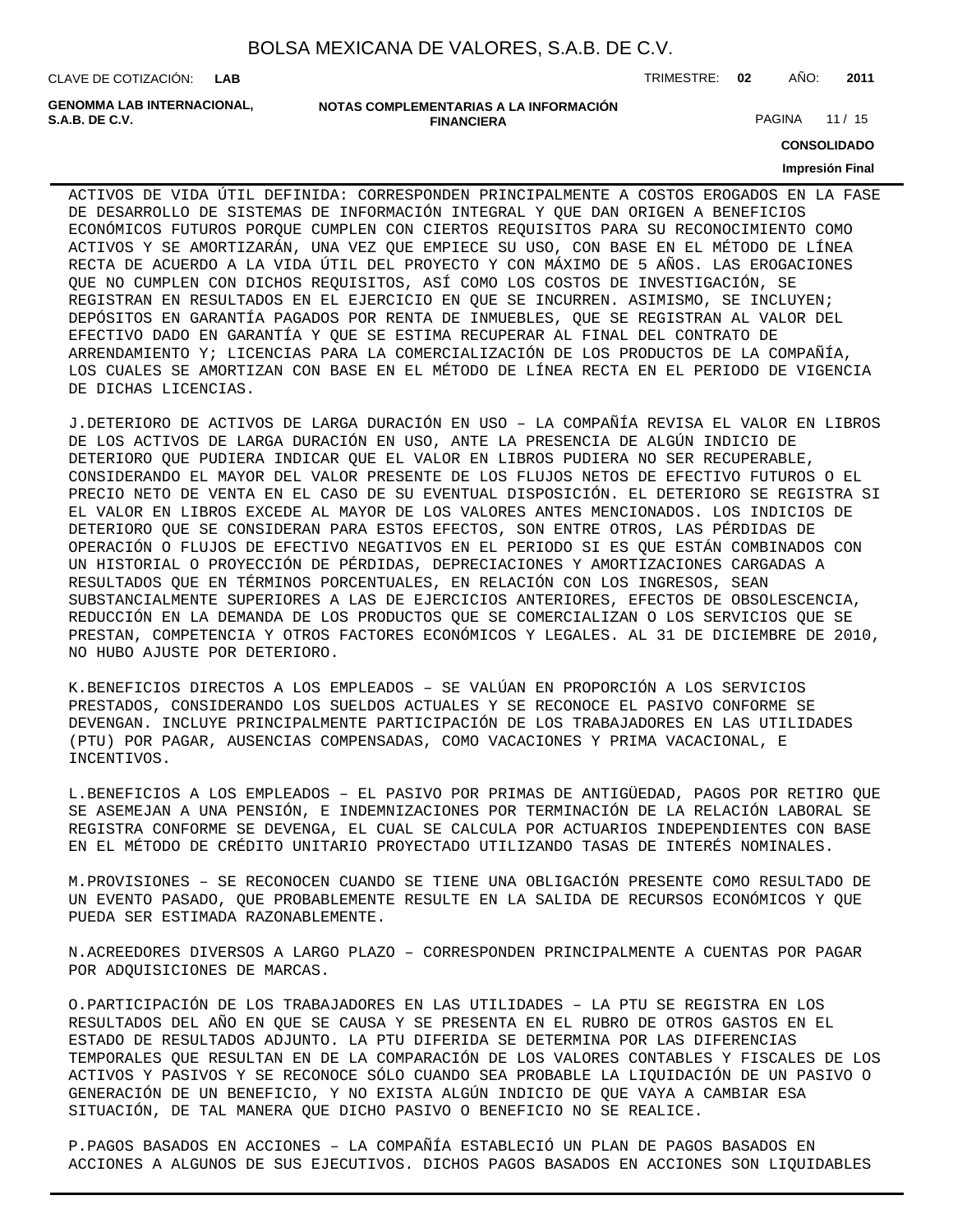ACTIVOS DE VIDA ÚTIL DEFINIDA: CORRESPONDEN PRINCIPALMENTE A COSTOS EROGADOS EN LA FASE DE DESARROLLO DE SISTEMAS DE INFORMACIÓN INTEGRAL Y QUE DAN ORIGEN A BENEFICIOS ECONÓMICOS FUTUROS PORQUE CUMPLEN CON CIERTOS REQUISITOS PARA SU RECONOCIMIENTO COMO ACTIVOS Y SE AMORTIZARÁN, UNA VEZ QUE EMPIECE SU USO, CON BASE EN EL MÉTODO DE LÍNEA RECTA DE ACUERDO A LA VIDA ÚTIL DEL PROYECTO Y CON MÁXIMO DE 5 AÑOS. LAS EROGACIONES QUE NO CUMPLEN CON DICHOS REQUISITOS, ASÍ COMO LOS COSTOS DE INVESTIGACIÓN, SE REGISTRAN EN RESULTADOS EN EL EJERCICIO EN QUE SE INCURREN. ASIMISMO, SE INCLUYEN; DEPÓSITOS EN GARANTÍA PAGADOS POR RENTA DE INMUEBLES, QUE SE REGISTRAN AL VALOR DEL EFECTIVO DADO EN GARANTÍA Y QUE SE ESTIMA RECUPERAR AL FINAL DEL CONTRATO DE ARRENDAMIENTO Y; LICENCIAS PARA LA COMERCIALIZACIÓN DE LOS PRODUCTOS DE LA COMPAÑÍA, LOS CUALES SE AMORTIZAN CON BASE EN EL MÉTODO DE LÍNEA RECTA EN EL PERIODO DE VIGENCIA DE DICHAS LICENCIAS.

J.DETERIORO DE ACTIVOS DE LARGA DURACIÓN EN USO – LA COMPAÑÍA REVISA EL VALOR EN LIBROS DE LOS ACTIVOS DE LARGA DURACIÓN EN USO, ANTE LA PRESENCIA DE ALGÚN INDICIO DE DETERIORO QUE PUDIERA INDICAR QUE EL VALOR EN LIBROS PUDIERA NO SER RECUPERABLE, CONSIDERANDO EL MAYOR DEL VALOR PRESENTE DE LOS FLUJOS NETOS DE EFECTIVO FUTUROS O EL PRECIO NETO DE VENTA EN EL CASO DE SU EVENTUAL DISPOSICIÓN. EL DETERIORO SE REGISTRA SI EL VALOR EN LIBROS EXCEDE AL MAYOR DE LOS VALORES ANTES MENCIONADOS. LOS INDICIOS DE DETERIORO QUE SE CONSIDERAN PARA ESTOS EFECTOS, SON ENTRE OTROS, LAS PÉRDIDAS DE OPERACIÓN O FLUJOS DE EFECTIVO NEGATIVOS EN EL PERIODO SI ES QUE ESTÁN COMBINADOS CON UN HISTORIAL O PROYECCIÓN DE PÉRDIDAS, DEPRECIACIONES Y AMORTIZACIONES CARGADAS A RESULTADOS QUE EN TÉRMINOS PORCENTUALES, EN RELACIÓN CON LOS INGRESOS, SEAN SUBSTANCIALMENTE SUPERIORES A LAS DE EJERCICIOS ANTERIORES, EFECTOS DE OBSOLESCENCIA, REDUCCIÓN EN LA DEMANDA DE LOS PRODUCTOS QUE SE COMERCIALIZAN O LOS SERVICIOS QUE SE PRESTAN, COMPETENCIA Y OTROS FACTORES ECONÓMICOS Y LEGALES. AL 31 DE DICIEMBRE DE 2010, NO HUBO AJUSTE POR DETERIORO.

K.BENEFICIOS DIRECTOS A LOS EMPLEADOS – SE VALÚAN EN PROPORCIÓN A LOS SERVICIOS PRESTADOS, CONSIDERANDO LOS SUELDOS ACTUALES Y SE RECONOCE EL PASIVO CONFORME SE DEVENGAN. INCLUYE PRINCIPALMENTE PARTICIPACIÓN DE LOS TRABAJADORES EN LAS UTILIDADES (PTU) POR PAGAR, AUSENCIAS COMPENSADAS, COMO VACACIONES Y PRIMA VACACIONAL, E INCENTIVOS.

L.BENEFICIOS A LOS EMPLEADOS – EL PASIVO POR PRIMAS DE ANTIGÜEDAD, PAGOS POR RETIRO QUE SE ASEMEJAN A UNA PENSIÓN, E INDEMNIZACIONES POR TERMINACIÓN DE LA RELACIÓN LABORAL SE REGISTRA CONFORME SE DEVENGA, EL CUAL SE CALCULA POR ACTUARIOS INDEPENDIENTES CON BASE EN EL MÉTODO DE CRÉDITO UNITARIO PROYECTADO UTILIZANDO TASAS DE INTERÉS NOMINALES.

M.PROVISIONES – SE RECONOCEN CUANDO SE TIENE UNA OBLIGACIÓN PRESENTE COMO RESULTADO DE UN EVENTO PASADO, QUE PROBABLEMENTE RESULTE EN LA SALIDA DE RECURSOS ECONÓMICOS Y QUE PUEDA SER ESTIMADA RAZONABLEMENTE.

N.ACREEDORES DIVERSOS A LARGO PLAZO – CORRESPONDEN PRINCIPALMENTE A CUENTAS POR PAGAR POR ADQUISICIONES DE MARCAS.

O.PARTICIPACIÓN DE LOS TRABAJADORES EN LAS UTILIDADES – LA PTU SE REGISTRA EN LOS RESULTADOS DEL AÑO EN QUE SE CAUSA Y SE PRESENTA EN EL RUBRO DE OTROS GASTOS EN EL ESTADO DE RESULTADOS ADJUNTO. LA PTU DIFERIDA SE DETERMINA POR LAS DIFERENCIAS TEMPORALES QUE RESULTAN EN DE LA COMPARACIÓN DE LOS VALORES CONTABLES Y FISCALES DE LOS ACTIVOS Y PASIVOS Y SE RECONOCE SÓLO CUANDO SEA PROBABLE LA LIQUIDACIÓN DE UN PASIVO O GENERACIÓN DE UN BENEFICIO, Y NO EXISTA ALGÚN INDICIO DE QUE VAYA A CAMBIAR ESA SITUACIÓN, DE TAL MANERA QUE DICHO PASIVO O BENEFICIO NO SE REALICE.

P.PAGOS BASADOS EN ACCIONES – LA COMPAÑÍA ESTABLECIÓ UN PLAN DE PAGOS BASADOS EN ACCIONES A ALGUNOS DE SUS EJECUTIVOS. DICHOS PAGOS BASADOS EN ACCIONES SON LIQUIDABLES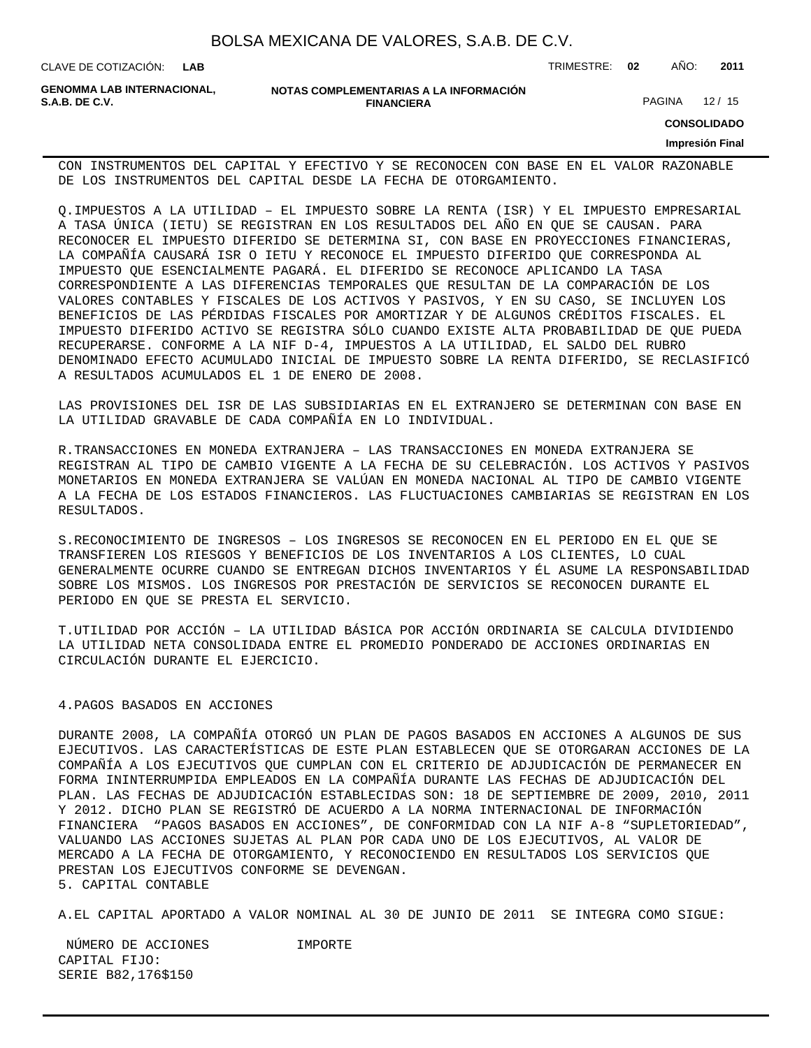CON INSTRUMENTOS DEL CAPITAL Y EFECTIVO Y SE RECONOCEN CON BASE EN EL VALOR RAZONABLE DE LOS INSTRUMENTOS DEL CAPITAL DESDE LA FECHA DE OTORGAMIENTO.

Q.IMPUESTOS A LA UTILIDAD – EL IMPUESTO SOBRE LA RENTA (ISR) Y EL IMPUESTO EMPRESARIAL A TASA ÚNICA (IETU) SE REGISTRAN EN LOS RESULTADOS DEL AÑO EN QUE SE CAUSAN. PARA RECONOCER EL IMPUESTO DIFERIDO SE DETERMINA SI, CON BASE EN PROYECCIONES FINANCIERAS, LA COMPAÑÍA CAUSARÁ ISR O IETU Y RECONOCE EL IMPUESTO DIFERIDO QUE CORRESPONDA AL IMPUESTO QUE ESENCIALMENTE PAGARÁ. EL DIFERIDO SE RECONOCE APLICANDO LA TASA CORRESPONDIENTE A LAS DIFERENCIAS TEMPORALES QUE RESULTAN DE LA COMPARACIÓN DE LOS VALORES CONTABLES Y FISCALES DE LOS ACTIVOS Y PASIVOS, Y EN SU CASO, SE INCLUYEN LOS BENEFICIOS DE LAS PÉRDIDAS FISCALES POR AMORTIZAR Y DE ALGUNOS CRÉDITOS FISCALES. EL IMPUESTO DIFERIDO ACTIVO SE REGISTRA SÓLO CUANDO EXISTE ALTA PROBABILIDAD DE QUE PUEDA RECUPERARSE. CONFORME A LA NIF D-4, IMPUESTOS A LA UTILIDAD, EL SALDO DEL RUBRO DENOMINADO EFECTO ACUMULADO INICIAL DE IMPUESTO SOBRE LA RENTA DIFERIDO, SE RECLASIFICÓ A RESULTADOS ACUMULADOS EL 1 DE ENERO DE 2008.

LAS PROVISIONES DEL ISR DE LAS SUBSIDIARIAS EN EL EXTRANJERO SE DETERMINAN CON BASE EN LA UTILIDAD GRAVABLE DE CADA COMPAÑÍA EN LO INDIVIDUAL.

R.TRANSACCIONES EN MONEDA EXTRANJERA – LAS TRANSACCIONES EN MONEDA EXTRANJERA SE REGISTRAN AL TIPO DE CAMBIO VIGENTE A LA FECHA DE SU CELEBRACIÓN. LOS ACTIVOS Y PASIVOS MONETARIOS EN MONEDA EXTRANJERA SE VALÚAN EN MONEDA NACIONAL AL TIPO DE CAMBIO VIGENTE A LA FECHA DE LOS ESTADOS FINANCIEROS. LAS FLUCTUACIONES CAMBIARIAS SE REGISTRAN EN LOS RESULTADOS.

S.RECONOCIMIENTO DE INGRESOS – LOS INGRESOS SE RECONOCEN EN EL PERIODO EN EL QUE SE TRANSFIEREN LOS RIESGOS Y BENEFICIOS DE LOS INVENTARIOS A LOS CLIENTES, LO CUAL GENERALMENTE OCURRE CUANDO SE ENTREGAN DICHOS INVENTARIOS Y ÉL ASUME LA RESPONSABILIDAD SOBRE LOS MISMOS. LOS INGRESOS POR PRESTACIÓN DE SERVICIOS SE RECONOCEN DURANTE EL PERIODO EN QUE SE PRESTA EL SERVICIO.

T.UTILIDAD POR ACCIÓN – LA UTILIDAD BÁSICA POR ACCIÓN ORDINARIA SE CALCULA DIVIDIENDO LA UTILIDAD NETA CONSOLIDADA ENTRE EL PROMEDIO PONDERADO DE ACCIONES ORDINARIAS EN CIRCULACIÓN DURANTE EL EJERCICIO.

## 4.PAGOS BASADOS EN ACCIONES

DURANTE 2008, LA COMPAÑÍA OTORGÓ UN PLAN DE PAGOS BASADOS EN ACCIONES A ALGUNOS DE SUS EJECUTIVOS. LAS CARACTERÍSTICAS DE ESTE PLAN ESTABLECEN QUE SE OTORGARAN ACCIONES DE LA COMPAÑÍA A LOS EJECUTIVOS QUE CUMPLAN CON EL CRITERIO DE ADJUDICACIÓN DE PERMANECER EN FORMA ININTERRUMPIDA EMPLEADOS EN LA COMPAÑÍA DURANTE LAS FECHAS DE ADJUDICACIÓN DEL PLAN. LAS FECHAS DE ADJUDICACIÓN ESTABLECIDAS SON: 18 DE SEPTIEMBRE DE 2009, 2010, 2011 Y 2012. DICHO PLAN SE REGISTRÓ DE ACUERDO A LA NORMA INTERNACIONAL DE INFORMACIÓN FINANCIERA "PAGOS BASADOS EN ACCIONES", DE CONFORMIDAD CON LA NIF A-8 "SUPLETORIEDAD", VALUANDO LAS ACCIONES SUJETAS AL PLAN POR CADA UNO DE LOS EJECUTIVOS, AL VALOR DE MERCADO A LA FECHA DE OTORGAMIENTO, Y RECONOCIENDO EN RESULTADOS LOS SERVICIOS QUE PRESTAN LOS EJECUTIVOS CONFORME SE DEVENGAN.

## 5. CAPITAL CONTABLE

A.EL CAPITAL APORTADO A VALOR NOMINAL AL 30 DE JUNIO DE 2011 SE INTEGRA COMO SIGUE:

| | NÚMERO DE ACCIONES | IMPORTE |
|---|---|---|
| CAPITAL FIJO: | | |
| SERIE B | 82,176 | $150 |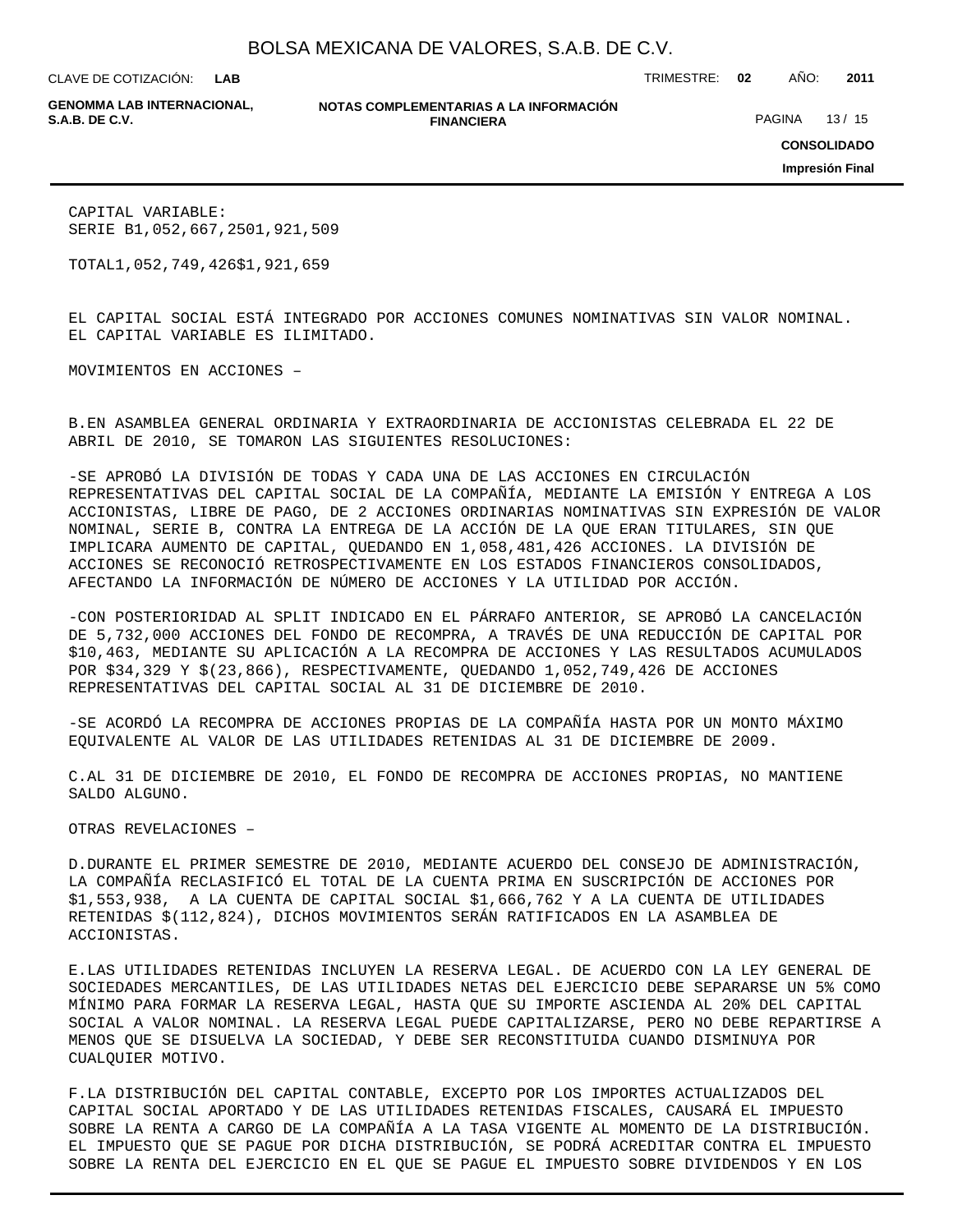CAPITAL VARIABLE:
SERIE B1,052,667,2501,921,509

TOTAL1,052,749,426$1,921,659

EL CAPITAL SOCIAL ESTÁ INTEGRADO POR ACCIONES COMUNES NOMINATIVAS SIN VALOR NOMINAL. EL CAPITAL VARIABLE ES ILIMITADO.

MOVIMIENTOS EN ACCIONES –

B.EN ASAMBLEA GENERAL ORDINARIA Y EXTRAORDINARIA DE ACCIONISTAS CELEBRADA EL 22 DE ABRIL DE 2010, SE TOMARON LAS SIGUIENTES RESOLUCIONES:

-SE APROBÓ LA DIVISIÓN DE TODAS Y CADA UNA DE LAS ACCIONES EN CIRCULACIÓN REPRESENTATIVAS DEL CAPITAL SOCIAL DE LA COMPAÑÍA, MEDIANTE LA EMISIÓN Y ENTREGA A LOS ACCIONISTAS, LIBRE DE PAGO, DE 2 ACCIONES ORDINARIAS NOMINATIVAS SIN EXPRESIÓN DE VALOR NOMINAL, SERIE B, CONTRA LA ENTREGA DE LA ACCIÓN DE LA QUE ERAN TITULARES, SIN QUE IMPLICARA AUMENTO DE CAPITAL, QUEDANDO EN 1,058,481,426 ACCIONES. LA DIVISIÓN DE ACCIONES SE RECONOCIÓ RETROSPECTIVAMENTE EN LOS ESTADOS FINANCIEROS CONSOLIDADOS, AFECTANDO LA INFORMACIÓN DE NÚMERO DE ACCIONES Y LA UTILIDAD POR ACCIÓN.

-CON POSTERIORIDAD AL SPLIT INDICADO EN EL PÁRRAFO ANTERIOR, SE APROBÓ LA CANCELACIÓN DE 5,732,000 ACCIONES DEL FONDO DE RECOMPRA, A TRAVÉS DE UNA REDUCCIÓN DE CAPITAL POR $10,463, MEDIANTE SU APLICACIÓN A LA RECOMPRA DE ACCIONES Y LAS RESULTADOS ACUMULADOS POR $34,329 Y $(23,866), RESPECTIVAMENTE, QUEDANDO 1,052,749,426 DE ACCIONES REPRESENTATIVAS DEL CAPITAL SOCIAL AL 31 DE DICIEMBRE DE 2010.

-SE ACORDÓ LA RECOMPRA DE ACCIONES PROPIAS DE LA COMPAÑÍA HASTA POR UN MONTO MÁXIMO EQUIVALENTE AL VALOR DE LAS UTILIDADES RETENIDAS AL 31 DE DICIEMBRE DE 2009.

C.AL 31 DE DICIEMBRE DE 2010, EL FONDO DE RECOMPRA DE ACCIONES PROPIAS, NO MANTIENE SALDO ALGUNO.

OTRAS REVELACIONES –

D.DURANTE EL PRIMER SEMESTRE DE 2010, MEDIANTE ACUERDO DEL CONSEJO DE ADMINISTRACIÓN, LA COMPAÑÍA RECLASIFICÓ EL TOTAL DE LA CUENTA PRIMA EN SUSCRIPCIÓN DE ACCIONES POR $1,553,938, A LA CUENTA DE CAPITAL SOCIAL $1,666,762 Y A LA CUENTA DE UTILIDADES RETENIDAS $(112,824), DICHOS MOVIMIENTOS SERÁN RATIFICADOS EN LA ASAMBLEA DE ACCIONISTAS.

E.LAS UTILIDADES RETENIDAS INCLUYEN LA RESERVA LEGAL. DE ACUERDO CON LA LEY GENERAL DE SOCIEDADES MERCANTILES, DE LAS UTILIDADES NETAS DEL EJERCICIO DEBE SEPARARSE UN 5% COMO MÍNIMO PARA FORMAR LA RESERVA LEGAL, HASTA QUE SU IMPORTE ASCIENDA AL 20% DEL CAPITAL SOCIAL A VALOR NOMINAL. LA RESERVA LEGAL PUEDE CAPITALIZARSE, PERO NO DEBE REPARTIRSE A MENOS QUE SE DISUELVA LA SOCIEDAD, Y DEBE SER RECONSTITUIDA CUANDO DISMINUYA POR CUALQUIER MOTIVO.

F.LA DISTRIBUCIÓN DEL CAPITAL CONTABLE, EXCEPTO POR LOS IMPORTES ACTUALIZADOS DEL CAPITAL SOCIAL APORTADO Y DE LAS UTILIDADES RETENIDAS FISCALES, CAUSARÁ EL IMPUESTO SOBRE LA RENTA A CARGO DE LA COMPAÑÍA A LA TASA VIGENTE AL MOMENTO DE LA DISTRIBUCIÓN. EL IMPUESTO QUE SE PAGUE POR DICHA DISTRIBUCIÓN, SE PODRÁ ACREDITAR CONTRA EL IMPUESTO SOBRE LA RENTA DEL EJERCICIO EN EL QUE SE PAGUE EL IMPUESTO SOBRE DIVIDENDOS Y EN LOS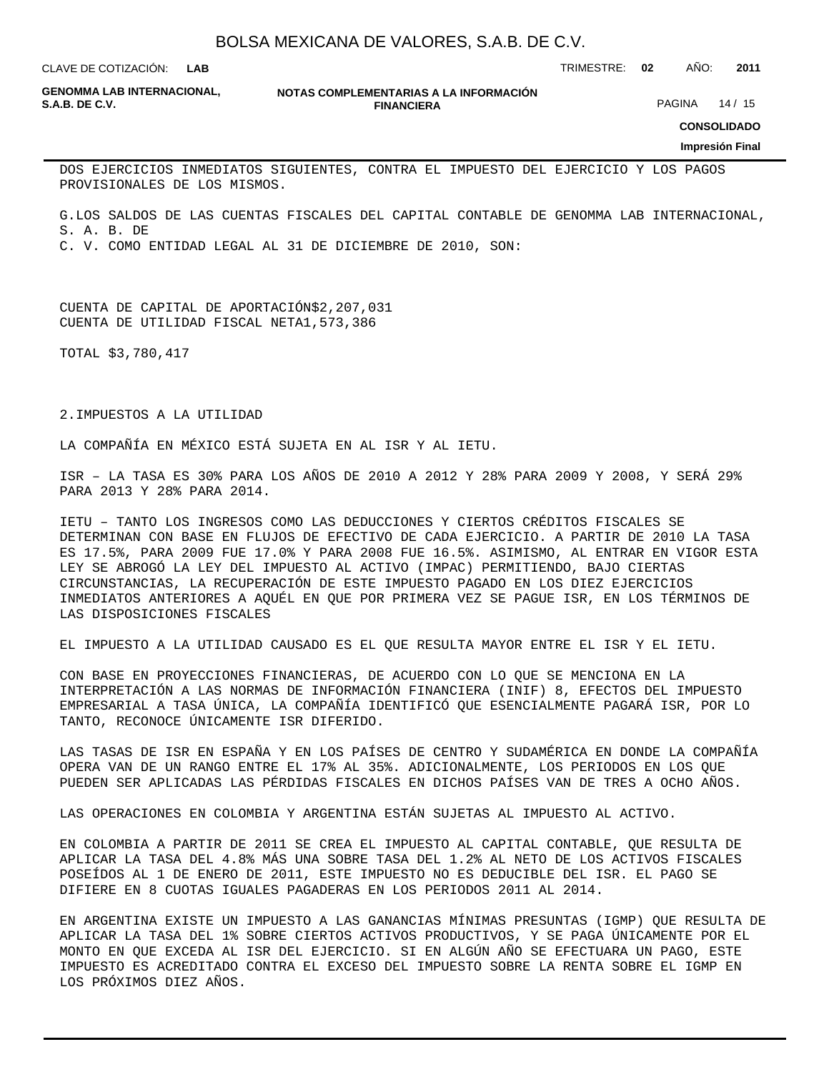DOS EJERCICIOS INMEDIATOS SIGUIENTES, CONTRA EL IMPUESTO DEL EJERCICIO Y LOS PAGOS PROVISIONALES DE LOS MISMOS.

G.LOS SALDOS DE LAS CUENTAS FISCALES DEL CAPITAL CONTABLE DE GENOMMA LAB INTERNACIONAL, S. A. B. DE
C. V. COMO ENTIDAD LEGAL AL 31 DE DICIEMBRE DE 2010, SON:

CUENTA DE CAPITAL DE APORTACIÓN$2,207,031
CUENTA DE UTILIDAD FISCAL NETA1,573,386

TOTAL $3,780,417

2.IMPUESTOS A LA UTILIDAD

LA COMPAÑÍA EN MÉXICO ESTÁ SUJETA EN AL ISR Y AL IETU.

ISR – LA TASA ES 30% PARA LOS AÑOS DE 2010 A 2012 Y 28% PARA 2009 Y 2008, Y SERÁ 29% PARA 2013 Y 28% PARA 2014.

IETU – TANTO LOS INGRESOS COMO LAS DEDUCCIONES Y CIERTOS CRÉDITOS FISCALES SE DETERMINAN CON BASE EN FLUJOS DE EFECTIVO DE CADA EJERCICIO. A PARTIR DE 2010 LA TASA ES 17.5%, PARA 2009 FUE 17.0% Y PARA 2008 FUE 16.5%. ASIMISMO, AL ENTRAR EN VIGOR ESTA LEY SE ABROGÓ LA LEY DEL IMPUESTO AL ACTIVO (IMPAC) PERMITIENDO, BAJO CIERTAS CIRCUNSTANCIAS, LA RECUPERACIÓN DE ESTE IMPUESTO PAGADO EN LOS DIEZ EJERCICIOS INMEDIATOS ANTERIORES A AQUÉL EN QUE POR PRIMERA VEZ SE PAGUE ISR, EN LOS TÉRMINOS DE LAS DISPOSICIONES FISCALES

EL IMPUESTO A LA UTILIDAD CAUSADO ES EL QUE RESULTA MAYOR ENTRE EL ISR Y EL IETU.

CON BASE EN PROYECCIONES FINANCIERAS, DE ACUERDO CON LO QUE SE MENCIONA EN LA INTERPRETACIÓN A LAS NORMAS DE INFORMACIÓN FINANCIERA (INIF) 8, EFECTOS DEL IMPUESTO EMPRESARIAL A TASA ÚNICA, LA COMPAÑÍA IDENTIFICÓ QUE ESENCIALMENTE PAGARÁ ISR, POR LO TANTO, RECONOCE ÚNICAMENTE ISR DIFERIDO.

LAS TASAS DE ISR EN ESPAÑA Y EN LOS PAÍSES DE CENTRO Y SUDAMÉRICA EN DONDE LA COMPAÑÍA OPERA VAN DE UN RANGO ENTRE EL 17% AL 35%. ADICIONALMENTE, LOS PERIODOS EN LOS QUE PUEDEN SER APLICADAS LAS PÉRDIDAS FISCALES EN DICHOS PAÍSES VAN DE TRES A OCHO AÑOS.

LAS OPERACIONES EN COLOMBIA Y ARGENTINA ESTÁN SUJETAS AL IMPUESTO AL ACTIVO.

EN COLOMBIA A PARTIR DE 2011 SE CREA EL IMPUESTO AL CAPITAL CONTABLE, QUE RESULTA DE APLICAR LA TASA DEL 4.8% MÁS UNA SOBRE TASA DEL 1.2% AL NETO DE LOS ACTIVOS FISCALES POSEÍDOS AL 1 DE ENERO DE 2011, ESTE IMPUESTO NO ES DEDUCIBLE DEL ISR. EL PAGO SE DIFIERE EN 8 CUOTAS IGUALES PAGADERAS EN LOS PERIODOS 2011 AL 2014.

EN ARGENTINA EXISTE UN IMPUESTO A LAS GANANCIAS MÍNIMAS PRESUNTAS (IGMP) QUE RESULTA DE APLICAR LA TASA DEL 1% SOBRE CIERTOS ACTIVOS PRODUCTIVOS, Y SE PAGA ÚNICAMENTE POR EL MONTO EN QUE EXCEDA AL ISR DEL EJERCICIO. SI EN ALGÚN AÑO SE EFECTUARA UN PAGO, ESTE IMPUESTO ES ACREDITADO CONTRA EL EXCESO DEL IMPUESTO SOBRE LA RENTA SOBRE EL IGMP EN LOS PRÓXIMOS DIEZ AÑOS.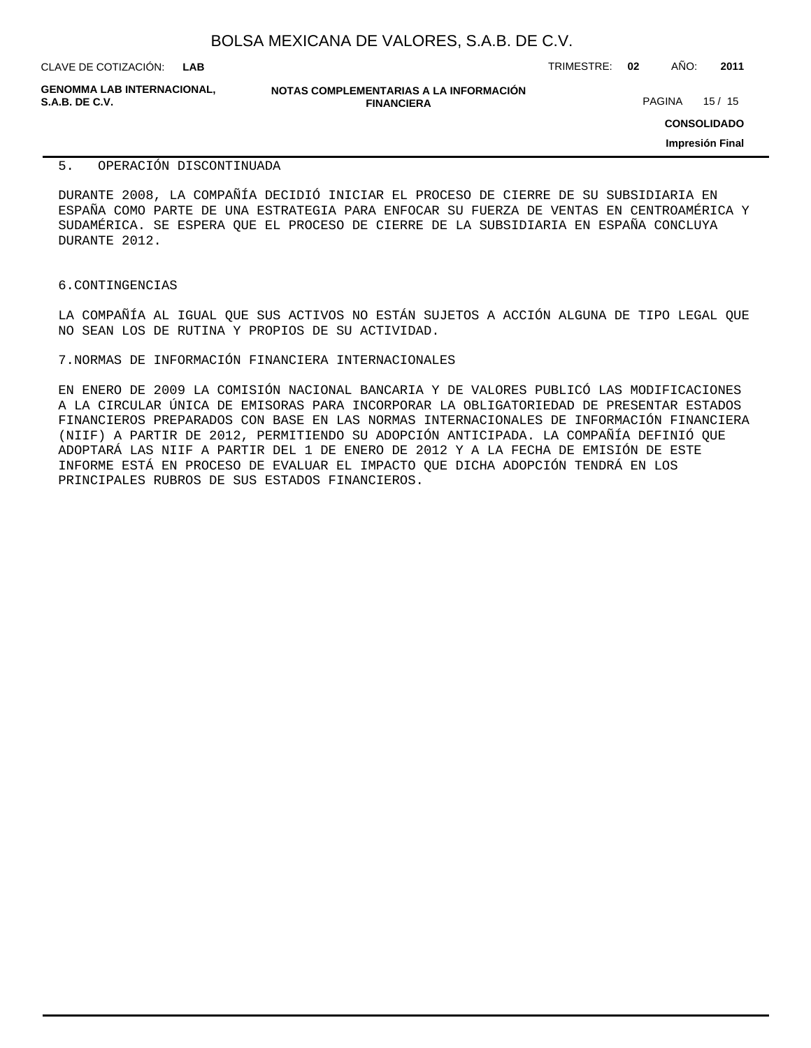## 5. OPERACIÓN DISCONTINUADA

DURANTE 2008, LA COMPAÑÍA DECIDIÓ INICIAR EL PROCESO DE CIERRE DE SU SUBSIDIARIA EN ESPAÑA COMO PARTE DE UNA ESTRATEGIA PARA ENFOCAR SU FUERZA DE VENTAS EN CENTROAMÉRICA Y SUDAMÉRICA. SE ESPERA QUE EL PROCESO DE CIERRE DE LA SUBSIDIARIA EN ESPAÑA CONCLUYA DURANTE 2012.

## 6.CONTINGENCIAS

LA COMPAÑÍA AL IGUAL QUE SUS ACTIVOS NO ESTÁN SUJETOS A ACCIÓN ALGUNA DE TIPO LEGAL QUE NO SEAN LOS DE RUTINA Y PROPIOS DE SU ACTIVIDAD.

## 7.NORMAS DE INFORMACIÓN FINANCIERA INTERNACIONALES

EN ENERO DE 2009 LA COMISIÓN NACIONAL BANCARIA Y DE VALORES PUBLICÓ LAS MODIFICACIONES A LA CIRCULAR ÚNICA DE EMISORAS PARA INCORPORAR LA OBLIGATORIEDAD DE PRESENTAR ESTADOS FINANCIEROS PREPARADOS CON BASE EN LAS NORMAS INTERNACIONALES DE INFORMACIÓN FINANCIERA (NIIF) A PARTIR DE 2012, PERMITIENDO SU ADOPCIÓN ANTICIPADA. LA COMPAÑÍA DEFINIÓ QUE ADOPTARÁ LAS NIIF A PARTIR DEL 1 DE ENERO DE 2012 Y A LA FECHA DE EMISIÓN DE ESTE INFORME ESTÁ EN PROCESO DE EVALUAR EL IMPACTO QUE DICHA ADOPCIÓN TENDRÁ EN LOS PRINCIPALES RUBROS DE SUS ESTADOS FINANCIEROS.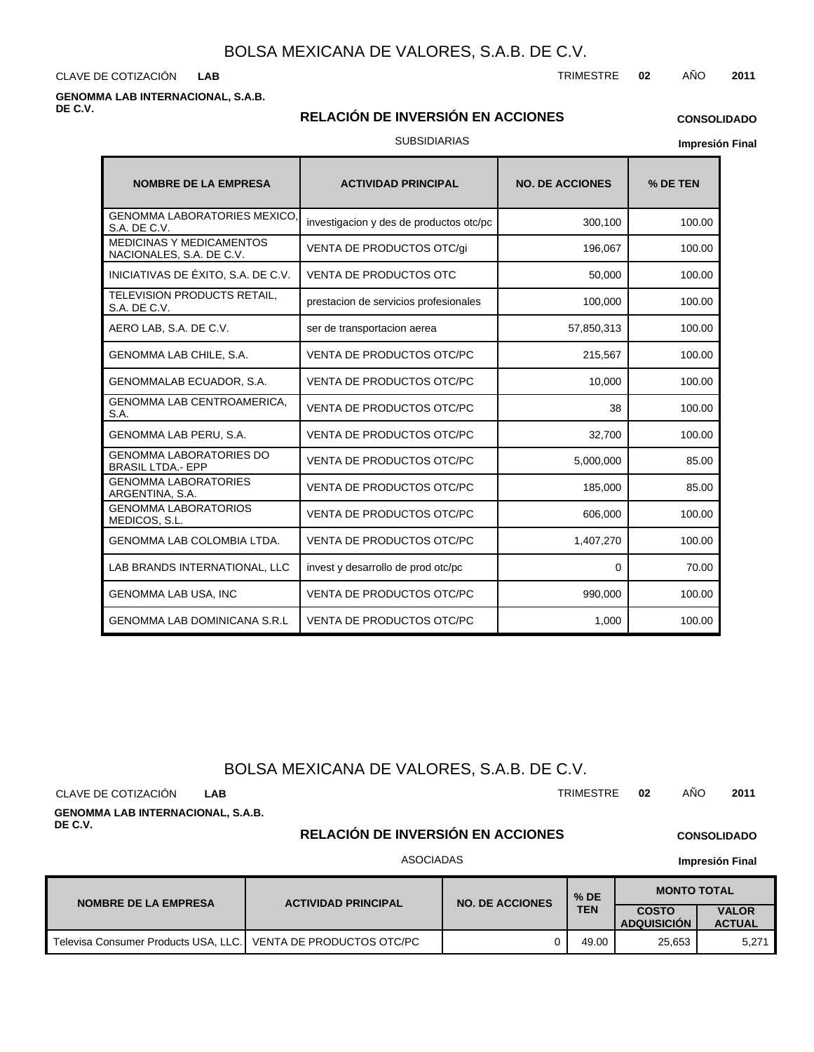# BOLSA MEXICANA DE VALORES, S.A.B. DE C.V.

CLAVE DE COTIZACIÓN **LAB**

TRIMESTRE **02** AÑO **2011**

**GENOMMA LAB INTERNACIONAL, S.A.B. DE C.V.**

## RELACIÓN DE INVERSIÓN EN ACCIONES

**CONSOLIDADO**

SUBSIDIARIAS

**Impresión Final**

| NOMBRE DE LA EMPRESA | ACTIVIDAD PRINCIPAL | NO. DE ACCIONES | % DE TEN |
|---|---|---|---|
| GENOMMA LABORATORIES MEXICO, S.A. DE C.V. | investigacion y des de productos otc/pc | 300,100 | 100.00 |
| MEDICINAS Y MEDICAMENTOS NACIONALES, S.A. DE C.V. | VENTA DE PRODUCTOS OTC/gi | 196,067 | 100.00 |
| INICIATIVAS DE ÉXITO, S.A. DE C.V. | VENTA DE PRODUCTOS OTC | 50,000 | 100.00 |
| TELEVISION PRODUCTS RETAIL, S.A. DE C.V. | prestacion de servicios profesionales | 100,000 | 100.00 |
| AERO LAB, S.A. DE C.V. | ser de transportacion aerea | 57,850,313 | 100.00 |
| GENOMMA LAB CHILE, S.A. | VENTA DE PRODUCTOS OTC/PC | 215,567 | 100.00 |
| GENOMMALAB ECUADOR, S.A. | VENTA DE PRODUCTOS OTC/PC | 10,000 | 100.00 |
| GENOMMA LAB CENTROAMERICA, S.A. | VENTA DE PRODUCTOS OTC/PC | 38 | 100.00 |
| GENOMMA LAB PERU, S.A. | VENTA DE PRODUCTOS OTC/PC | 32,700 | 100.00 |
| GENOMMA LABORATORIES DO BRASIL LTDA.- EPP | VENTA DE PRODUCTOS OTC/PC | 5,000,000 | 85.00 |
| GENOMMA LABORATORIES ARGENTINA, S.A. | VENTA DE PRODUCTOS OTC/PC | 185,000 | 85.00 |
| GENOMMA LABORATORIOS MEDICOS, S.L. | VENTA DE PRODUCTOS OTC/PC | 606,000 | 100.00 |
| GENOMMA LAB COLOMBIA LTDA. | VENTA DE PRODUCTOS OTC/PC | 1,407,270 | 100.00 |
| LAB BRANDS INTERNATIONAL, LLC | invest y desarrollo de prod otc/pc | 0 | 70.00 |
| GENOMMA LAB USA, INC | VENTA DE PRODUCTOS OTC/PC | 990,000 | 100.00 |
| GENOMMA LAB DOMINICANA S.R.L | VENTA DE PRODUCTOS OTC/PC | 1,000 | 100.00 |

# BOLSA MEXICANA DE VALORES, S.A.B. DE C.V.

CLAVE DE COTIZACIÓN **LAB**

TRIMESTRE **02** AÑO **2011**

**GENOMMA LAB INTERNACIONAL, S.A.B. DE C.V.**

## RELACIÓN DE INVERSIÓN EN ACCIONES

**CONSOLIDADO**

ASOCIADAS

**Impresión Final**

| NOMBRE DE LA EMPRESA | ACTIVIDAD PRINCIPAL | NO. DE ACCIONES | % DE TEN | MONTO TOTAL | |
|---|---|---|---|---|---|
| | | | | COSTO ADQUISICIÓN | VALOR ACTUAL |
| Televisa Consumer Products USA, LLC. | VENTA DE PRODUCTOS OTC/PC | 0 | 49.00 | 25,653 | 5,271 |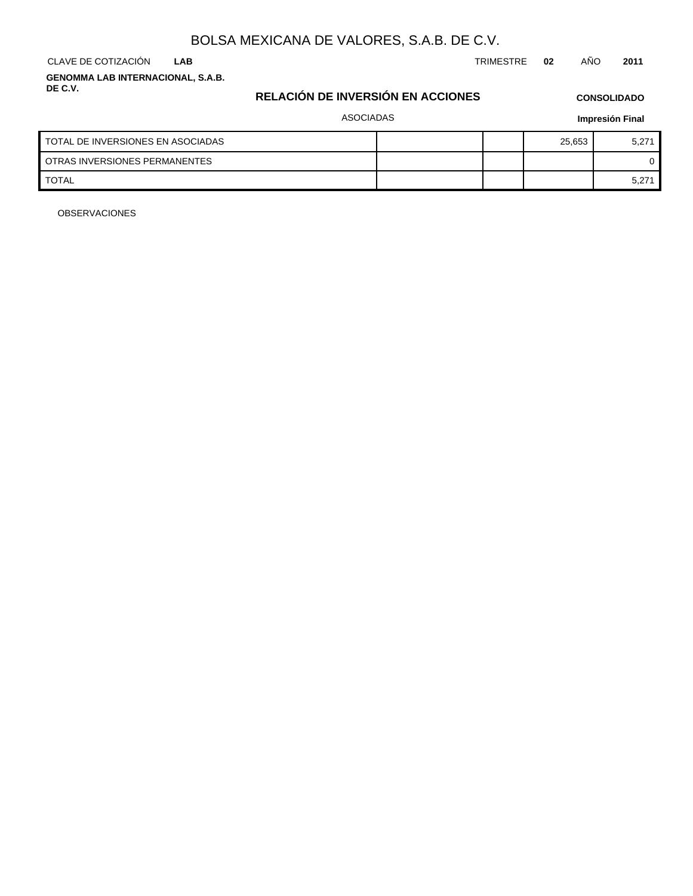BOLSA MEXICANA DE VALORES, S.A.B. DE C.V.

CLAVE DE COTIZACIÓN **LAB** TRIMESTRE **02** AÑO **2011**

**GENOMMA LAB INTERNACIONAL, S.A.B. DE C.V.**

## RELACIÓN DE INVERSIÓN EN ACCIONES

**CONSOLIDADO**

ASOCIADAS

**Impresión Final**

| | | | | |
|---|---|---|---|---|
| TOTAL DE INVERSIONES EN ASOCIADAS | | | 25,653 | 5,271 |
| OTRAS INVERSIONES PERMANENTES | | | | 0 |
| TOTAL | | | | 5,271 |

OBSERVACIONES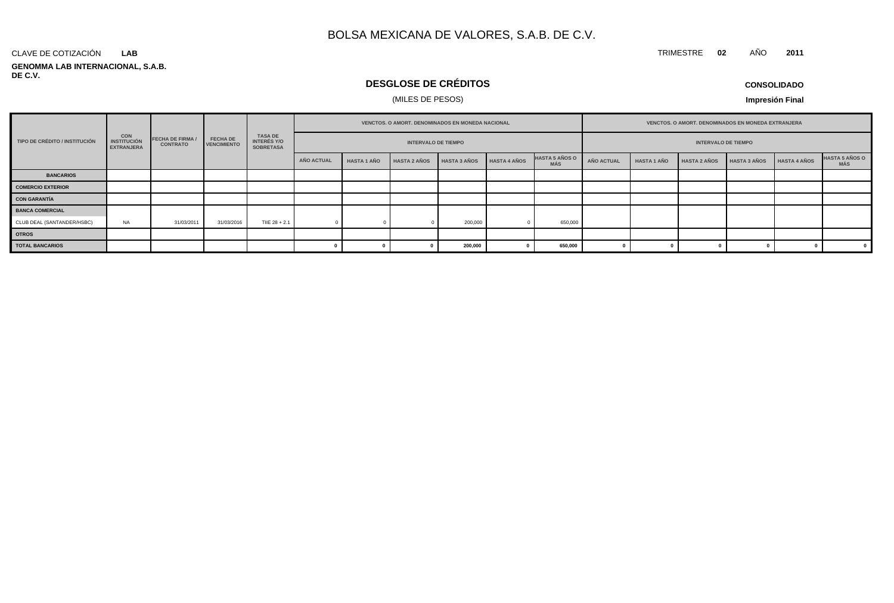# BOLSA MEXICANA DE VALORES, S.A.B. DE C.V.

CLAVE DE COTIZACIÓN **LAB**

TRIMESTRE **02** AÑO **2011**

**GENOMMA LAB INTERNACIONAL, S.A.B. DE C.V.**

## DESGLOSE DE CRÉDITOS

(MILES DE PESOS)

**CONSOLIDADO**

**Impresión Final**

| TIPO DE CRÉDITO / INSTITUCIÓN | CON INSTITUCIÓN EXTRANJERA | FECHA DE FIRMA / CONTRATO | FECHA DE VENCIMIENTO | TASA DE INTERÉS Y/O SOBRETASA | VENCTOS. O AMORT. DENOMINADOS EN MONEDA NACIONAL | | | | | | VENCTOS. O AMORT. DENOMINADOS EN MONEDA EXTRANJERA | | | | | |
|---|---|---|---|---|---|---|---|---|---|---|---|---|---|---|---|---|
| | | | | | INTERVALO DE TIEMPO | | | | | | INTERVALO DE TIEMPO | | | | | |
| | | | | | AÑO ACTUAL | HASTA 1 AÑO | HASTA 2 AÑOS | HASTA 3 AÑOS | HASTA 4 AÑOS | HASTA 5 AÑOS O MÁS | AÑO ACTUAL | HASTA 1 AÑO | HASTA 2 AÑOS | HASTA 3 AÑOS | HASTA 4 AÑOS | HASTA 5 AÑOS O MÁS |
| **BANCARIOS** | | | | | | | | | | | | | | | | |
| **COMERCIO EXTERIOR** | | | | | | | | | | | | | | | | |
| **CON GARANTÍA** | | | | | | | | | | | | | | | | |
| **BANCA COMERCIAL** | | | | | | | | | | | | | | | | |
| CLUB DEAL (SANTANDER/HSBC) | NA | 31/03/2011 | 31/03/2016 | TIIE 28 + 2.1 | 0 | 0 | 0 | 200,000 | 0 | 650,000 | | | | | | |
| **OTROS** | | | | | | | | | | | | | | | | |
| **TOTAL BANCARIOS** | | | | | **0** | **0** | **0** | **200,000** | **0** | **650,000** | **0** | **0** | **0** | **0** | **0** | **0** |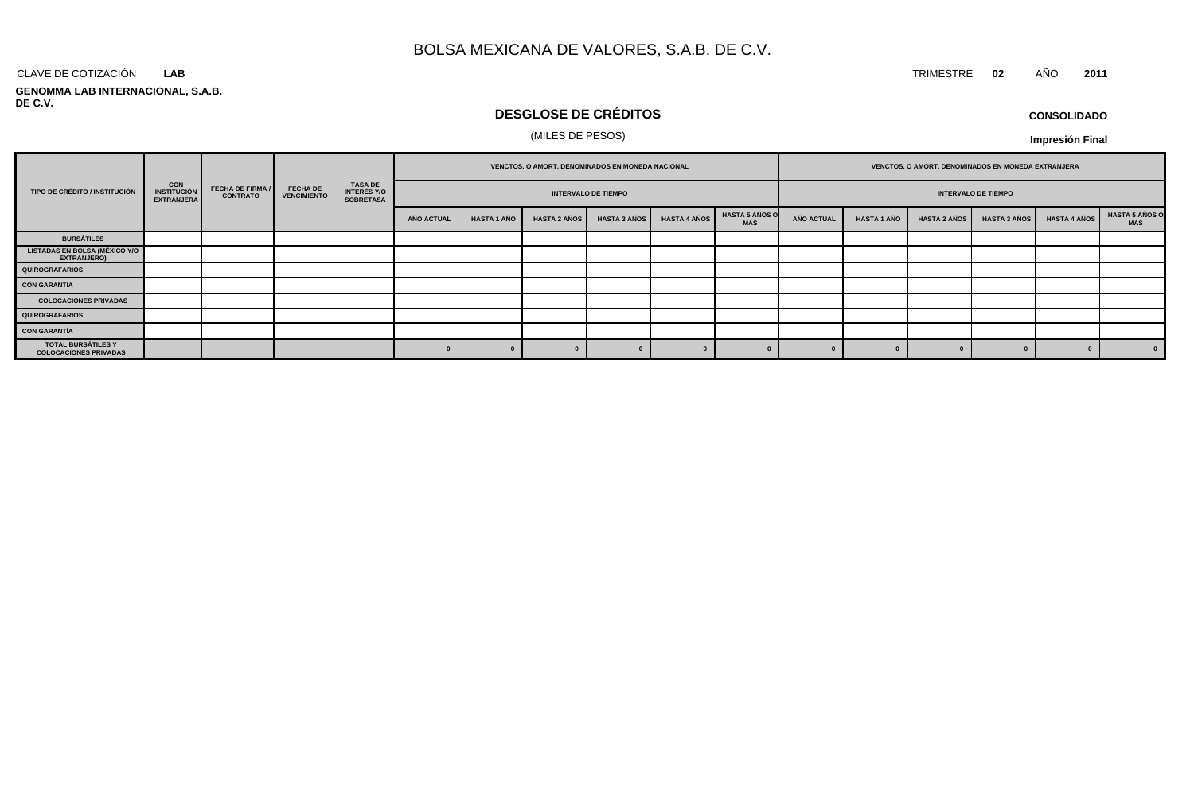# BOLSA MEXICANA DE VALORES, S.A.B. DE C.V.

CLAVE DE COTIZACIÓN **LAB**

TRIMESTRE **02** AÑO **2011**

**GENOMMA LAB INTERNACIONAL, S.A.B. DE C.V.**

## DESGLOSE DE CRÉDITOS

(MILES DE PESOS)

**CONSOLIDADO**

**Impresión Final**

| TIPO DE CRÉDITO / INSTITUCIÓN | CON INSTITUCIÓN EXTRANJERA | FECHA DE FIRMA / CONTRATO | FECHA DE VENCIMIENTO | TASA DE INTERÉS Y/O SOBRETASA | VENCTOS. O AMORT. DENOMINADOS EN MONEDA NACIONAL | | | | | | VENCTOS. O AMORT. DENOMINADOS EN MONEDA EXTRANJERA | | | | | |
|---|---|---|---|---|---|---|---|---|---|---|---|---|---|---|---|---|
| | | | | | INTERVALO DE TIEMPO | | | | | | INTERVALO DE TIEMPO | | | | | |
| | | | | | AÑO ACTUAL | HASTA 1 AÑO | HASTA 2 AÑOS | HASTA 3 AÑOS | HASTA 4 AÑOS | HASTA 5 AÑOS O MÁS | AÑO ACTUAL | HASTA 1 AÑO | HASTA 2 AÑOS | HASTA 3 AÑOS | HASTA 4 AÑOS | HASTA 5 AÑOS O MÁS |
| BURSÁTILES | | | | | | | | | | | | | | | | |
| LISTADAS EN BOLSA (MÉXICO Y/O EXTRANJERO) | | | | | | | | | | | | | | | | |
| QUIROGRAFARIOS | | | | | | | | | | | | | | | | |
| CON GARANTÍA | | | | | | | | | | | | | | | | |
| COLOCACIONES PRIVADAS | | | | | | | | | | | | | | | | |
| QUIROGRAFARIOS | | | | | | | | | | | | | | | | |
| CON GARANTÍA | | | | | | | | | | | | | | | | |
| TOTAL BURSÁTILES Y COLOCACIONES PRIVADAS | | | | | 0 | 0 | 0 | 0 | 0 | 0 | 0 | 0 | 0 | 0 | 0 | 0 |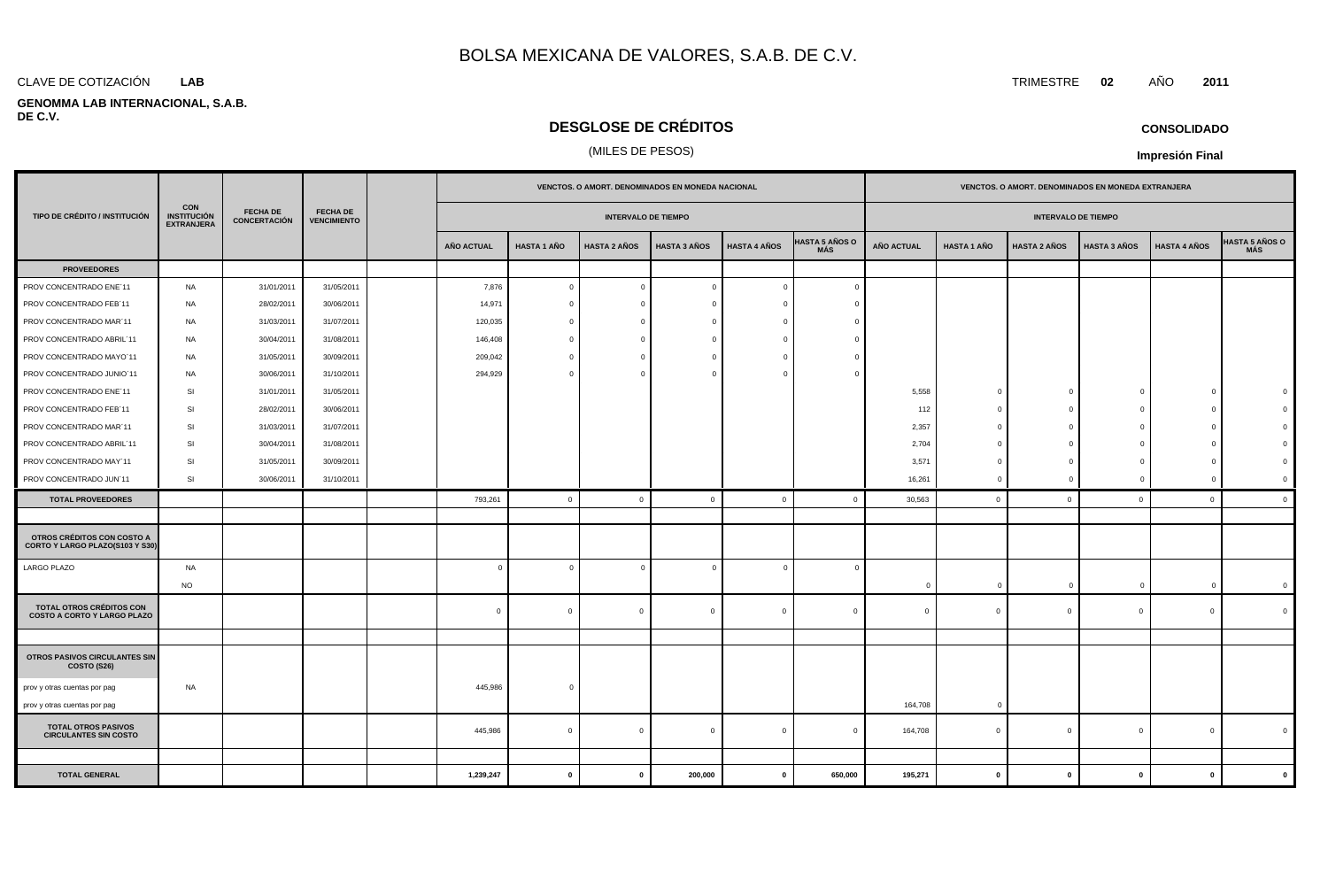# BOLSA MEXICANA DE VALORES, S.A.B. DE C.V.

CLAVE DE COTIZACIÓN **LAB**

TRIMESTRE **02** AÑO **2011**

**GENOMMA LAB INTERNACIONAL, S.A.B. DE C.V.**

## DESGLOSE DE CRÉDITOS

(MILES DE PESOS)

**CONSOLIDADO**

**Impresión Final**

| TIPO DE CRÉDITO / INSTITUCIÓN | CON INSTITUCIÓN EXTRANJERA | FECHA DE CONCERTACIÓN | FECHA DE VENCIMIENTO | | VENCTOS. O AMORT. DENOMINADOS EN MONEDA NACIONAL - INTERVALO DE TIEMPO | | | | | | VENCTOS. O AMORT. DENOMINADOS EN MONEDA EXTRANJERA - INTERVALO DE TIEMPO | | | | | |
|---|---|---|---|---|---|---|---|---|---|---|---|---|---|---|---|---|
| | | | | | AÑO ACTUAL | HASTA 1 AÑO | HASTA 2 AÑOS | HASTA 3 AÑOS | HASTA 4 AÑOS | HASTA 5 AÑOS O MÁS | AÑO ACTUAL | HASTA 1 AÑO | HASTA 2 AÑOS | HASTA 3 AÑOS | HASTA 4 AÑOS | HASTA 5 AÑOS O MÁS |
| **PROVEEDORES** | | | | | | | | | | | | | | | | |
| PROV CONCENTRADO ENE´11 | NA | 31/01/2011 | 31/05/2011 | | 7,876 | 0 | 0 | 0 | 0 | 0 | | | | | | |
| PROV CONCENTRADO FEB´11 | NA | 28/02/2011 | 30/06/2011 | | 14,971 | 0 | 0 | 0 | 0 | 0 | | | | | | |
| PROV CONCENTRADO MAR´11 | NA | 31/03/2011 | 31/07/2011 | | 120,035 | 0 | 0 | 0 | 0 | 0 | | | | | | |
| PROV CONCENTRADO ABRIL´11 | NA | 30/04/2011 | 31/08/2011 | | 146,408 | 0 | 0 | 0 | 0 | 0 | | | | | | |
| PROV CONCENTRADO MAYO´11 | NA | 31/05/2011 | 30/09/2011 | | 209,042 | 0 | 0 | 0 | 0 | 0 | | | | | | |
| PROV CONCENTRADO JUNIO´11 | NA | 30/06/2011 | 31/10/2011 | | 294,929 | 0 | 0 | 0 | 0 | 0 | | | | | | |
| PROV CONCENTRADO ENE´11 | SI | 31/01/2011 | 31/05/2011 | | | | | | | | 5,558 | 0 | 0 | 0 | 0 | 0 |
| PROV CONCENTRADO FEB´11 | SI | 28/02/2011 | 30/06/2011 | | | | | | | | 112 | 0 | 0 | 0 | 0 | 0 |
| PROV CONCENTRADO MAR´11 | SI | 31/03/2011 | 31/07/2011 | | | | | | | | 2,357 | 0 | 0 | 0 | 0 | 0 |
| PROV CONCENTRADO ABRIL´11 | SI | 30/04/2011 | 31/08/2011 | | | | | | | | 2,704 | 0 | 0 | 0 | 0 | 0 |
| PROV CONCENTRADO MAY´11 | SI | 31/05/2011 | 30/09/2011 | | | | | | | | 3,571 | 0 | 0 | 0 | 0 | 0 |
| PROV CONCENTRADO JUN´11 | SI | 30/06/2011 | 31/10/2011 | | | | | | | | 16,261 | 0 | 0 | 0 | 0 | 0 |
| **TOTAL PROVEEDORES** | | | | | 793,261 | 0 | 0 | 0 | 0 | 0 | 30,563 | 0 | 0 | 0 | 0 | 0 |
| | | | | | | | | | | | | | | | | |
| **OTROS CRÉDITOS CON COSTO A CORTO Y LARGO PLAZO(S103 Y S30)** | | | | | | | | | | | | | | | | |
| LARGO PLAZO | NA | | | | 0 | 0 | 0 | 0 | 0 | 0 | | | | | | |
| | NO | | | | | | | | | | 0 | 0 | 0 | 0 | 0 | 0 |
| **TOTAL OTROS CRÉDITOS CON COSTO A CORTO Y LARGO PLAZO** | | | | | 0 | 0 | 0 | 0 | 0 | 0 | 0 | 0 | 0 | 0 | 0 | 0 |
| | | | | | | | | | | | | | | | | |
| **OTROS PASIVOS CIRCULANTES SIN COSTO (S26)** | | | | | | | | | | | | | | | | |
| prov y otras cuentas por pag | NA | | | | 445,986 | 0 | | | | | | | | | | |
| prov y otras cuentas por pag | | | | | | | | | | | 164,708 | 0 | | | | |
| **TOTAL OTROS PASIVOS CIRCULANTES SIN COSTO** | | | | | 445,986 | 0 | 0 | 0 | 0 | 0 | 164,708 | 0 | 0 | 0 | 0 | 0 |
| | | | | | | | | | | | | | | | | |
| **TOTAL GENERAL** | | | | | **1,239,247** | **0** | **0** | **200,000** | **0** | **650,000** | **195,271** | **0** | **0** | **0** | **0** | **0** |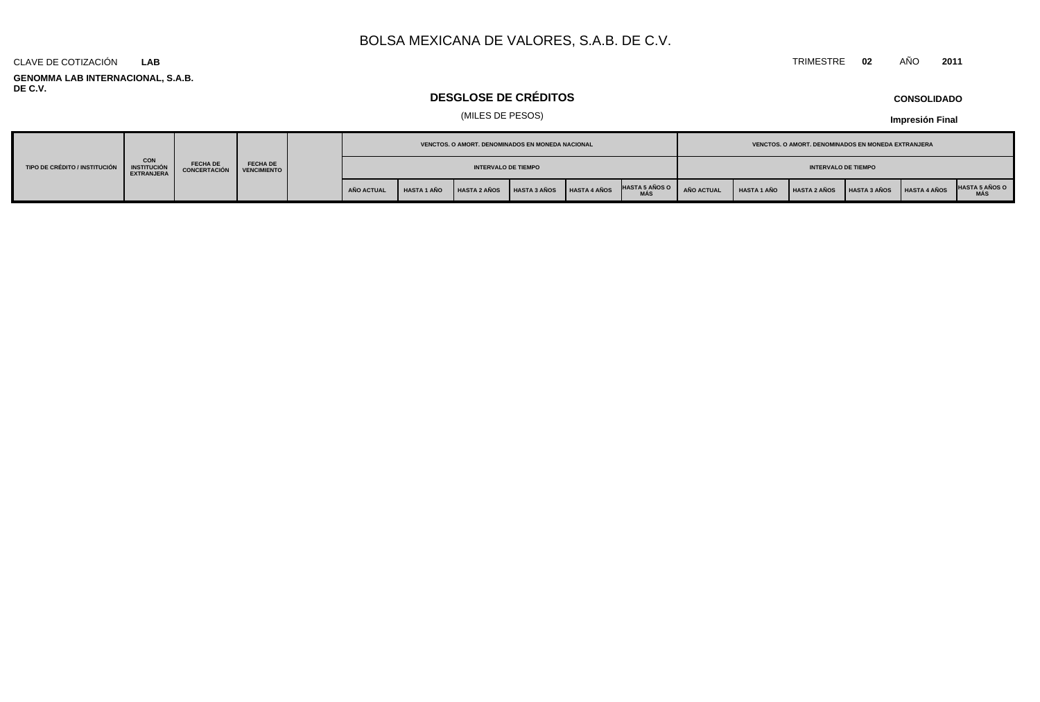# BOLSA MEXICANA DE VALORES, S.A.B. DE C.V.

CLAVE DE COTIZACIÓN **LAB**

TRIMESTRE **02** AÑO **2011**

**GENOMMA LAB INTERNACIONAL, S.A.B. DE C.V.**

## DESGLOSE DE CRÉDITOS

(MILES DE PESOS)

**CONSOLIDADO**

**Impresión Final**

| TIPO DE CRÉDITO / INSTITUCIÓN | CON INSTITUCIÓN EXTRANJERA | FECHA DE CONCERTACIÓN | FECHA DE VENCIMIENTO | | VENCTOS. O AMORT. DENOMINADOS EN MONEDA NACIONAL | | | | | | VENCTOS. O AMORT. DENOMINADOS EN MONEDA EXTRANJERA | | | | | |
|---|---|---|---|---|---|---|---|---|---|---|---|---|---|---|---|---|
| | | | | | INTERVALO DE TIEMPO | | | | | | INTERVALO DE TIEMPO | | | | | |
| | | | | | AÑO ACTUAL | HASTA 1 AÑO | HASTA 2 AÑOS | HASTA 3 AÑOS | HASTA 4 AÑOS | HASTA 5 AÑOS O MÁS | AÑO ACTUAL | HASTA 1 AÑO | HASTA 2 AÑOS | HASTA 3 AÑOS | HASTA 4 AÑOS | HASTA 5 AÑOS O MÁS |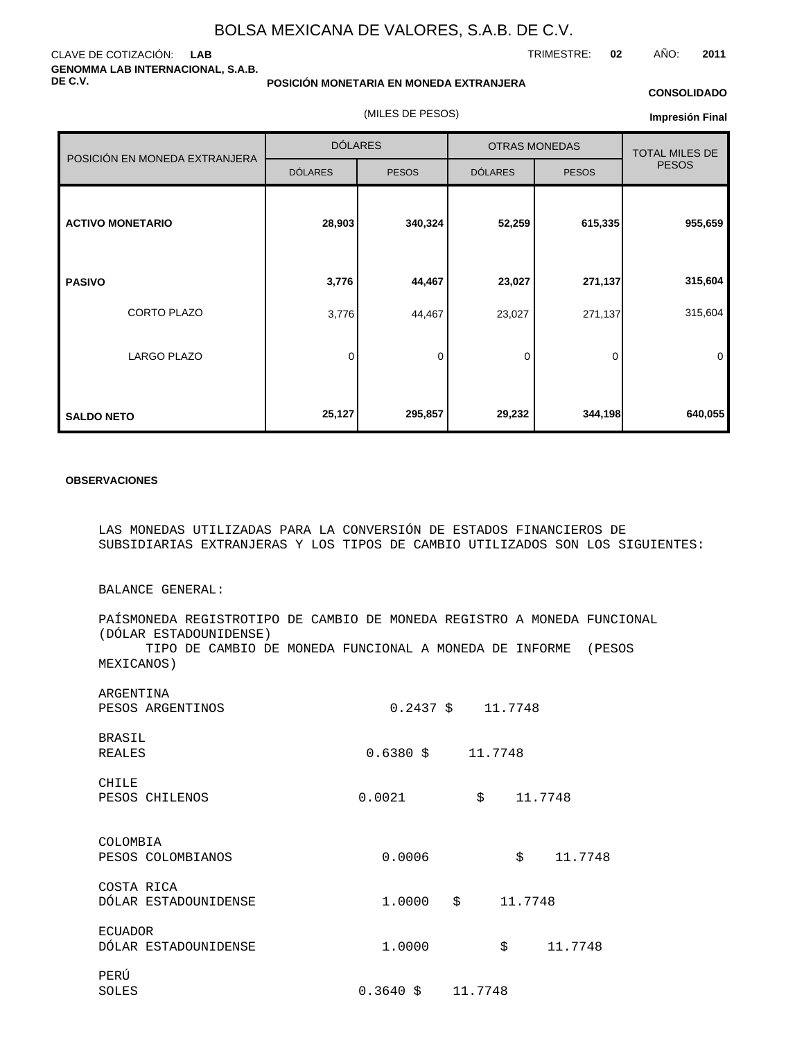# BOLSA MEXICANA DE VALORES, S.A.B. DE C.V.

CLAVE DE COTIZACIÓN: **LAB**

TRIMESTRE: **02** AÑO: **2011**

**GENOMMA LAB INTERNACIONAL, S.A.B. DE C.V.**

**POSICIÓN MONETARIA EN MONEDA EXTRANJERA**

(MILES DE PESOS)

**CONSOLIDADO**

**Impresión Final**

| POSICIÓN EN MONEDA EXTRANJERA | DÓLARES | | OTRAS MONEDAS | | TOTAL MILES DE PESOS |
|---|---|---|---|---|---|
| | DÓLARES | PESOS | DÓLARES | PESOS | |
| **ACTIVO MONETARIO** | **28,903** | **340,324** | **52,259** | **615,335** | **955,659** |
| **PASIVO** | **3,776** | **44,467** | **23,027** | **271,137** | **315,604** |
| CORTO PLAZO | 3,776 | 44,467 | 23,027 | 271,137 | 315,604 |
| LARGO PLAZO | 0 | 0 | 0 | 0 | 0 |
| **SALDO NETO** | **25,127** | **295,857** | **29,232** | **344,198** | **640,055** |

**OBSERVACIONES**

LAS MONEDAS UTILIZADAS PARA LA CONVERSIÓN DE ESTADOS FINANCIEROS DE SUBSIDIARIAS EXTRANJERAS Y LOS TIPOS DE CAMBIO UTILIZADOS SON LOS SIGUIENTES:

BALANCE GENERAL:

PAÍSMONEDA REGISTROTIPO DE CAMBIO DE MONEDA REGISTRO A MONEDA FUNCIONAL (DÓLAR ESTADOUNIDENSE)
TIPO DE CAMBIO DE MONEDA FUNCIONAL A MONEDA DE INFORME (PESOS MEXICANOS)

ARGENTINA
PESOS ARGENTINOS 0.2437 $ 11.7748

BRASIL
REALES 0.6380 $ 11.7748

CHILE
PESOS CHILENOS 0.0021 $ 11.7748

COLOMBIA
PESOS COLOMBIANOS 0.0006 $ 11.7748

COSTA RICA
DÓLAR ESTADOUNIDENSE 1.0000 $ 11.7748

ECUADOR
DÓLAR ESTADOUNIDENSE 1.0000 $ 11.7748

PERÚ
SOLES 0.3640 $ 11.7748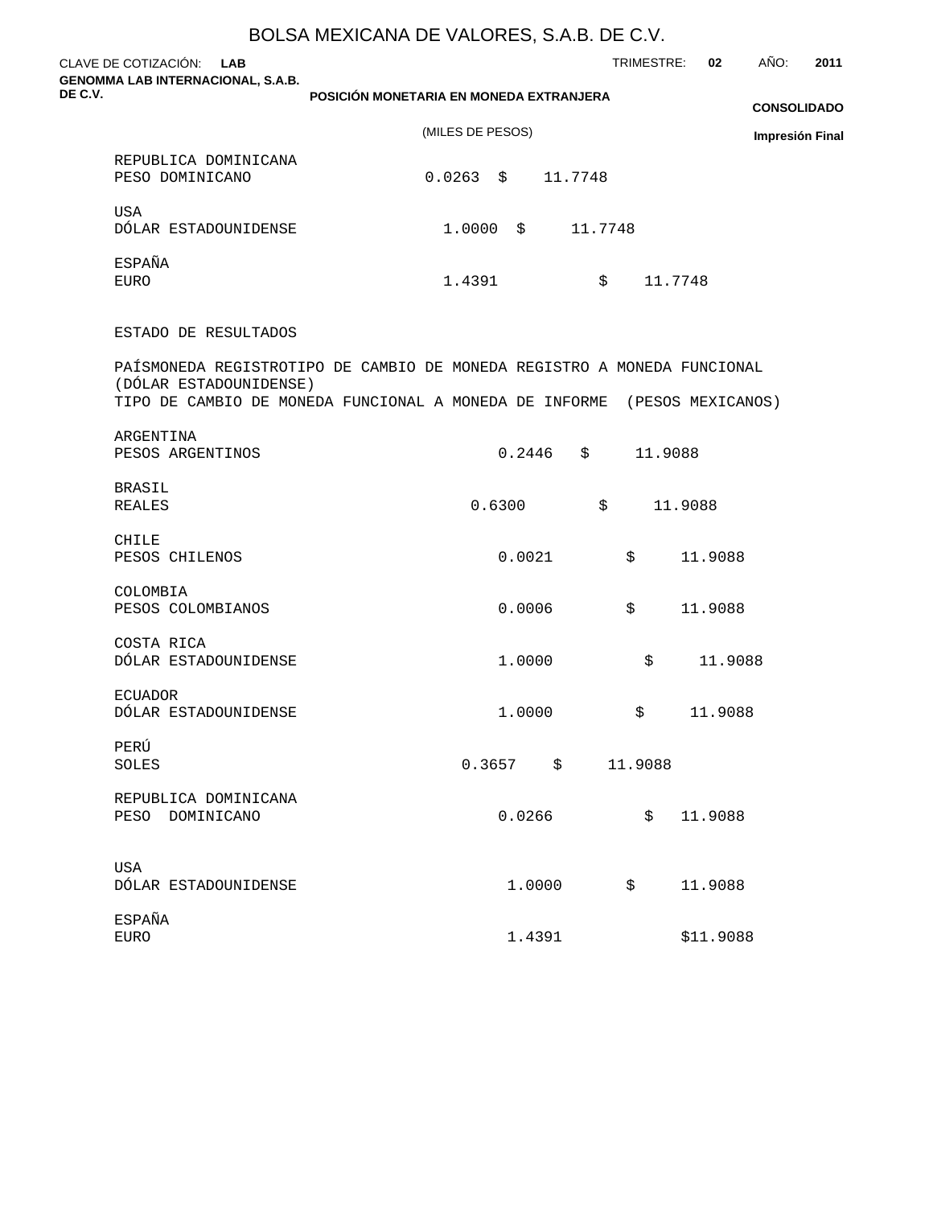BOLSA MEXICANA DE VALORES, S.A.B. DE C.V.

CLAVE DE COTIZACIÓN: **LAB** TRIMESTRE: **02** AÑO: **2011**

**GENOMMA LAB INTERNACIONAL, S.A.B. DE C.V.**

**POSICIÓN MONETARIA EN MONEDA EXTRANJERA**

(MILES DE PESOS)

**CONSOLIDADO**

**Impresión Final**

| | | |
|---|---|---|
| REPUBLICA DOMINICANA<br>PESO DOMINICANO | 0.0263 | $ 11.7748 |
| USA<br>DÓLAR ESTADOUNIDENSE | 1.0000 | $ 11.7748 |
| ESPAÑA<br>EURO | 1.4391 | $ 11.7748 |

ESTADO DE RESULTADOS

PAÍSMONEDA REGISTROTIPO DE CAMBIO DE MONEDA REGISTRO A MONEDA FUNCIONAL (DÓLAR ESTADOUNIDENSE)
TIPO DE CAMBIO DE MONEDA FUNCIONAL A MONEDA DE INFORME (PESOS MEXICANOS)

| | | |
|---|---|---|
| ARGENTINA<br>PESOS ARGENTINOS | 0.2446 | $ 11.9088 |
| BRASIL<br>REALES | 0.6300 | $ 11.9088 |
| CHILE<br>PESOS CHILENOS | 0.0021 | $ 11.9088 |
| COLOMBIA<br>PESOS COLOMBIANOS | 0.0006 | $ 11.9088 |
| COSTA RICA<br>DÓLAR ESTADOUNIDENSE | 1.0000 | $ 11.9088 |
| ECUADOR<br>DÓLAR ESTADOUNIDENSE | 1.0000 | $ 11.9088 |
| PERÚ<br>SOLES | 0.3657 | $ 11.9088 |
| REPUBLICA DOMINICANA<br>PESO DOMINICANO | 0.0266 | $ 11.9088 |
| USA<br>DÓLAR ESTADOUNIDENSE | 1.0000 | $ 11.9088 |
| ESPAÑA<br>EURO | 1.4391 | $11.9088 |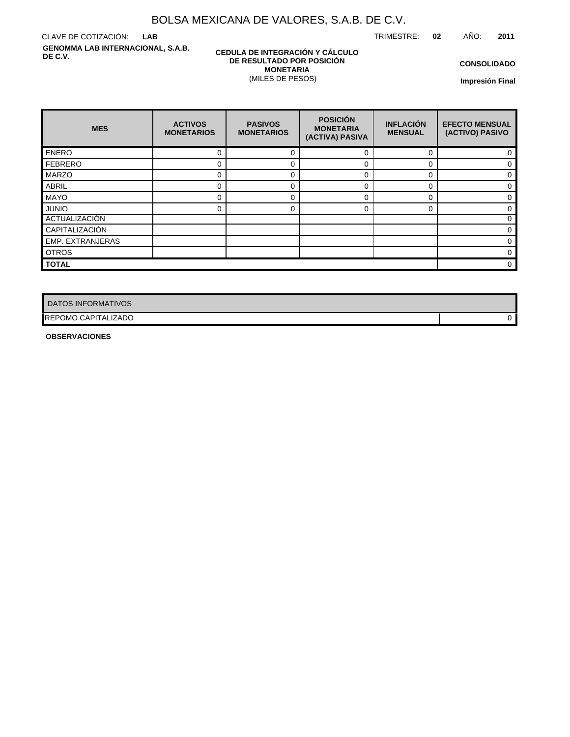# BOLSA MEXICANA DE VALORES, S.A.B. DE C.V.

CLAVE DE COTIZACIÓN: **LAB**

TRIMESTRE: **02** AÑO: **2011**

**GENOMMA LAB INTERNACIONAL, S.A.B. DE C.V.**

**CEDULA DE INTEGRACIÓN Y CÁLCULO DE RESULTADO POR POSICIÓN MONETARIA**
(MILES DE PESOS)

**CONSOLIDADO**

**Impresión Final**

| MES | ACTIVOS MONETARIOS | PASIVOS MONETARIOS | POSICIÓN MONETARIA (ACTIVA) PASIVA | INFLACIÓN MENSUAL | EFECTO MENSUAL (ACTIVO) PASIVO |
|---|---|---|---|---|---|
| ENERO | 0 | 0 | 0 | 0 | 0 |
| FEBRERO | 0 | 0 | 0 | 0 | 0 |
| MARZO | 0 | 0 | 0 | 0 | 0 |
| ABRIL | 0 | 0 | 0 | 0 | 0 |
| MAYO | 0 | 0 | 0 | 0 | 0 |
| JUNIO | 0 | 0 | 0 | 0 | 0 |
| ACTUALIZACIÓN | | | | | 0 |
| CAPITALIZACIÓN | | | | | 0 |
| EMP. EXTRANJERAS | | | | | 0 |
| OTROS | | | | | 0 |
| **TOTAL** | | | | | 0 |

| DATOS INFORMATIVOS | |
|---|---|
| REPOMO CAPITALIZADO | 0 |

**OBSERVACIONES**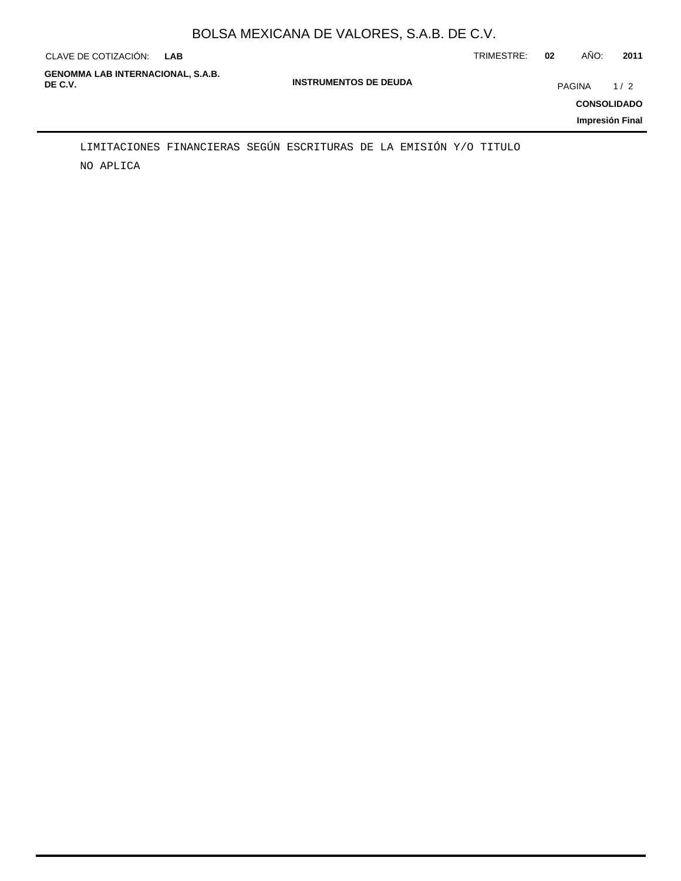LIMITACIONES FINANCIERAS SEGÚN ESCRITURAS DE LA EMISIÓN Y/O TITULO

NO APLICA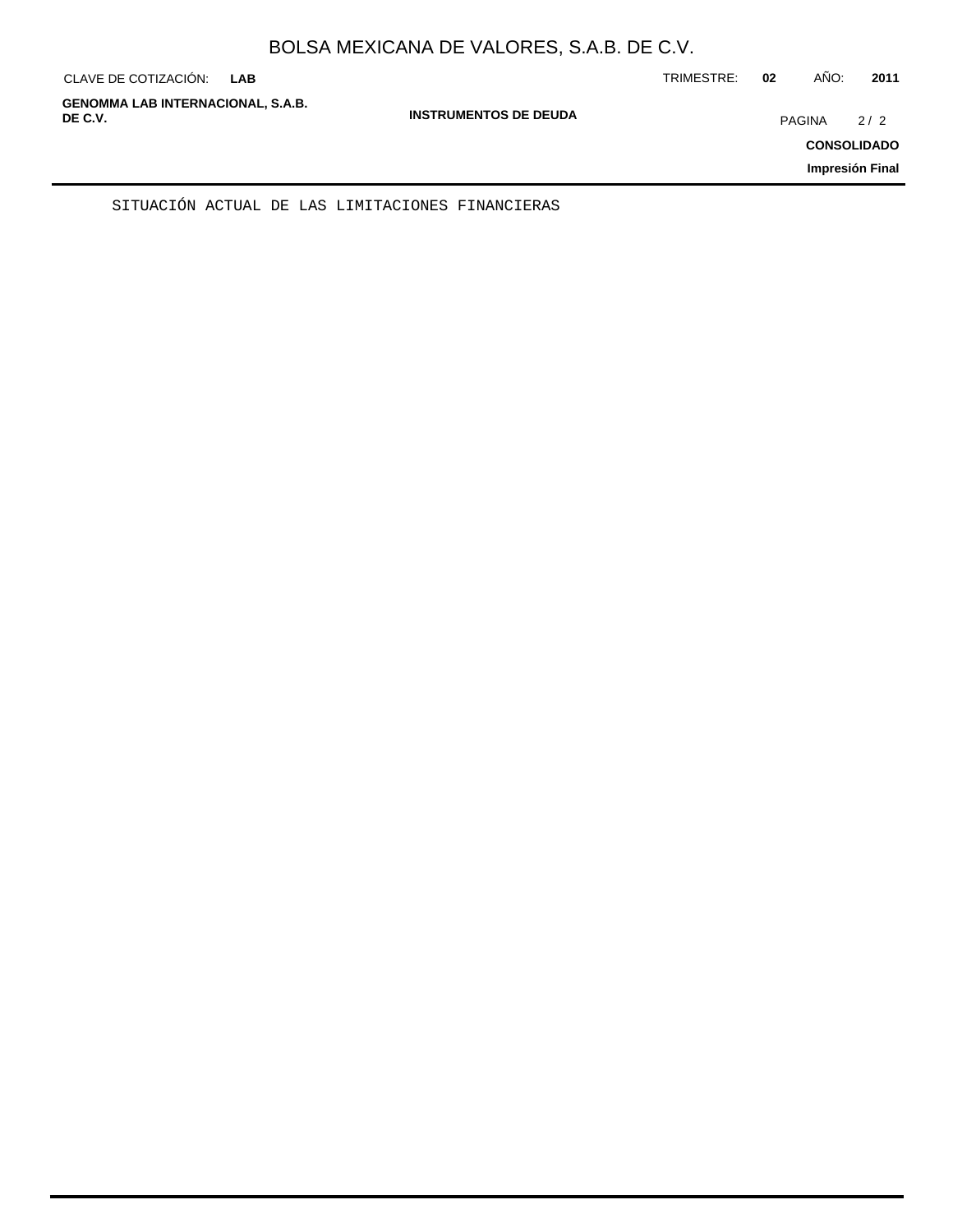SITUACIÓN ACTUAL DE LAS LIMITACIONES FINANCIERAS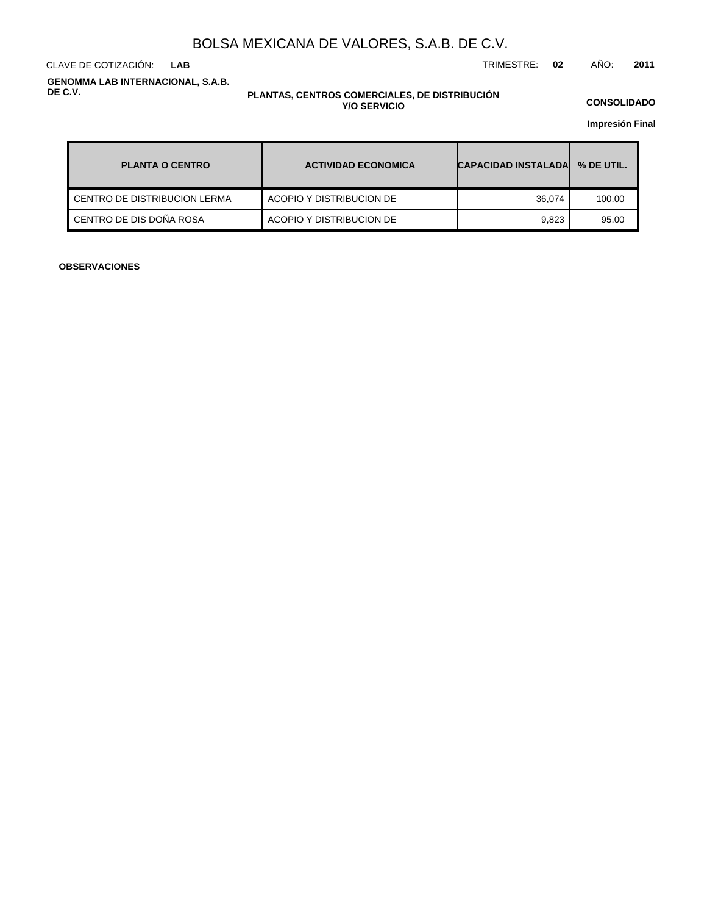# BOLSA MEXICANA DE VALORES, S.A.B. DE C.V.

CLAVE DE COTIZACIÓN: **LAB**

TRIMESTRE: **02** AÑO: **2011**

**GENOMMA LAB INTERNACIONAL, S.A.B. DE C.V.**

**PLANTAS, CENTROS COMERCIALES, DE DISTRIBUCIÓN Y/O SERVICIO**

**CONSOLIDADO**

**Impresión Final**

| PLANTA O CENTRO | ACTIVIDAD ECONOMICA | CAPACIDAD INSTALADA | % DE UTIL. |
|---|---|---|---|
| CENTRO DE DISTRIBUCION LERMA | ACOPIO Y DISTRIBUCION DE | 36,074 | 100.00 |
| CENTRO DE DIS DOÑA ROSA | ACOPIO Y DISTRIBUCION DE | 9,823 | 95.00 |

**OBSERVACIONES**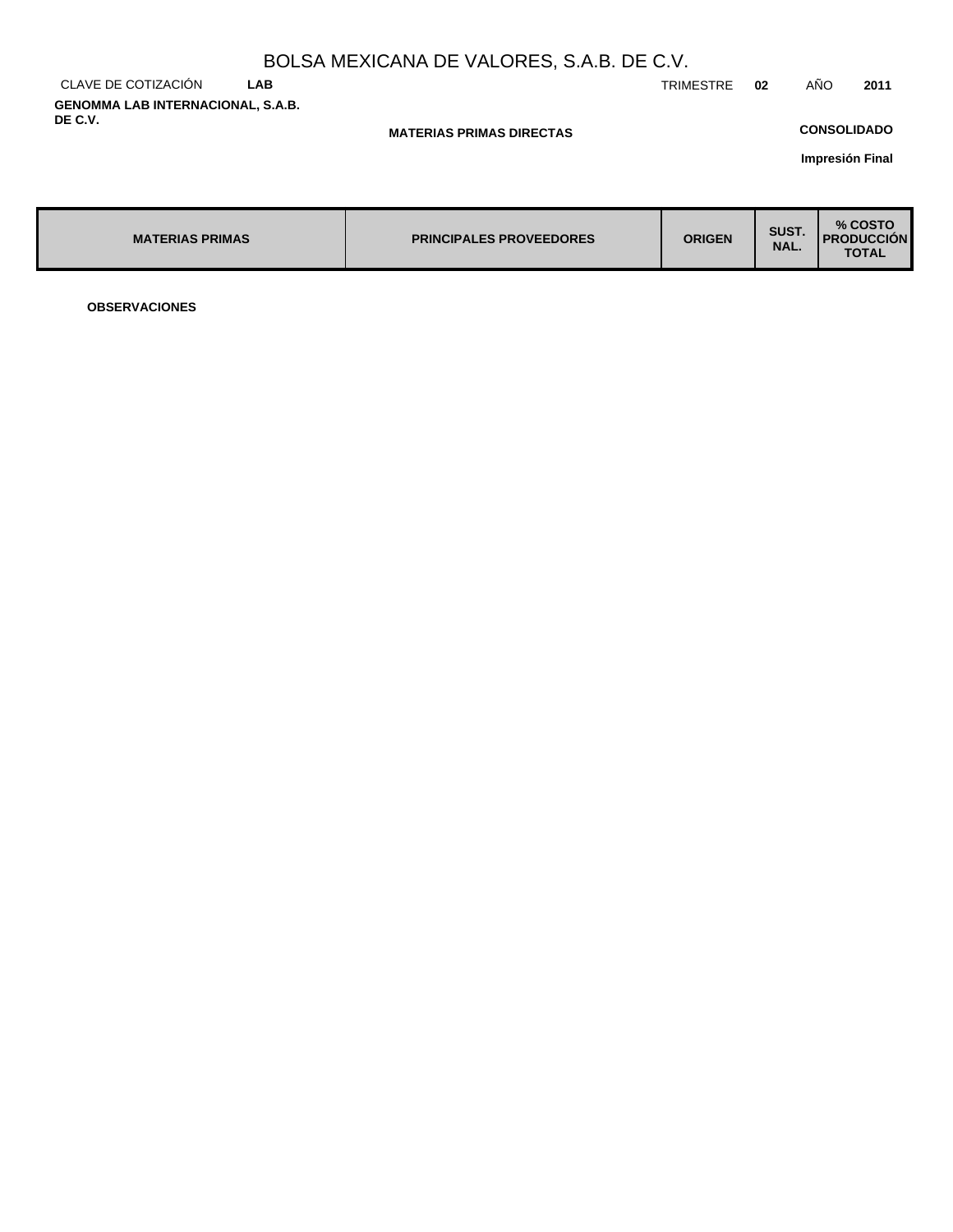# BOLSA MEXICANA DE VALORES, S.A.B. DE C.V.

CLAVE DE COTIZACIÓN **LAB** TRIMESTRE **02** AÑO **2011**

**GENOMMA LAB INTERNACIONAL, S.A.B. DE C.V.**

**MATERIAS PRIMAS DIRECTAS**

**CONSOLIDADO**

**Impresión Final**

| MATERIAS PRIMAS | PRINCIPALES PROVEEDORES | ORIGEN | SUST. NAL. | % COSTO PRODUCCIÓN TOTAL |
|---|---|---|---|---|

**OBSERVACIONES**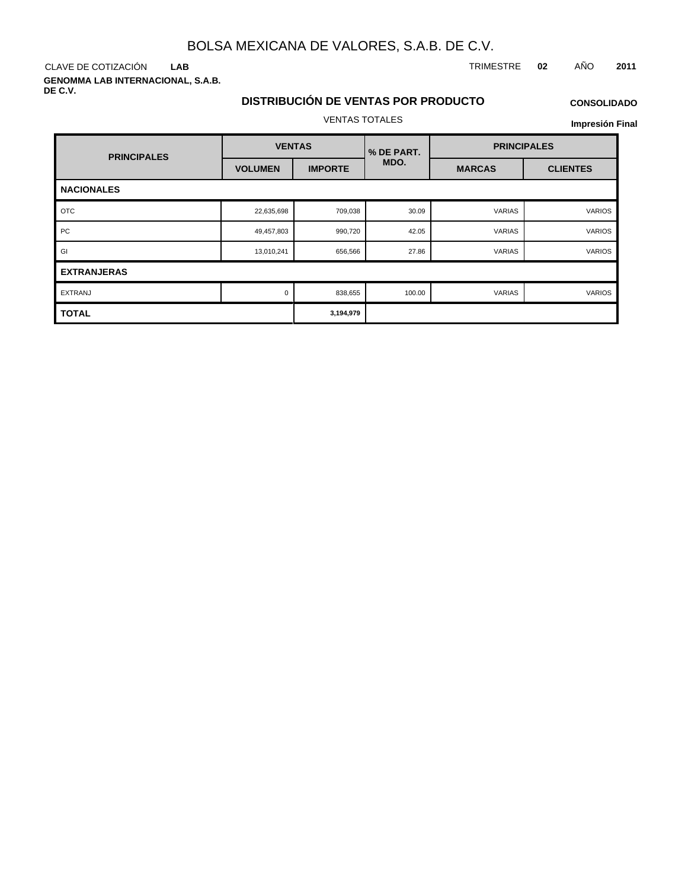# BOLSA MEXICANA DE VALORES, S.A.B. DE C.V.

CLAVE DE COTIZACIÓN **LAB**

TRIMESTRE **02** AÑO **2011**

**GENOMMA LAB INTERNACIONAL, S.A.B. DE C.V.**

## DISTRIBUCIÓN DE VENTAS POR PRODUCTO

**CONSOLIDADO**

VENTAS TOTALES

**Impresión Final**

| PRINCIPALES | VENTAS | | % DE PART. MDO. | PRINCIPALES | |
|---|---|---|---|---|---|
| | VOLUMEN | IMPORTE | | MARCAS | CLIENTES |
| **NACIONALES** | | | | | |
| OTC | 22,635,698 | 709,038 | 30.09 | VARIAS | VARIOS |
| PC | 49,457,803 | 990,720 | 42.05 | VARIAS | VARIOS |
| GI | 13,010,241 | 656,566 | 27.86 | VARIAS | VARIOS |
| **EXTRANJERAS** | | | | | |
| EXTRANJ | 0 | 838,655 | 100.00 | VARIAS | VARIOS |
| **TOTAL** | | **3,194,979** | | | |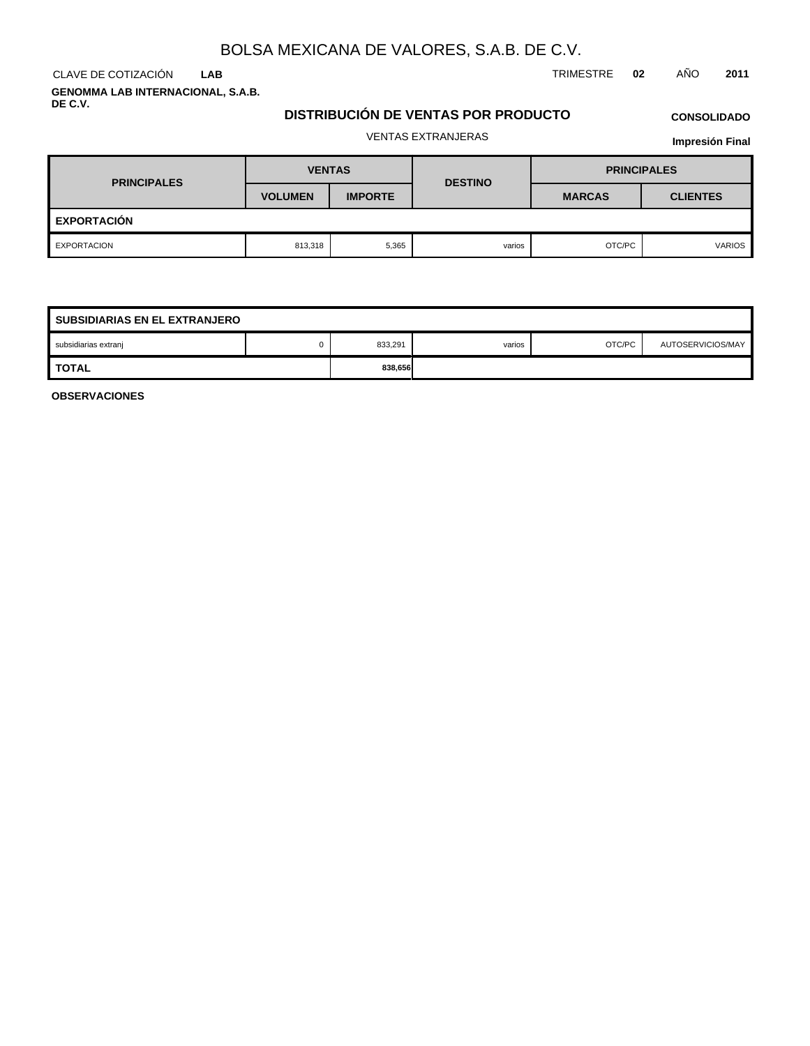# BOLSA MEXICANA DE VALORES, S.A.B. DE C.V.

CLAVE DE COTIZACIÓN **LAB**

TRIMESTRE **02** AÑO **2011**

**GENOMMA LAB INTERNACIONAL, S.A.B. DE C.V.**

## DISTRIBUCIÓN DE VENTAS POR PRODUCTO

**CONSOLIDADO**

VENTAS EXTRANJERAS

**Impresión Final**

| PRINCIPALES | VENTAS | | DESTINO | PRINCIPALES | |
|---|---|---|---|---|---|
| | VOLUMEN | IMPORTE | | MARCAS | CLIENTES |
| **EXPORTACIÓN** | | | | | |
| EXPORTACION | 813,318 | 5,365 | varios | OTC/PC | VARIOS |

| SUBSIDIARIAS EN EL EXTRANJERO | | | | | |
|---|---|---|---|---|---|
| subsidiarias extranj | 0 | 833,291 | varios | OTC/PC | AUTOSERVICIOS/MAY |
| **TOTAL** | | **838,656** | | | |

**OBSERVACIONES**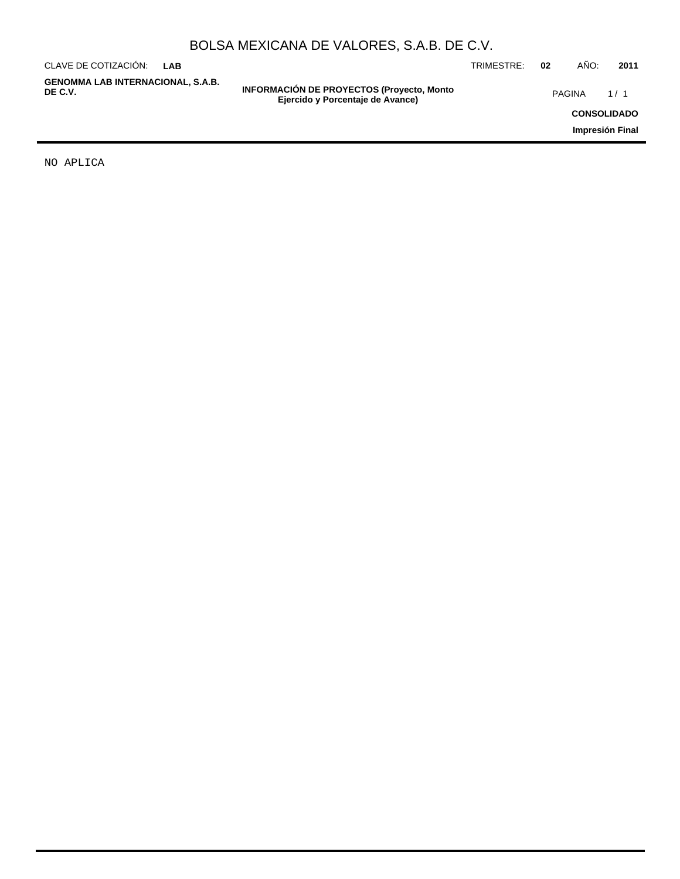# BOLSA MEXICANA DE VALORES, S.A.B. DE C.V.

CLAVE DE COTIZACIÓN: **LAB** TRIMESTRE: **02** AÑO: **2011**

**GENOMMA LAB INTERNACIONAL, S.A.B. DE C.V.**

**INFORMACIÓN DE PROYECTOS (Proyecto, Monto Ejercido y Porcentaje de Avance)**

**CONSOLIDADO**

**Impresión Final**

NO APLICA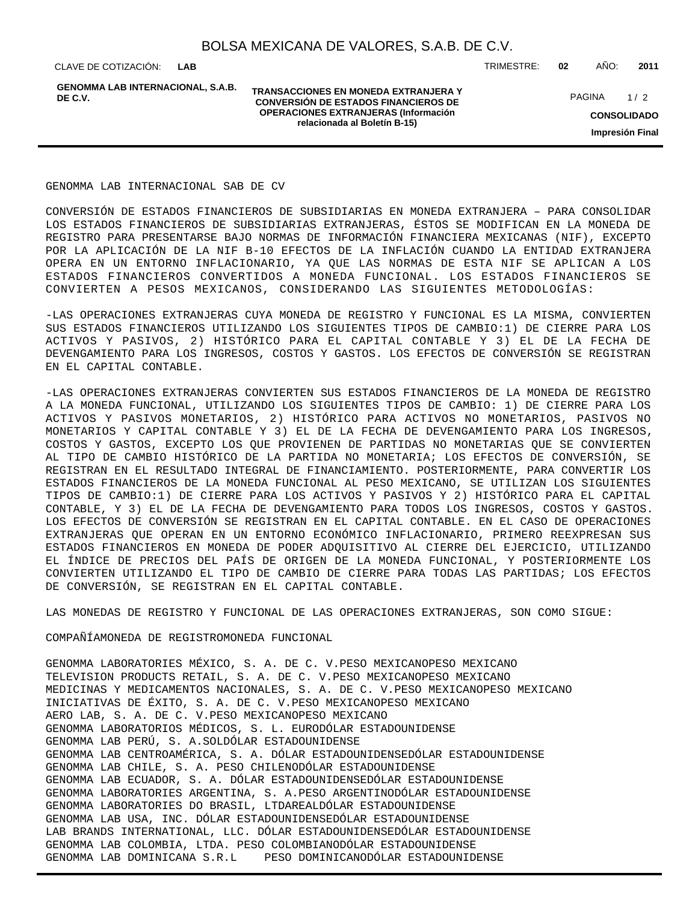GENOMMA LAB INTERNACIONAL SAB DE CV

CONVERSIÓN DE ESTADOS FINANCIEROS DE SUBSIDIARIAS EN MONEDA EXTRANJERA – PARA CONSOLIDAR LOS ESTADOS FINANCIEROS DE SUBSIDIARIAS EXTRANJERAS, ÉSTOS SE MODIFICAN EN LA MONEDA DE REGISTRO PARA PRESENTARSE BAJO NORMAS DE INFORMACIÓN FINANCIERA MEXICANAS (NIF), EXCEPTO POR LA APLICACIÓN DE LA NIF B-10 EFECTOS DE LA INFLACIÓN CUANDO LA ENTIDAD EXTRANJERA OPERA EN UN ENTORNO INFLACIONARIO, YA QUE LAS NORMAS DE ESTA NIF SE APLICAN A LOS ESTADOS FINANCIEROS CONVERTIDOS A MONEDA FUNCIONAL. LOS ESTADOS FINANCIEROS SE CONVIERTEN A PESOS MEXICANOS, CONSIDERANDO LAS SIGUIENTES METODOLOGÍAS:

-LAS OPERACIONES EXTRANJERAS CUYA MONEDA DE REGISTRO Y FUNCIONAL ES LA MISMA, CONVIERTEN SUS ESTADOS FINANCIEROS UTILIZANDO LOS SIGUIENTES TIPOS DE CAMBIO:1) DE CIERRE PARA LOS ACTIVOS Y PASIVOS, 2) HISTÓRICO PARA EL CAPITAL CONTABLE Y 3) EL DE LA FECHA DE DEVENGAMIENTO PARA LOS INGRESOS, COSTOS Y GASTOS. LOS EFECTOS DE CONVERSIÓN SE REGISTRAN EN EL CAPITAL CONTABLE.

-LAS OPERACIONES EXTRANJERAS CONVIERTEN SUS ESTADOS FINANCIEROS DE LA MONEDA DE REGISTRO A LA MONEDA FUNCIONAL, UTILIZANDO LOS SIGUIENTES TIPOS DE CAMBIO: 1) DE CIERRE PARA LOS ACTIVOS Y PASIVOS MONETARIOS, 2) HISTÓRICO PARA ACTIVOS NO MONETARIOS, PASIVOS NO MONETARIOS Y CAPITAL CONTABLE Y 3) EL DE LA FECHA DE DEVENGAMIENTO PARA LOS INGRESOS, COSTOS Y GASTOS, EXCEPTO LOS QUE PROVIENEN DE PARTIDAS NO MONETARIAS QUE SE CONVIERTEN AL TIPO DE CAMBIO HISTÓRICO DE LA PARTIDA NO MONETARIA; LOS EFECTOS DE CONVERSIÓN, SE REGISTRAN EN EL RESULTADO INTEGRAL DE FINANCIAMIENTO. POSTERIORMENTE, PARA CONVERTIR LOS ESTADOS FINANCIEROS DE LA MONEDA FUNCIONAL AL PESO MEXICANO, SE UTILIZAN LOS SIGUIENTES TIPOS DE CAMBIO:1) DE CIERRE PARA LOS ACTIVOS Y PASIVOS Y 2) HISTÓRICO PARA EL CAPITAL CONTABLE, Y 3) EL DE LA FECHA DE DEVENGAMIENTO PARA TODOS LOS INGRESOS, COSTOS Y GASTOS. LOS EFECTOS DE CONVERSIÓN SE REGISTRAN EN EL CAPITAL CONTABLE. EN EL CASO DE OPERACIONES EXTRANJERAS QUE OPERAN EN UN ENTORNO ECONÓMICO INFLACIONARIO, PRIMERO REEXPRESAN SUS ESTADOS FINANCIEROS EN MONEDA DE PODER ADQUISITIVO AL CIERRE DEL EJERCICIO, UTILIZANDO EL ÍNDICE DE PRECIOS DEL PAÍS DE ORIGEN DE LA MONEDA FUNCIONAL, Y POSTERIORMENTE LOS CONVIERTEN UTILIZANDO EL TIPO DE CAMBIO DE CIERRE PARA TODAS LAS PARTIDAS; LOS EFECTOS DE CONVERSIÓN, SE REGISTRAN EN EL CAPITAL CONTABLE.

LAS MONEDAS DE REGISTRO Y FUNCIONAL DE LAS OPERACIONES EXTRANJERAS, SON COMO SIGUE:

| COMPAÑÍA | MONEDA DE REGISTRO | MONEDA FUNCIONAL |
|---|---|---|
| GENOMMA LABORATORIES MÉXICO, S. A. DE C. V. | PESO MEXICANO | PESO MEXICANO |
| TELEVISION PRODUCTS RETAIL, S. A. DE C. V. | PESO MEXICANO | PESO MEXICANO |
| MEDICINAS Y MEDICAMENTOS NACIONALES, S. A. DE C. V. | PESO MEXICANO | PESO MEXICANO |
| INICIATIVAS DE ÉXITO, S. A. DE C. V. | PESO MEXICANO | PESO MEXICANO |
| AERO LAB, S. A. DE C. V. | PESO MEXICANO | PESO MEXICANO |
| GENOMMA LABORATORIOS MÉDICOS, S. L. | EURO | DÓLAR ESTADOUNIDENSE |
| GENOMMA LAB PERÚ, S. A. | SOL | DÓLAR ESTADOUNIDENSE |
| GENOMMA LAB CENTROAMÉRICA, S. A. | DÓLAR ESTADOUNIDENSE | DÓLAR ESTADOUNIDENSE |
| GENOMMA LAB CHILE, S. A. | PESO CHILENO | DÓLAR ESTADOUNIDENSE |
| GENOMMA LAB ECUADOR, S. A. | DÓLAR ESTADOUNIDENSE | DÓLAR ESTADOUNIDENSE |
| GENOMMA LABORATORIES ARGENTINA, S. A. | PESO ARGENTINO | DÓLAR ESTADOUNIDENSE |
| GENOMMA LABORATORIES DO BRASIL, LTDA | REAL | DÓLAR ESTADOUNIDENSE |
| GENOMMA LAB USA, INC. | DÓLAR ESTADOUNIDENSE | DÓLAR ESTADOUNIDENSE |
| LAB BRANDS INTERNATIONAL, LLC. | DÓLAR ESTADOUNIDENSE | DÓLAR ESTADOUNIDENSE |
| GENOMMA LAB COLOMBIA, LTDA. | PESO COLOMBIANO | DÓLAR ESTADOUNIDENSE |
| GENOMMA LAB DOMINICANA S.R.L | PESO DOMINICANO | DÓLAR ESTADOUNIDENSE |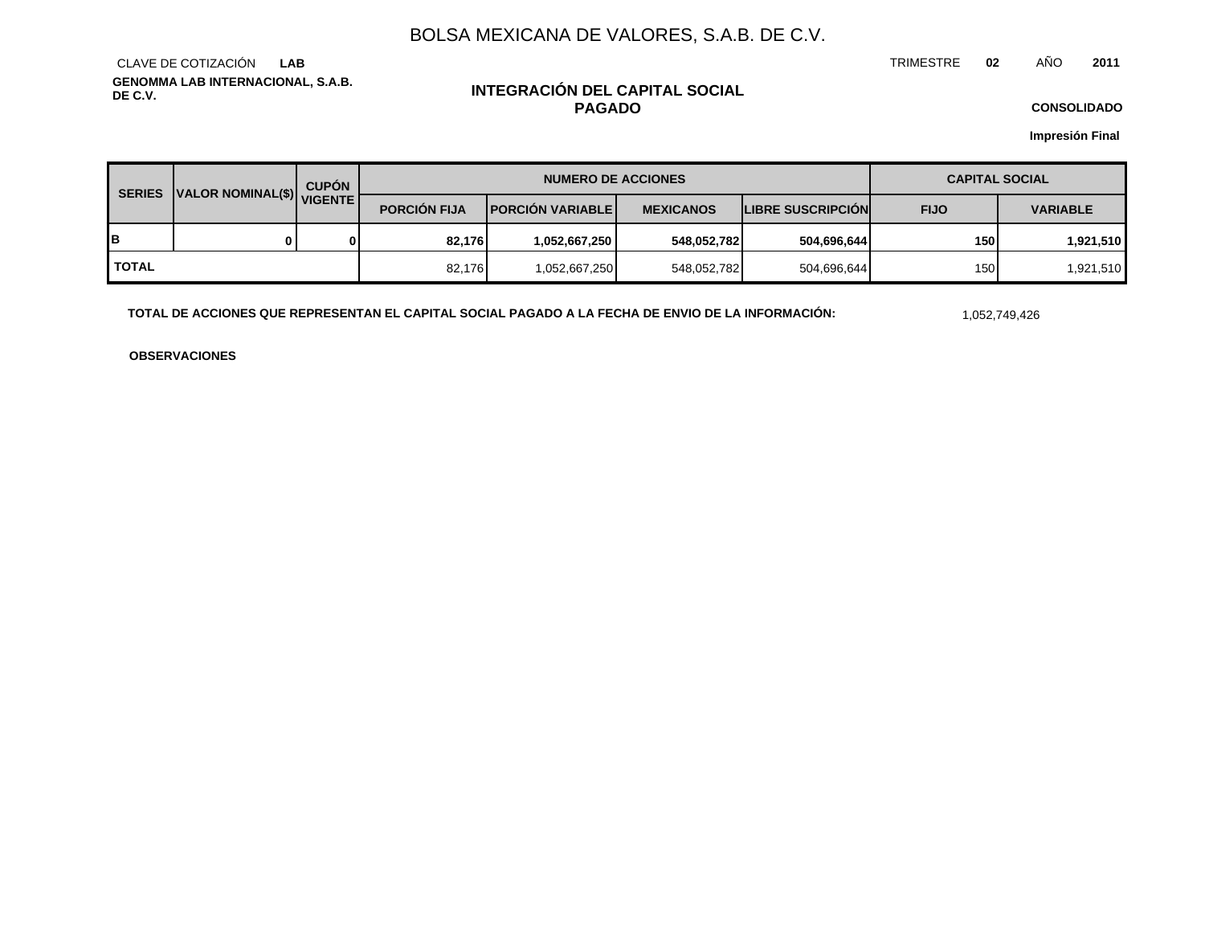# BOLSA MEXICANA DE VALORES, S.A.B. DE C.V.

CLAVE DE COTIZACIÓN **LAB**

TRIMESTRE **02** AÑO **2011**

**GENOMMA LAB INTERNACIONAL, S.A.B. DE C.V.**

## INTEGRACIÓN DEL CAPITAL SOCIAL PAGADO

**CONSOLIDADO**

**Impresión Final**

| SERIES | VALOR NOMINAL($) | CUPÓN VIGENTE | NUMERO DE ACCIONES | | | | CAPITAL SOCIAL | |
|---|---|---|---|---|---|---|---|---|
| | | | PORCIÓN FIJA | PORCIÓN VARIABLE | MEXICANOS | LIBRE SUSCRIPCIÓN | FIJO | VARIABLE |
| **B** | **0** | **0** | **82,176** | **1,052,667,250** | **548,052,782** | **504,696,644** | **150** | **1,921,510** |
| **TOTAL** | | | 82,176 | 1,052,667,250 | 548,052,782 | 504,696,644 | 150 | 1,921,510 |

**TOTAL DE ACCIONES QUE REPRESENTAN EL CAPITAL SOCIAL PAGADO A LA FECHA DE ENVIO DE LA INFORMACIÓN:** 1,052,749,426

**OBSERVACIONES**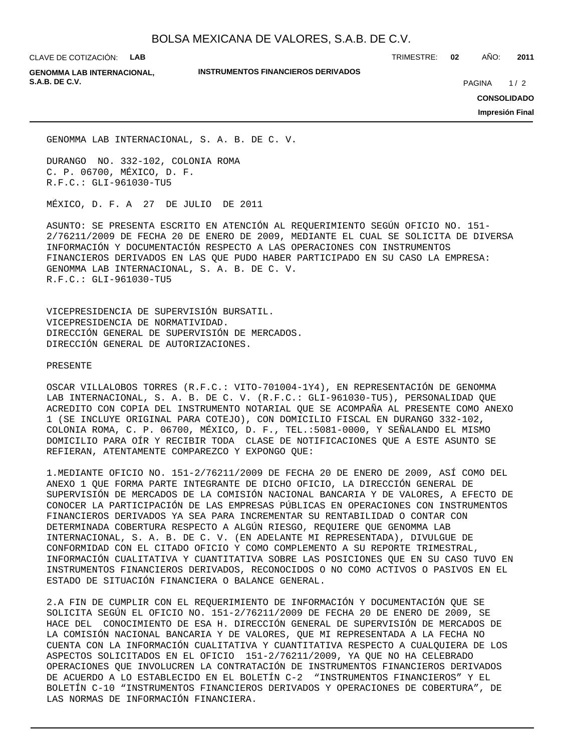GENOMMA LAB INTERNACIONAL, S. A. B. DE C. V.

DURANGO NO. 332-102, COLONIA ROMA
C. P. 06700, MÉXICO, D. F.
R.F.C.: GLI-961030-TU5

MÉXICO, D. F. A 27 DE JULIO DE 2011

ASUNTO: SE PRESENTA ESCRITO EN ATENCIÓN AL REQUERIMIENTO SEGÚN OFICIO NO. 151-2/76211/2009 DE FECHA 20 DE ENERO DE 2009, MEDIANTE EL CUAL SE SOLICITA DE DIVERSA INFORMACIÓN Y DOCUMENTACIÓN RESPECTO A LAS OPERACIONES CON INSTRUMENTOS FINANCIEROS DERIVADOS EN LAS QUE PUDO HABER PARTICIPADO EN SU CASO LA EMPRESA: GENOMMA LAB INTERNACIONAL, S. A. B. DE C. V.
R.F.C.: GLI-961030-TU5

VICEPRESIDENCIA DE SUPERVISIÓN BURSATIL.
VICEPRESIDENCIA DE NORMATIVIDAD.
DIRECCIÓN GENERAL DE SUPERVISIÓN DE MERCADOS.
DIRECCIÓN GENERAL DE AUTORIZACIONES.

PRESENTE

OSCAR VILLALOBOS TORRES (R.F.C.: VITO-701004-1Y4), EN REPRESENTACIÓN DE GENOMMA LAB INTERNACIONAL, S. A. B. DE C. V. (R.F.C.: GLI-961030-TU5), PERSONALIDAD QUE ACREDITO CON COPIA DEL INSTRUMENTO NOTARIAL QUE SE ACOMPAÑA AL PRESENTE COMO ANEXO 1 (SE INCLUYE ORIGINAL PARA COTEJO), CON DOMICILIO FISCAL EN DURANGO 332-102, COLONIA ROMA, C. P. 06700, MÉXICO, D. F., TEL.:5081-0000, Y SEÑALANDO EL MISMO DOMICILIO PARA OÍR Y RECIBIR TODA CLASE DE NOTIFICACIONES QUE A ESTE ASUNTO SE REFIERAN, ATENTAMENTE COMPAREZCO Y EXPONGO QUE:

1.MEDIANTE OFICIO NO. 151-2/76211/2009 DE FECHA 20 DE ENERO DE 2009, ASÍ COMO DEL ANEXO 1 QUE FORMA PARTE INTEGRANTE DE DICHO OFICIO, LA DIRECCIÓN GENERAL DE SUPERVISIÓN DE MERCADOS DE LA COMISIÓN NACIONAL BANCARIA Y DE VALORES, A EFECTO DE CONOCER LA PARTICIPACIÓN DE LAS EMPRESAS PÚBLICAS EN OPERACIONES CON INSTRUMENTOS FINANCIEROS DERIVADOS YA SEA PARA INCREMENTAR SU RENTABILIDAD O CONTAR CON DETERMINADA COBERTURA RESPECTO A ALGÚN RIESGO, REQUIERE QUE GENOMMA LAB INTERNACIONAL, S. A. B. DE C. V. (EN ADELANTE MI REPRESENTADA), DIVULGUE DE CONFORMIDAD CON EL CITADO OFICIO Y COMO COMPLEMENTO A SU REPORTE TRIMESTRAL, INFORMACIÓN CUALITATIVA Y CUANTITATIVA SOBRE LAS POSICIONES QUE EN SU CASO TUVO EN INSTRUMENTOS FINANCIEROS DERIVADOS, RECONOCIDOS O NO COMO ACTIVOS O PASIVOS EN EL ESTADO DE SITUACIÓN FINANCIERA O BALANCE GENERAL.

2.A FIN DE CUMPLIR CON EL REQUERIMIENTO DE INFORMACIÓN Y DOCUMENTACIÓN QUE SE SOLICITA SEGÚN EL OFICIO NO. 151-2/76211/2009 DE FECHA 20 DE ENERO DE 2009, SE HACE DEL CONOCIMIENTO DE ESA H. DIRECCIÓN GENERAL DE SUPERVISIÓN DE MERCADOS DE LA COMISIÓN NACIONAL BANCARIA Y DE VALORES, QUE MI REPRESENTADA A LA FECHA NO CUENTA CON LA INFORMACIÓN CUALITATIVA Y CUANTITATIVA RESPECTO A CUALQUIERA DE LOS ASPECTOS SOLICITADOS EN EL OFICIO 151-2/76211/2009, YA QUE NO HA CELEBRADO OPERACIONES QUE INVOLUCREN LA CONTRATACIÓN DE INSTRUMENTOS FINANCIEROS DERIVADOS DE ACUERDO A LO ESTABLECIDO EN EL BOLETÍN C-2 "INSTRUMENTOS FINANCIEROS" Y EL BOLETÍN C-10 "INSTRUMENTOS FINANCIEROS DERIVADOS Y OPERACIONES DE COBERTURA", DE LAS NORMAS DE INFORMACIÓN FINANCIERA.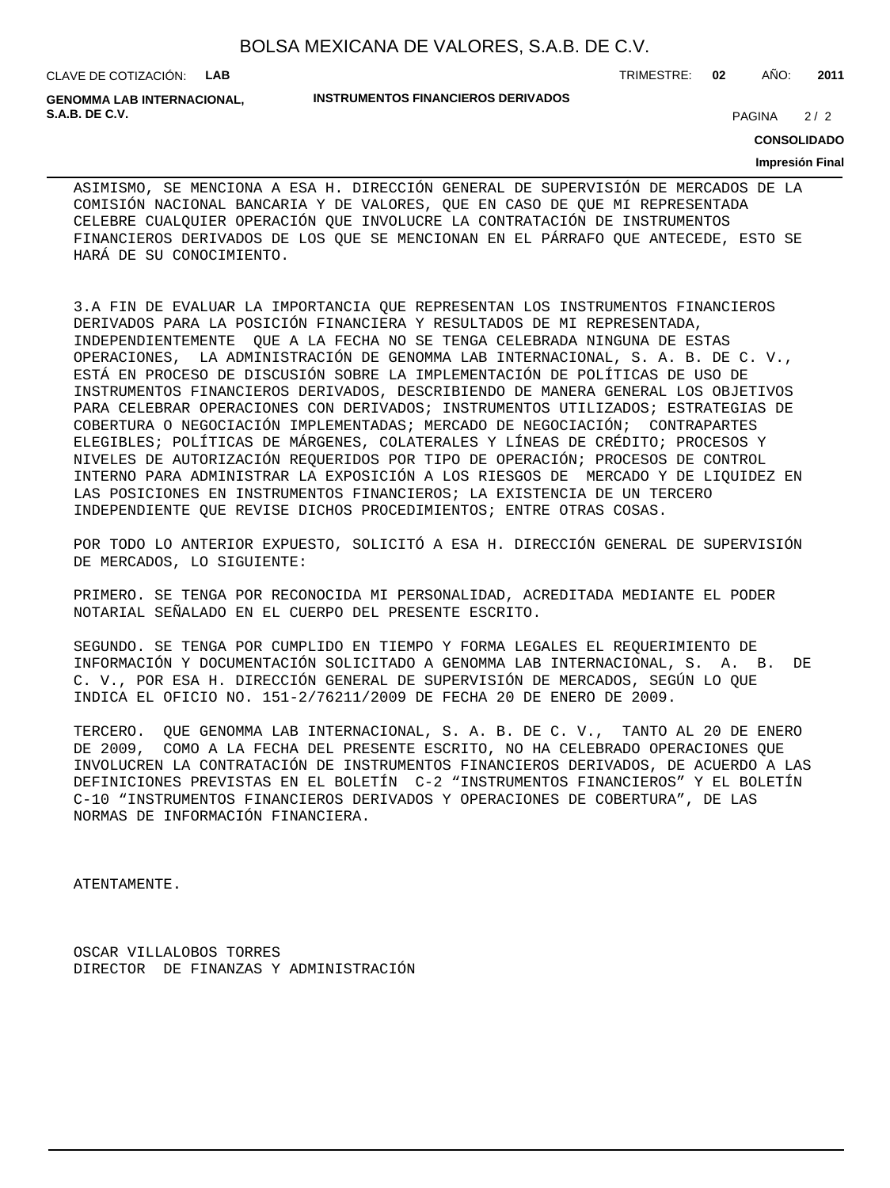ASIMISMO, SE MENCIONA A ESA H. DIRECCIÓN GENERAL DE SUPERVISIÓN DE MERCADOS DE LA COMISIÓN NACIONAL BANCARIA Y DE VALORES, QUE EN CASO DE QUE MI REPRESENTADA CELEBRE CUALQUIER OPERACIÓN QUE INVOLUCRE LA CONTRATACIÓN DE INSTRUMENTOS FINANCIEROS DERIVADOS DE LOS QUE SE MENCIONAN EN EL PÁRRAFO QUE ANTECEDE, ESTO SE HARÁ DE SU CONOCIMIENTO.

3.A FIN DE EVALUAR LA IMPORTANCIA QUE REPRESENTAN LOS INSTRUMENTOS FINANCIEROS DERIVADOS PARA LA POSICIÓN FINANCIERA Y RESULTADOS DE MI REPRESENTADA, INDEPENDIENTEMENTE QUE A LA FECHA NO SE TENGA CELEBRADA NINGUNA DE ESTAS OPERACIONES, LA ADMINISTRACIÓN DE GENOMMA LAB INTERNACIONAL, S. A. B. DE C. V., ESTÁ EN PROCESO DE DISCUSIÓN SOBRE LA IMPLEMENTACIÓN DE POLÍTICAS DE USO DE INSTRUMENTOS FINANCIEROS DERIVADOS, DESCRIBIENDO DE MANERA GENERAL LOS OBJETIVOS PARA CELEBRAR OPERACIONES CON DERIVADOS; INSTRUMENTOS UTILIZADOS; ESTRATEGIAS DE COBERTURA O NEGOCIACIÓN IMPLEMENTADAS; MERCADO DE NEGOCIACIÓN; CONTRAPARTES ELEGIBLES; POLÍTICAS DE MÁRGENES, COLATERALES Y LÍNEAS DE CRÉDITO; PROCESOS Y NIVELES DE AUTORIZACIÓN REQUERIDOS POR TIPO DE OPERACIÓN; PROCESOS DE CONTROL INTERNO PARA ADMINISTRAR LA EXPOSICIÓN A LOS RIESGOS DE MERCADO Y DE LIQUIDEZ EN LAS POSICIONES EN INSTRUMENTOS FINANCIEROS; LA EXISTENCIA DE UN TERCERO INDEPENDIENTE QUE REVISE DICHOS PROCEDIMIENTOS; ENTRE OTRAS COSAS.

POR TODO LO ANTERIOR EXPUESTO, SOLICITÓ A ESA H. DIRECCIÓN GENERAL DE SUPERVISIÓN DE MERCADOS, LO SIGUIENTE:

PRIMERO. SE TENGA POR RECONOCIDA MI PERSONALIDAD, ACREDITADA MEDIANTE EL PODER NOTARIAL SEÑALADO EN EL CUERPO DEL PRESENTE ESCRITO.

SEGUNDO. SE TENGA POR CUMPLIDO EN TIEMPO Y FORMA LEGALES EL REQUERIMIENTO DE INFORMACIÓN Y DOCUMENTACIÓN SOLICITADO A GENOMMA LAB INTERNACIONAL, S. A. B. DE C. V., POR ESA H. DIRECCIÓN GENERAL DE SUPERVISIÓN DE MERCADOS, SEGÚN LO QUE INDICA EL OFICIO NO. 151-2/76211/2009 DE FECHA 20 DE ENERO DE 2009.

TERCERO. QUE GENOMMA LAB INTERNACIONAL, S. A. B. DE C. V., TANTO AL 20 DE ENERO DE 2009, COMO A LA FECHA DEL PRESENTE ESCRITO, NO HA CELEBRADO OPERACIONES QUE INVOLUCREN LA CONTRATACIÓN DE INSTRUMENTOS FINANCIEROS DERIVADOS, DE ACUERDO A LAS DEFINICIONES PREVISTAS EN EL BOLETÍN C-2 “INSTRUMENTOS FINANCIEROS” Y EL BOLETÍN C-10 “INSTRUMENTOS FINANCIEROS DERIVADOS Y OPERACIONES DE COBERTURA”, DE LAS NORMAS DE INFORMACIÓN FINANCIERA.

ATENTAMENTE.

OSCAR VILLALOBOS TORRES
DIRECTOR DE FINANZAS Y ADMINISTRACIÓN